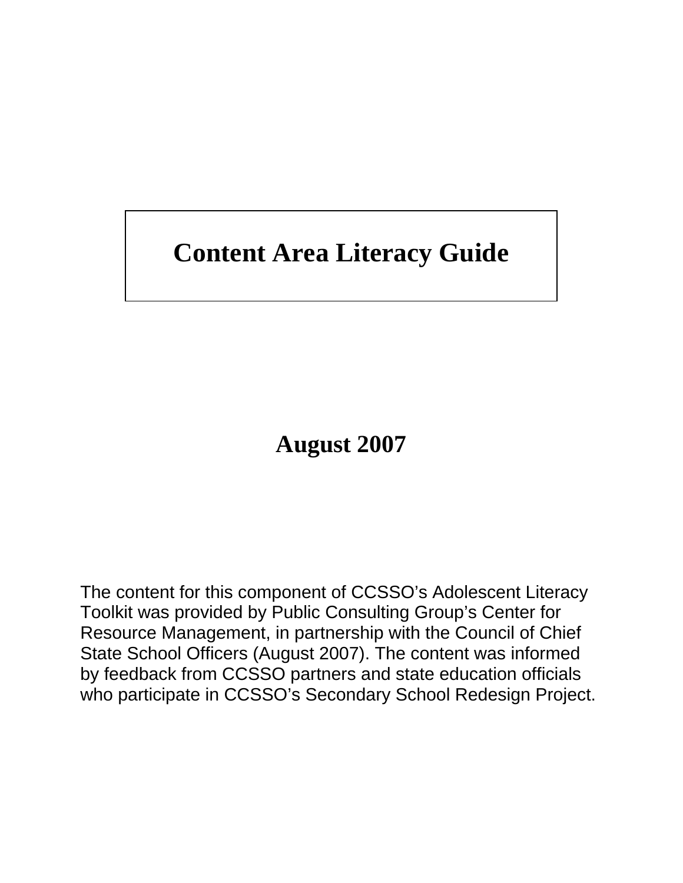# Content Area Literacy Guide

## August 2007

The content for this component of CCSSO's Adolescent Literacy Toolkit was provided by Public Consulting Group's Center for Resource Management, in partnership with the Council of Chief State School Officers (August 2007). The content was informed by feedback from CCSSO partners and state education officials who participate in CCSSO's Secondary School Redesign Project.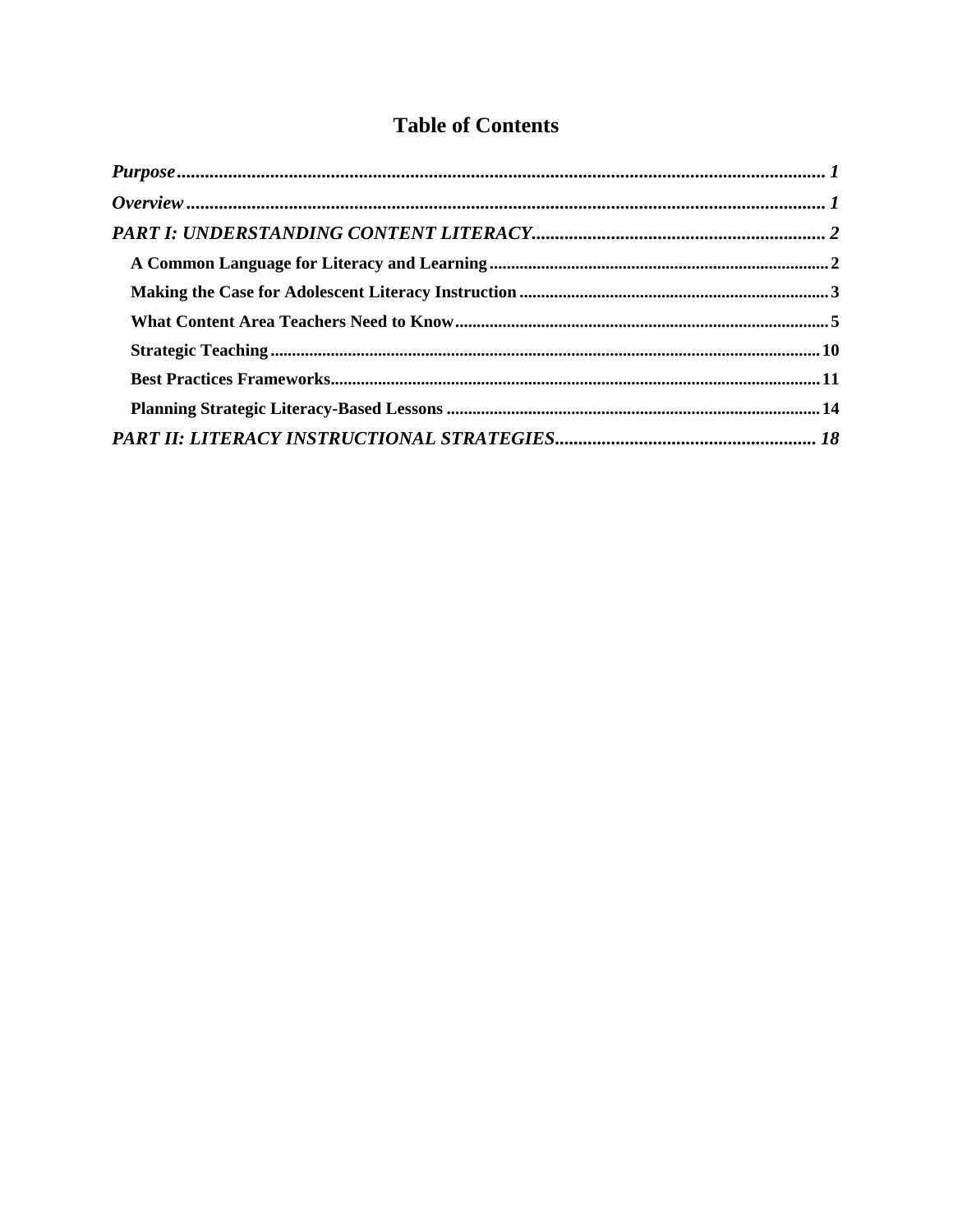# Table of Contents

*Purpose* ........................................................................................................................ *1*

*Overview* ....................................................................................................................... *1*

*PART I: UNDERSTANDING CONTENT LITERACY* ............................................................ *2*

- **A Common Language for Literacy and Learning** ............................................................ 2
- **Making the Case for Adolescent Literacy Instruction** ....................................................... 3
- **What Content Area Teachers Need to Know** ................................................................... 5
- **Strategic Teaching** ......................................................................................................... 10
- **Best Practices Frameworks** ............................................................................................. 11
- **Planning Strategic Literacy-Based Lessons** ..................................................................... 14

*PART II: LITERACY INSTRUCTIONAL STRATEGIES* ........................................................ *18*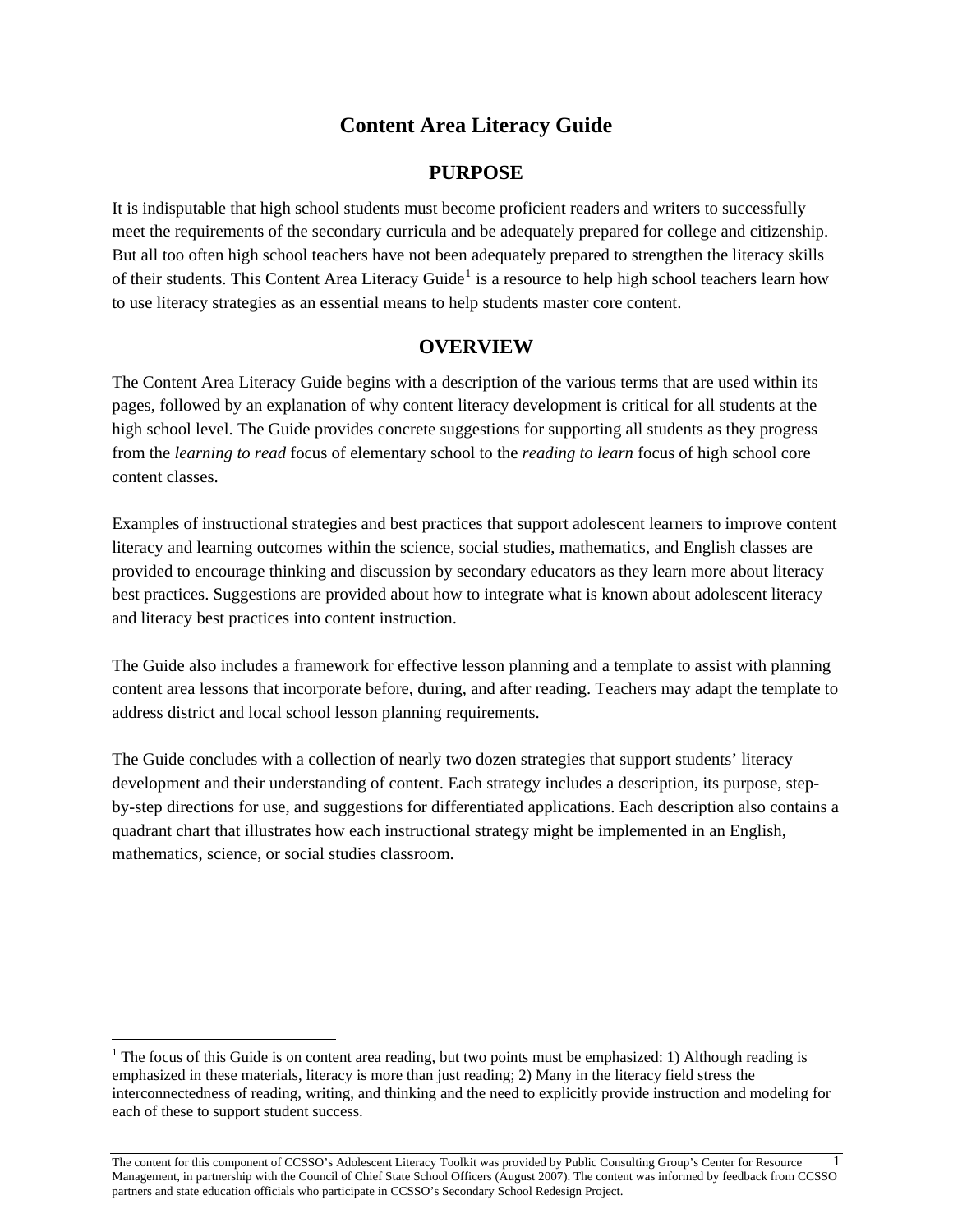# Content Area Literacy Guide

## PURPOSE

It is indisputable that high school students must become proficient readers and writers to successfully meet the requirements of the secondary curricula and be adequately prepared for college and citizenship. But all too often high school teachers have not been adequately prepared to strengthen the literacy skills of their students. This Content Area Literacy Guide[1] is a resource to help high school teachers learn how to use literacy strategies as an essential means to help students master core content.

## OVERVIEW

The Content Area Literacy Guide begins with a description of the various terms that are used within its pages, followed by an explanation of why content literacy development is critical for all students at the high school level. The Guide provides concrete suggestions for supporting all students as they progress from the *learning to read* focus of elementary school to the *reading to learn* focus of high school core content classes.

Examples of instructional strategies and best practices that support adolescent learners to improve content literacy and learning outcomes within the science, social studies, mathematics, and English classes are provided to encourage thinking and discussion by secondary educators as they learn more about literacy best practices. Suggestions are provided about how to integrate what is known about adolescent literacy and literacy best practices into content instruction.

The Guide also includes a framework for effective lesson planning and a template to assist with planning content area lessons that incorporate before, during, and after reading. Teachers may adapt the template to address district and local school lesson planning requirements.

The Guide concludes with a collection of nearly two dozen strategies that support students' literacy development and their understanding of content. Each strategy includes a description, its purpose, step-by-step directions for use, and suggestions for differentiated applications. Each description also contains a quadrant chart that illustrates how each instructional strategy might be implemented in an English, mathematics, science, or social studies classroom.

---

[1] The focus of this Guide is on content area reading, but two points must be emphasized: 1) Although reading is emphasized in these materials, literacy is more than just reading; 2) Many in the literacy field stress the interconnectedness of reading, writing, and thinking and the need to explicitly provide instruction and modeling for each of these to support student success.

The content for this component of CCSSO's Adolescent Literacy Toolkit was provided by Public Consulting Group's Center for Resource Management, in partnership with the Council of Chief State School Officers (August 2007). The content was informed by feedback from CCSSO partners and state education officials who participate in CCSSO's Secondary School Redesign Project.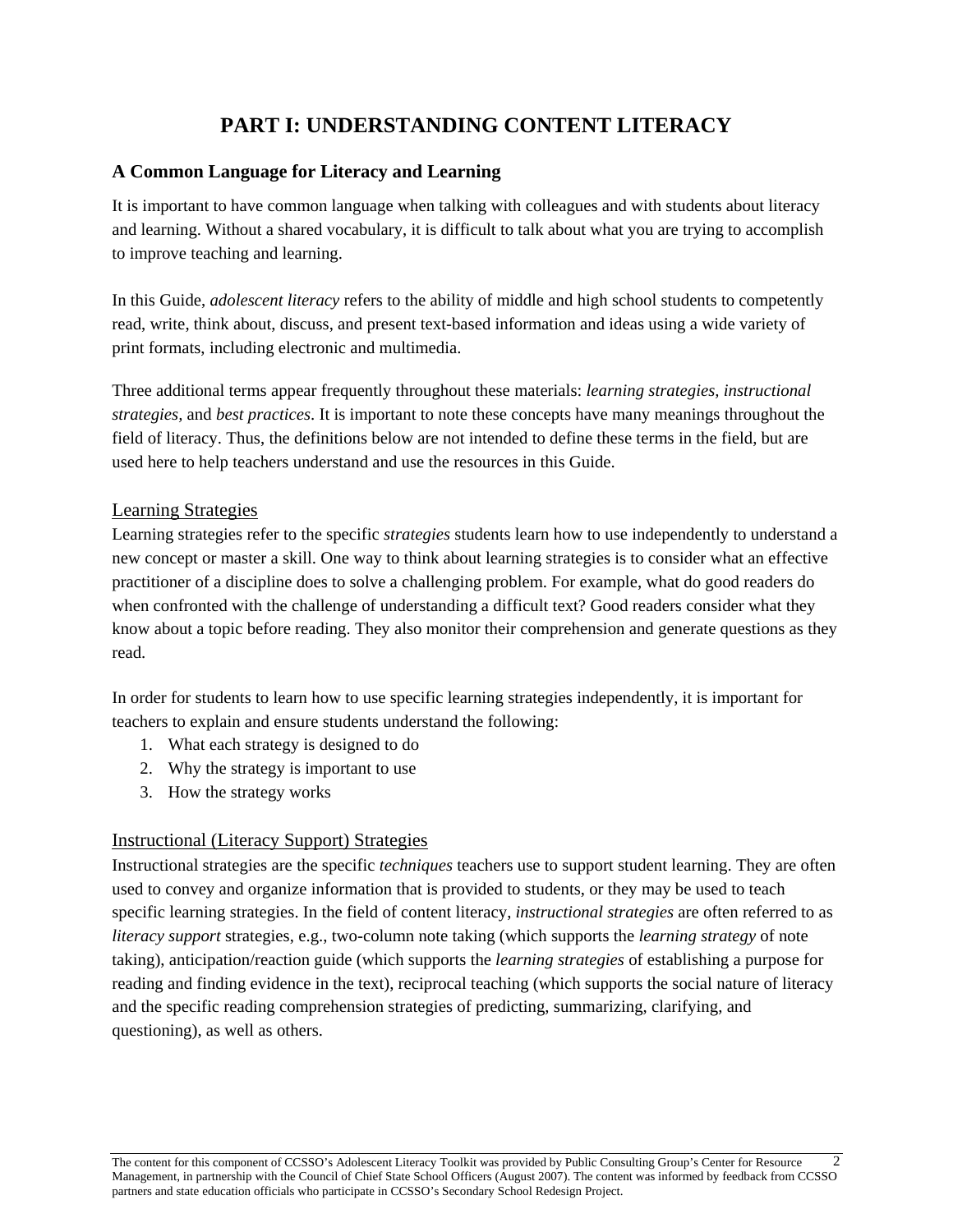# PART I: UNDERSTANDING CONTENT LITERACY

## A Common Language for Literacy and Learning

It is important to have common language when talking with colleagues and with students about literacy and learning. Without a shared vocabulary, it is difficult to talk about what you are trying to accomplish to improve teaching and learning.

In this Guide, *adolescent literacy* refers to the ability of middle and high school students to competently read, write, think about, discuss, and present text-based information and ideas using a wide variety of print formats, including electronic and multimedia.

Three additional terms appear frequently throughout these materials: *learning strategies*, *instructional strategies*, and *best practices*. It is important to note these concepts have many meanings throughout the field of literacy. Thus, the definitions below are not intended to define these terms in the field, but are used here to help teachers understand and use the resources in this Guide.

### Learning Strategies

Learning strategies refer to the specific *strategies* students learn how to use independently to understand a new concept or master a skill. One way to think about learning strategies is to consider what an effective practitioner of a discipline does to solve a challenging problem. For example, what do good readers do when confronted with the challenge of understanding a difficult text? Good readers consider what they know about a topic before reading. They also monitor their comprehension and generate questions as they read.

In order for students to learn how to use specific learning strategies independently, it is important for teachers to explain and ensure students understand the following:

1. What each strategy is designed to do
2. Why the strategy is important to use
3. How the strategy works

### Instructional (Literacy Support) Strategies

Instructional strategies are the specific *techniques* teachers use to support student learning. They are often used to convey and organize information that is provided to students, or they may be used to teach specific learning strategies. In the field of content literacy, *instructional strategies* are often referred to as *literacy support* strategies, e.g., two-column note taking (which supports the *learning strategy* of note taking), anticipation/reaction guide (which supports the *learning strategies* of establishing a purpose for reading and finding evidence in the text), reciprocal teaching (which supports the social nature of literacy and the specific reading comprehension strategies of predicting, summarizing, clarifying, and questioning), as well as others.

The content for this component of CCSSO's Adolescent Literacy Toolkit was provided by Public Consulting Group's Center for Resource Management, in partnership with the Council of Chief State School Officers (August 2007). The content was informed by feedback from CCSSO partners and state education officials who participate in CCSSO's Secondary School Redesign Project.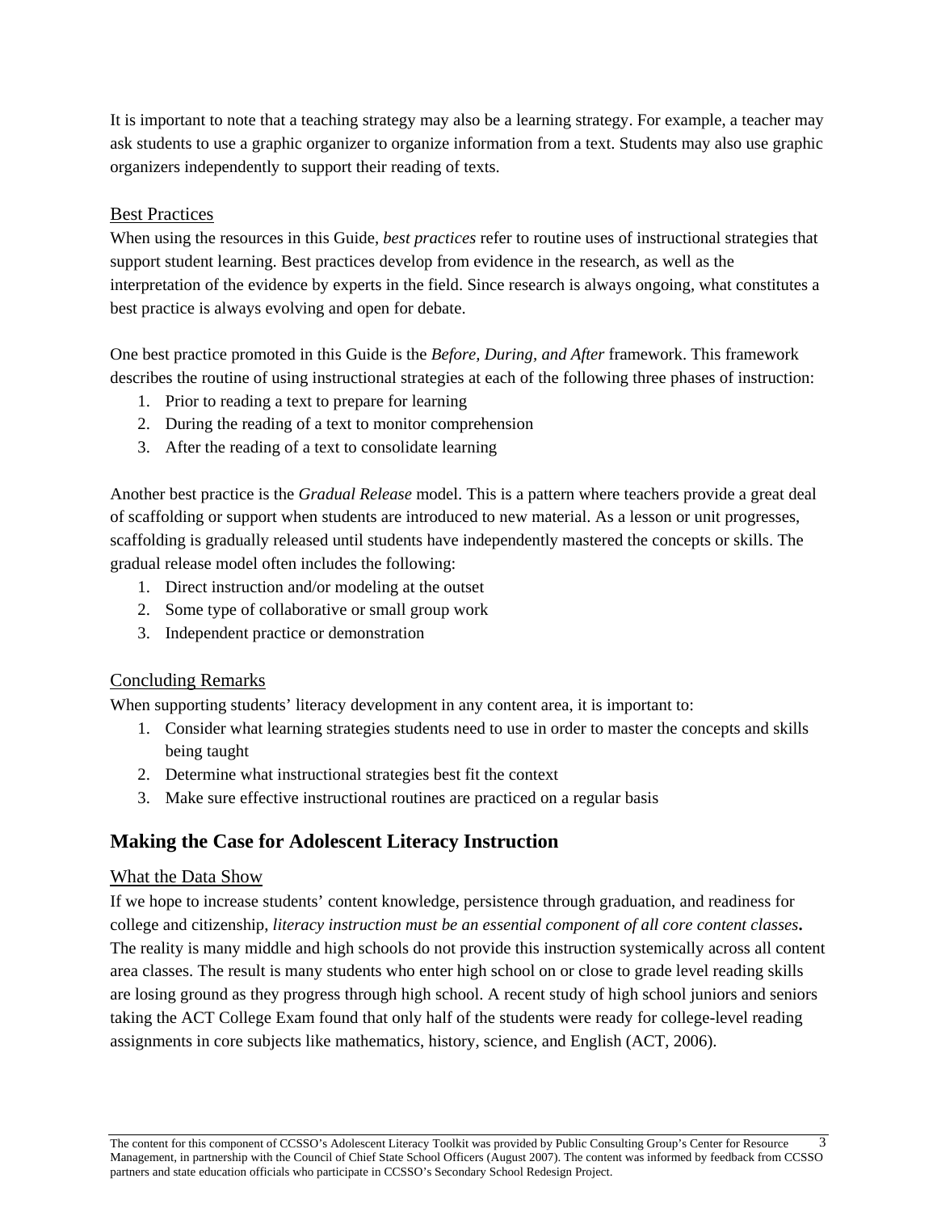It is important to note that a teaching strategy may also be a learning strategy. For example, a teacher may ask students to use a graphic organizer to organize information from a text. Students may also use graphic organizers independently to support their reading of texts.

### Best Practices

When using the resources in this Guide, *best practices* refer to routine uses of instructional strategies that support student learning. Best practices develop from evidence in the research, as well as the interpretation of the evidence by experts in the field. Since research is always ongoing, what constitutes a best practice is always evolving and open for debate.

One best practice promoted in this Guide is the *Before, During, and After* framework. This framework describes the routine of using instructional strategies at each of the following three phases of instruction:

1. Prior to reading a text to prepare for learning
2. During the reading of a text to monitor comprehension
3. After the reading of a text to consolidate learning

Another best practice is the *Gradual Release* model. This is a pattern where teachers provide a great deal of scaffolding or support when students are introduced to new material. As a lesson or unit progresses, scaffolding is gradually released until students have independently mastered the concepts or skills. The gradual release model often includes the following:

1. Direct instruction and/or modeling at the outset
2. Some type of collaborative or small group work
3. Independent practice or demonstration

### Concluding Remarks

When supporting students' literacy development in any content area, it is important to:

1. Consider what learning strategies students need to use in order to master the concepts and skills being taught
2. Determine what instructional strategies best fit the context
3. Make sure effective instructional routines are practiced on a regular basis

## Making the Case for Adolescent Literacy Instruction

### What the Data Show

If we hope to increase students' content knowledge, persistence through graduation, and readiness for college and citizenship, *literacy instruction must be an essential component of all core content classes***.** The reality is many middle and high schools do not provide this instruction systemically across all content area classes. The result is many students who enter high school on or close to grade level reading skills are losing ground as they progress through high school. A recent study of high school juniors and seniors taking the ACT College Exam found that only half of the students were ready for college-level reading assignments in core subjects like mathematics, history, science, and English (ACT, 2006).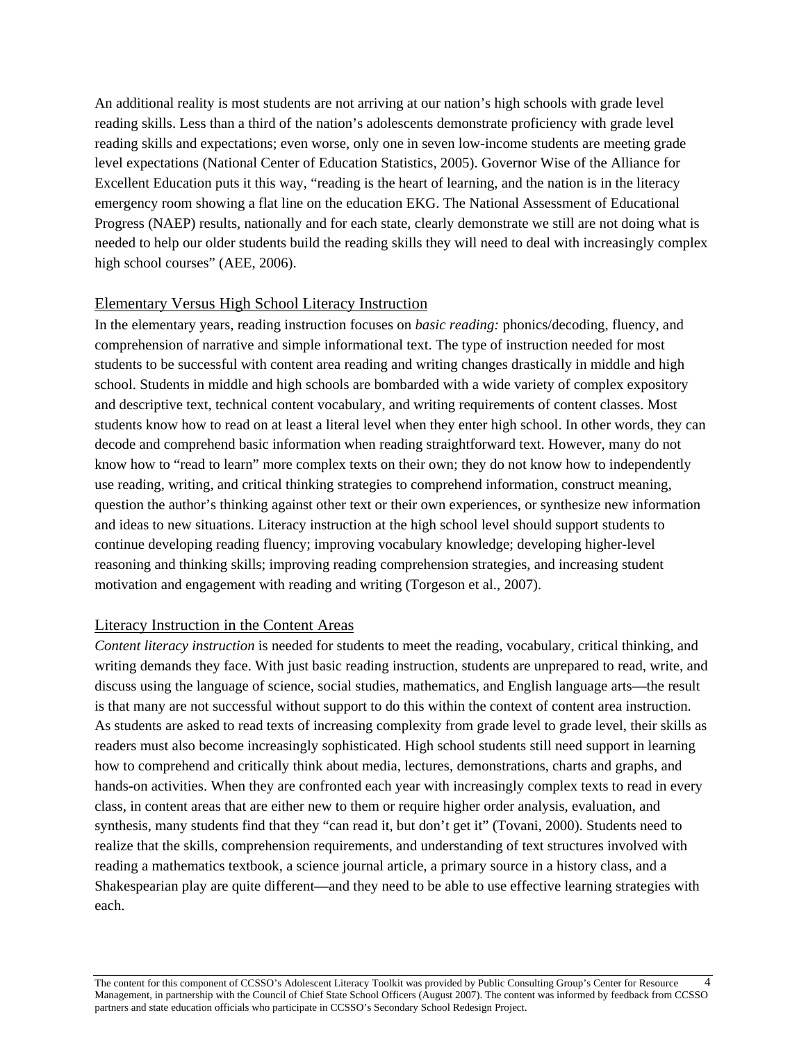An additional reality is most students are not arriving at our nation's high schools with grade level reading skills. Less than a third of the nation's adolescents demonstrate proficiency with grade level reading skills and expectations; even worse, only one in seven low-income students are meeting grade level expectations (National Center of Education Statistics, 2005). Governor Wise of the Alliance for Excellent Education puts it this way, "reading is the heart of learning, and the nation is in the literacy emergency room showing a flat line on the education EKG. The National Assessment of Educational Progress (NAEP) results, nationally and for each state, clearly demonstrate we still are not doing what is needed to help our older students build the reading skills they will need to deal with increasingly complex high school courses" (AEE, 2006).

## Elementary Versus High School Literacy Instruction

In the elementary years, reading instruction focuses on *basic reading:* phonics/decoding, fluency, and comprehension of narrative and simple informational text. The type of instruction needed for most students to be successful with content area reading and writing changes drastically in middle and high school. Students in middle and high schools are bombarded with a wide variety of complex expository and descriptive text, technical content vocabulary, and writing requirements of content classes. Most students know how to read on at least a literal level when they enter high school. In other words, they can decode and comprehend basic information when reading straightforward text. However, many do not know how to "read to learn" more complex texts on their own; they do not know how to independently use reading, writing, and critical thinking strategies to comprehend information, construct meaning, question the author's thinking against other text or their own experiences, or synthesize new information and ideas to new situations. Literacy instruction at the high school level should support students to continue developing reading fluency; improving vocabulary knowledge; developing higher-level reasoning and thinking skills; improving reading comprehension strategies, and increasing student motivation and engagement with reading and writing (Torgeson et al., 2007).

## Literacy Instruction in the Content Areas

*Content literacy instruction* is needed for students to meet the reading, vocabulary, critical thinking, and writing demands they face. With just basic reading instruction, students are unprepared to read, write, and discuss using the language of science, social studies, mathematics, and English language arts—the result is that many are not successful without support to do this within the context of content area instruction. As students are asked to read texts of increasing complexity from grade level to grade level, their skills as readers must also become increasingly sophisticated. High school students still need support in learning how to comprehend and critically think about media, lectures, demonstrations, charts and graphs, and hands-on activities. When they are confronted each year with increasingly complex texts to read in every class, in content areas that are either new to them or require higher order analysis, evaluation, and synthesis, many students find that they "can read it, but don't get it" (Tovani, 2000). Students need to realize that the skills, comprehension requirements, and understanding of text structures involved with reading a mathematics textbook, a science journal article, a primary source in a history class, and a Shakespearian play are quite different—and they need to be able to use effective learning strategies with each.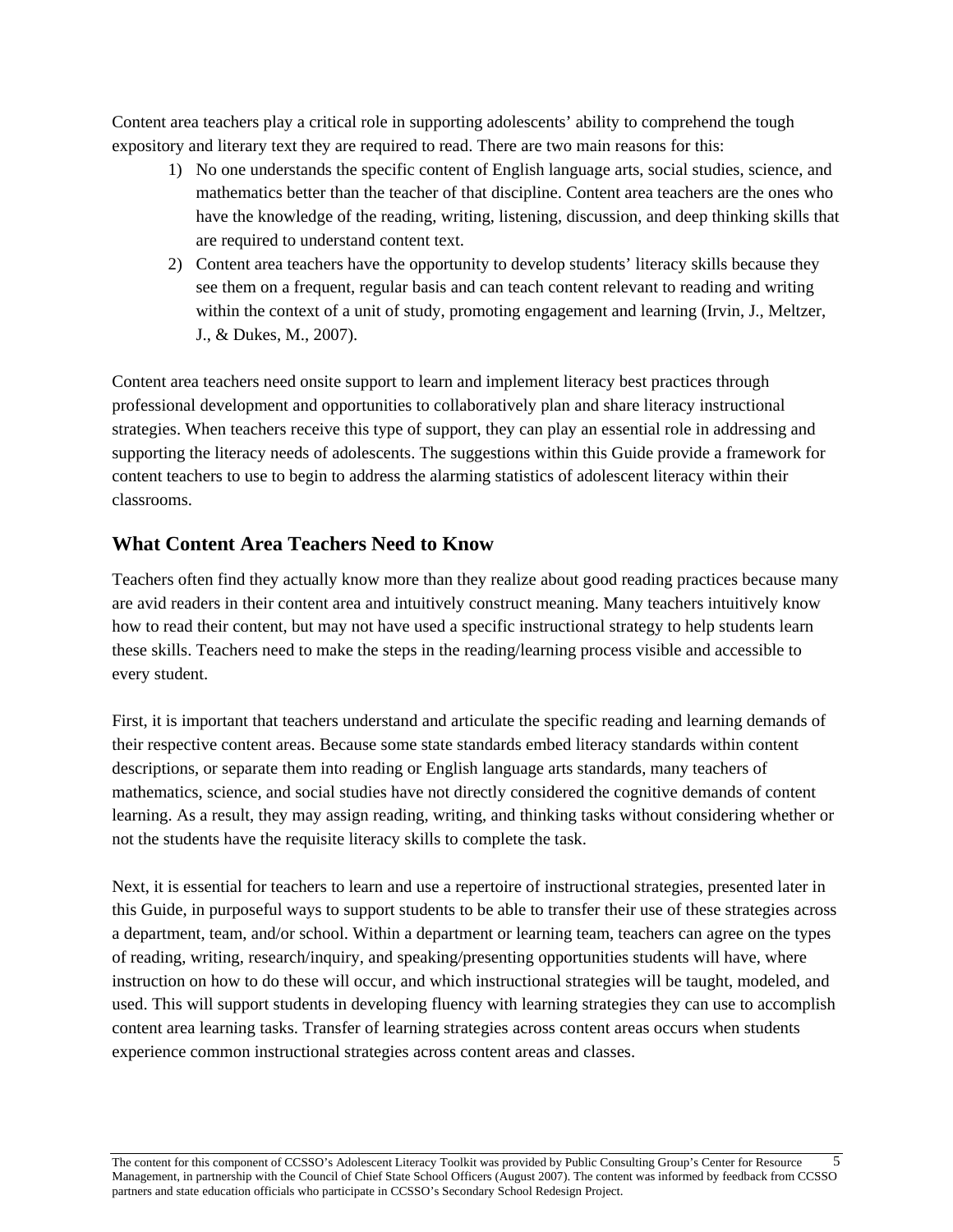Content area teachers play a critical role in supporting adolescents' ability to comprehend the tough expository and literary text they are required to read. There are two main reasons for this:

1) No one understands the specific content of English language arts, social studies, science, and mathematics better than the teacher of that discipline. Content area teachers are the ones who have the knowledge of the reading, writing, listening, discussion, and deep thinking skills that are required to understand content text.
2) Content area teachers have the opportunity to develop students' literacy skills because they see them on a frequent, regular basis and can teach content relevant to reading and writing within the context of a unit of study, promoting engagement and learning (Irvin, J., Meltzer, J., & Dukes, M., 2007).

Content area teachers need onsite support to learn and implement literacy best practices through professional development and opportunities to collaboratively plan and share literacy instructional strategies. When teachers receive this type of support, they can play an essential role in addressing and supporting the literacy needs of adolescents. The suggestions within this Guide provide a framework for content teachers to use to begin to address the alarming statistics of adolescent literacy within their classrooms.

## What Content Area Teachers Need to Know

Teachers often find they actually know more than they realize about good reading practices because many are avid readers in their content area and intuitively construct meaning. Many teachers intuitively know how to read their content, but may not have used a specific instructional strategy to help students learn these skills. Teachers need to make the steps in the reading/learning process visible and accessible to every student.

First, it is important that teachers understand and articulate the specific reading and learning demands of their respective content areas. Because some state standards embed literacy standards within content descriptions, or separate them into reading or English language arts standards, many teachers of mathematics, science, and social studies have not directly considered the cognitive demands of content learning. As a result, they may assign reading, writing, and thinking tasks without considering whether or not the students have the requisite literacy skills to complete the task.

Next, it is essential for teachers to learn and use a repertoire of instructional strategies, presented later in this Guide, in purposeful ways to support students to be able to transfer their use of these strategies across a department, team, and/or school. Within a department or learning team, teachers can agree on the types of reading, writing, research/inquiry, and speaking/presenting opportunities students will have, where instruction on how to do these will occur, and which instructional strategies will be taught, modeled, and used. This will support students in developing fluency with learning strategies they can use to accomplish content area learning tasks. Transfer of learning strategies across content areas occurs when students experience common instructional strategies across content areas and classes.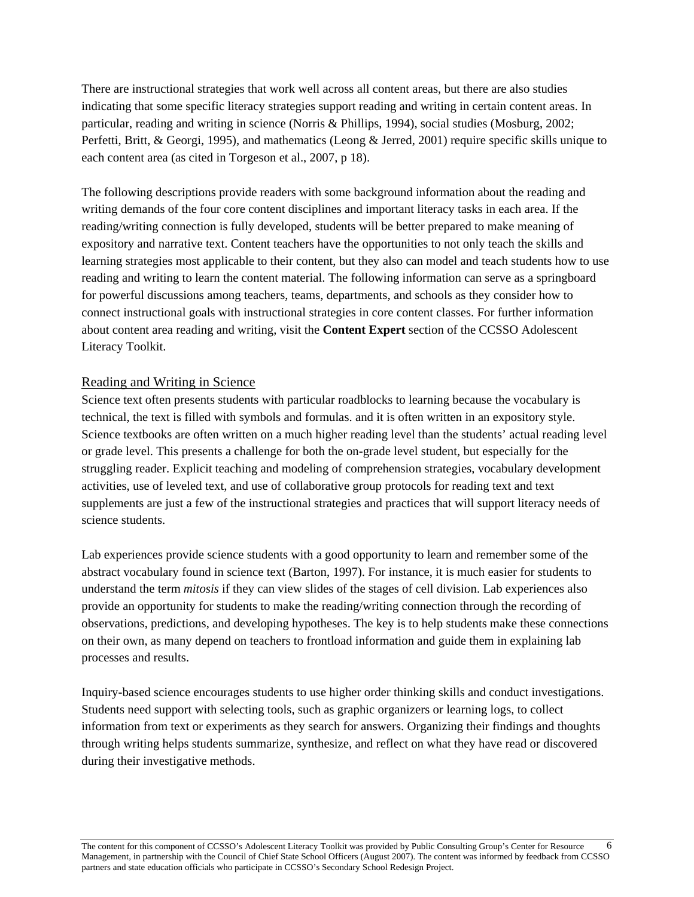There are instructional strategies that work well across all content areas, but there are also studies indicating that some specific literacy strategies support reading and writing in certain content areas. In particular, reading and writing in science (Norris & Phillips, 1994), social studies (Mosburg, 2002; Perfetti, Britt, & Georgi, 1995), and mathematics (Leong & Jerred, 2001) require specific skills unique to each content area (as cited in Torgeson et al., 2007, p 18).

The following descriptions provide readers with some background information about the reading and writing demands of the four core content disciplines and important literacy tasks in each area. If the reading/writing connection is fully developed, students will be better prepared to make meaning of expository and narrative text. Content teachers have the opportunities to not only teach the skills and learning strategies most applicable to their content, but they also can model and teach students how to use reading and writing to learn the content material. The following information can serve as a springboard for powerful discussions among teachers, teams, departments, and schools as they consider how to connect instructional goals with instructional strategies in core content classes. For further information about content area reading and writing, visit the **Content Expert** section of the CCSSO Adolescent Literacy Toolkit.

## Reading and Writing in Science

Science text often presents students with particular roadblocks to learning because the vocabulary is technical, the text is filled with symbols and formulas. and it is often written in an expository style. Science textbooks are often written on a much higher reading level than the students' actual reading level or grade level. This presents a challenge for both the on-grade level student, but especially for the struggling reader. Explicit teaching and modeling of comprehension strategies, vocabulary development activities, use of leveled text, and use of collaborative group protocols for reading text and text supplements are just a few of the instructional strategies and practices that will support literacy needs of science students.

Lab experiences provide science students with a good opportunity to learn and remember some of the abstract vocabulary found in science text (Barton, 1997). For instance, it is much easier for students to understand the term *mitosis* if they can view slides of the stages of cell division. Lab experiences also provide an opportunity for students to make the reading/writing connection through the recording of observations, predictions, and developing hypotheses. The key is to help students make these connections on their own, as many depend on teachers to frontload information and guide them in explaining lab processes and results.

Inquiry-based science encourages students to use higher order thinking skills and conduct investigations. Students need support with selecting tools, such as graphic organizers or learning logs, to collect information from text or experiments as they search for answers. Organizing their findings and thoughts through writing helps students summarize, synthesize, and reflect on what they have read or discovered during their investigative methods.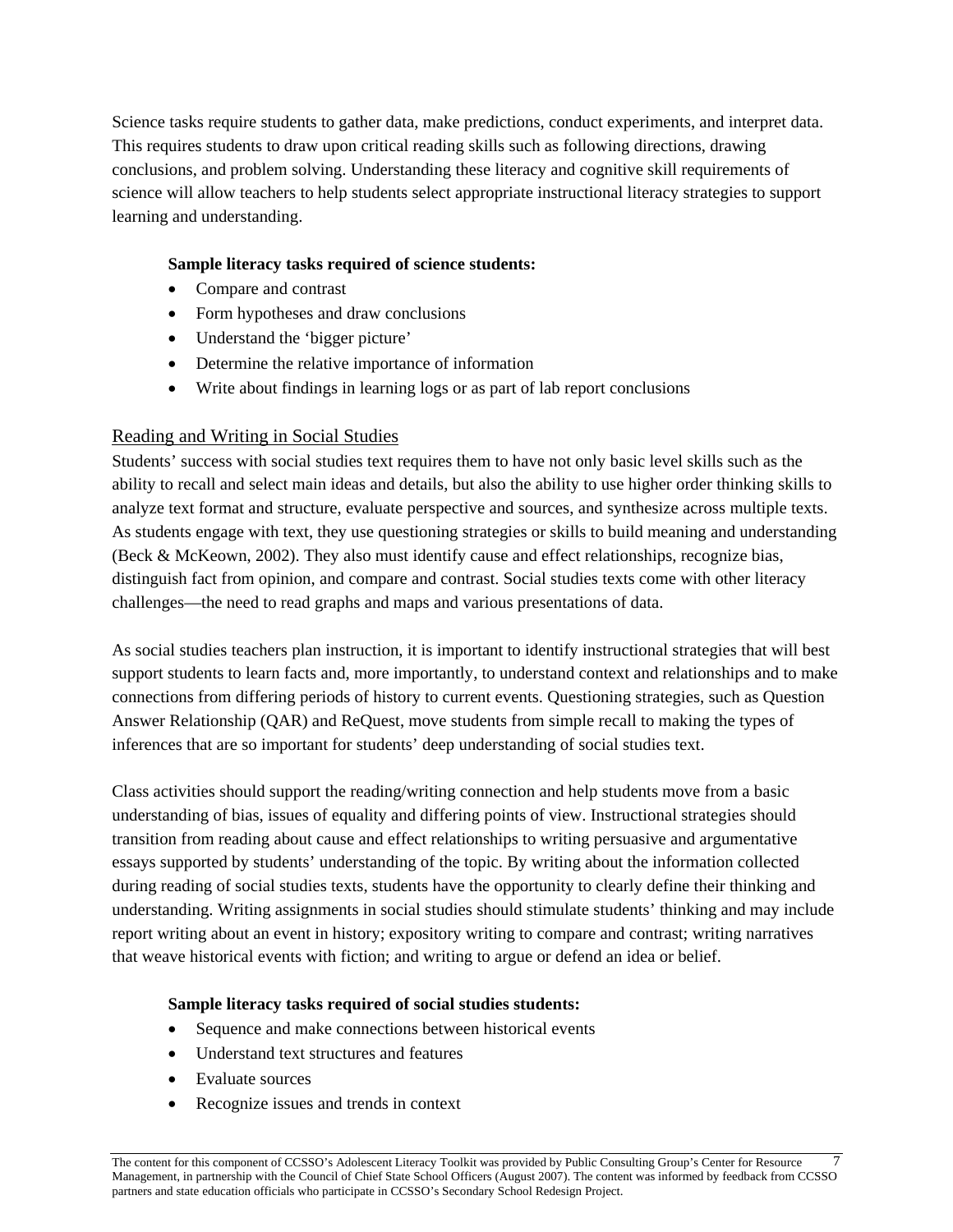Science tasks require students to gather data, make predictions, conduct experiments, and interpret data. This requires students to draw upon critical reading skills such as following directions, drawing conclusions, and problem solving. Understanding these literacy and cognitive skill requirements of science will allow teachers to help students select appropriate instructional literacy strategies to support learning and understanding.

**Sample literacy tasks required of science students:**

- Compare and contrast
- Form hypotheses and draw conclusions
- Understand the 'bigger picture'
- Determine the relative importance of information
- Write about findings in learning logs or as part of lab report conclusions

## Reading and Writing in Social Studies

Students' success with social studies text requires them to have not only basic level skills such as the ability to recall and select main ideas and details, but also the ability to use higher order thinking skills to analyze text format and structure, evaluate perspective and sources, and synthesize across multiple texts. As students engage with text, they use questioning strategies or skills to build meaning and understanding (Beck & McKeown, 2002). They also must identify cause and effect relationships, recognize bias, distinguish fact from opinion, and compare and contrast. Social studies texts come with other literacy challenges—the need to read graphs and maps and various presentations of data.

As social studies teachers plan instruction, it is important to identify instructional strategies that will best support students to learn facts and, more importantly, to understand context and relationships and to make connections from differing periods of history to current events. Questioning strategies, such as Question Answer Relationship (QAR) and ReQuest, move students from simple recall to making the types of inferences that are so important for students' deep understanding of social studies text.

Class activities should support the reading/writing connection and help students move from a basic understanding of bias, issues of equality and differing points of view. Instructional strategies should transition from reading about cause and effect relationships to writing persuasive and argumentative essays supported by students' understanding of the topic. By writing about the information collected during reading of social studies texts, students have the opportunity to clearly define their thinking and understanding. Writing assignments in social studies should stimulate students' thinking and may include report writing about an event in history; expository writing to compare and contrast; writing narratives that weave historical events with fiction; and writing to argue or defend an idea or belief.

**Sample literacy tasks required of social studies students:**

- Sequence and make connections between historical events
- Understand text structures and features
- Evaluate sources
- Recognize issues and trends in context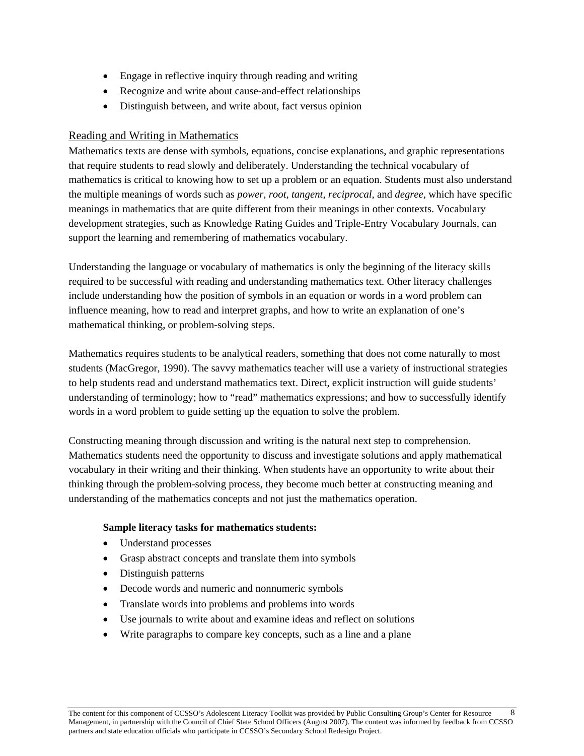- Engage in reflective inquiry through reading and writing
- Recognize and write about cause-and-effect relationships
- Distinguish between, and write about, fact versus opinion

## Reading and Writing in Mathematics

Mathematics texts are dense with symbols, equations, concise explanations, and graphic representations that require students to read slowly and deliberately. Understanding the technical vocabulary of mathematics is critical to knowing how to set up a problem or an equation. Students must also understand the multiple meanings of words such as *power*, *root*, *tangent*, *reciprocal*, and *degree*, which have specific meanings in mathematics that are quite different from their meanings in other contexts. Vocabulary development strategies, such as Knowledge Rating Guides and Triple-Entry Vocabulary Journals, can support the learning and remembering of mathematics vocabulary.

Understanding the language or vocabulary of mathematics is only the beginning of the literacy skills required to be successful with reading and understanding mathematics text. Other literacy challenges include understanding how the position of symbols in an equation or words in a word problem can influence meaning, how to read and interpret graphs, and how to write an explanation of one's mathematical thinking, or problem-solving steps.

Mathematics requires students to be analytical readers, something that does not come naturally to most students (MacGregor, 1990). The savvy mathematics teacher will use a variety of instructional strategies to help students read and understand mathematics text. Direct, explicit instruction will guide students' understanding of terminology; how to "read" mathematics expressions; and how to successfully identify words in a word problem to guide setting up the equation to solve the problem.

Constructing meaning through discussion and writing is the natural next step to comprehension. Mathematics students need the opportunity to discuss and investigate solutions and apply mathematical vocabulary in their writing and their thinking. When students have an opportunity to write about their thinking through the problem-solving process, they become much better at constructing meaning and understanding of the mathematics concepts and not just the mathematics operation.

**Sample literacy tasks for mathematics students:**

- Understand processes
- Grasp abstract concepts and translate them into symbols
- Distinguish patterns
- Decode words and numeric and nonnumeric symbols
- Translate words into problems and problems into words
- Use journals to write about and examine ideas and reflect on solutions
- Write paragraphs to compare key concepts, such as a line and a plane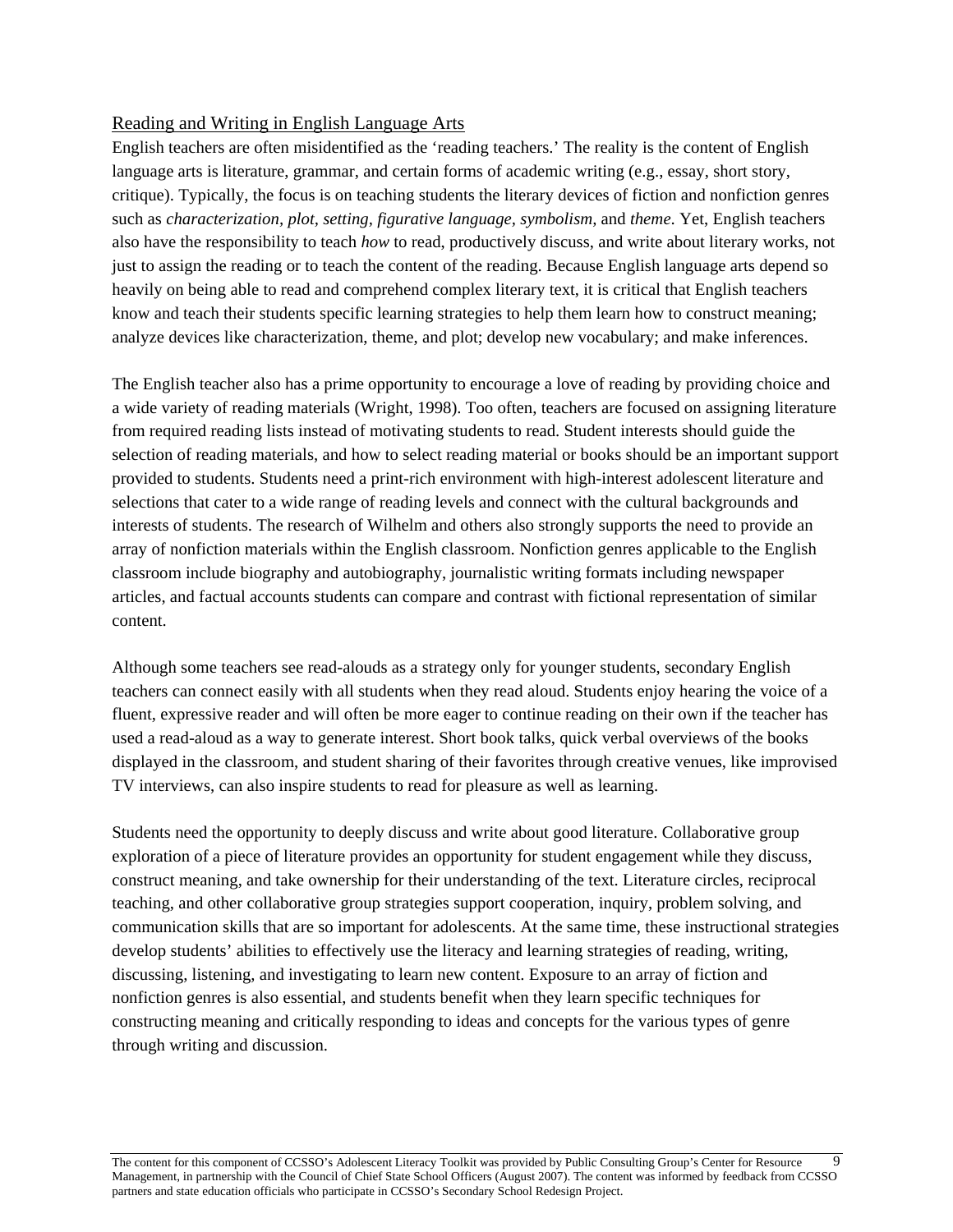## Reading and Writing in English Language Arts

English teachers are often misidentified as the 'reading teachers.' The reality is the content of English language arts is literature, grammar, and certain forms of academic writing (e.g., essay, short story, critique). Typically, the focus is on teaching students the literary devices of fiction and nonfiction genres such as *characterization, plot, setting, figurative language, symbolism,* and *theme*. Yet, English teachers also have the responsibility to teach *how* to read, productively discuss, and write about literary works, not just to assign the reading or to teach the content of the reading. Because English language arts depend so heavily on being able to read and comprehend complex literary text, it is critical that English teachers know and teach their students specific learning strategies to help them learn how to construct meaning; analyze devices like characterization, theme, and plot; develop new vocabulary; and make inferences.

The English teacher also has a prime opportunity to encourage a love of reading by providing choice and a wide variety of reading materials (Wright, 1998). Too often, teachers are focused on assigning literature from required reading lists instead of motivating students to read. Student interests should guide the selection of reading materials, and how to select reading material or books should be an important support provided to students. Students need a print-rich environment with high-interest adolescent literature and selections that cater to a wide range of reading levels and connect with the cultural backgrounds and interests of students. The research of Wilhelm and others also strongly supports the need to provide an array of nonfiction materials within the English classroom. Nonfiction genres applicable to the English classroom include biography and autobiography, journalistic writing formats including newspaper articles, and factual accounts students can compare and contrast with fictional representation of similar content.

Although some teachers see read-alouds as a strategy only for younger students, secondary English teachers can connect easily with all students when they read aloud. Students enjoy hearing the voice of a fluent, expressive reader and will often be more eager to continue reading on their own if the teacher has used a read-aloud as a way to generate interest. Short book talks, quick verbal overviews of the books displayed in the classroom, and student sharing of their favorites through creative venues, like improvised TV interviews, can also inspire students to read for pleasure as well as learning.

Students need the opportunity to deeply discuss and write about good literature. Collaborative group exploration of a piece of literature provides an opportunity for student engagement while they discuss, construct meaning, and take ownership for their understanding of the text. Literature circles, reciprocal teaching, and other collaborative group strategies support cooperation, inquiry, problem solving, and communication skills that are so important for adolescents. At the same time, these instructional strategies develop students' abilities to effectively use the literacy and learning strategies of reading, writing, discussing, listening, and investigating to learn new content. Exposure to an array of fiction and nonfiction genres is also essential, and students benefit when they learn specific techniques for constructing meaning and critically responding to ideas and concepts for the various types of genre through writing and discussion.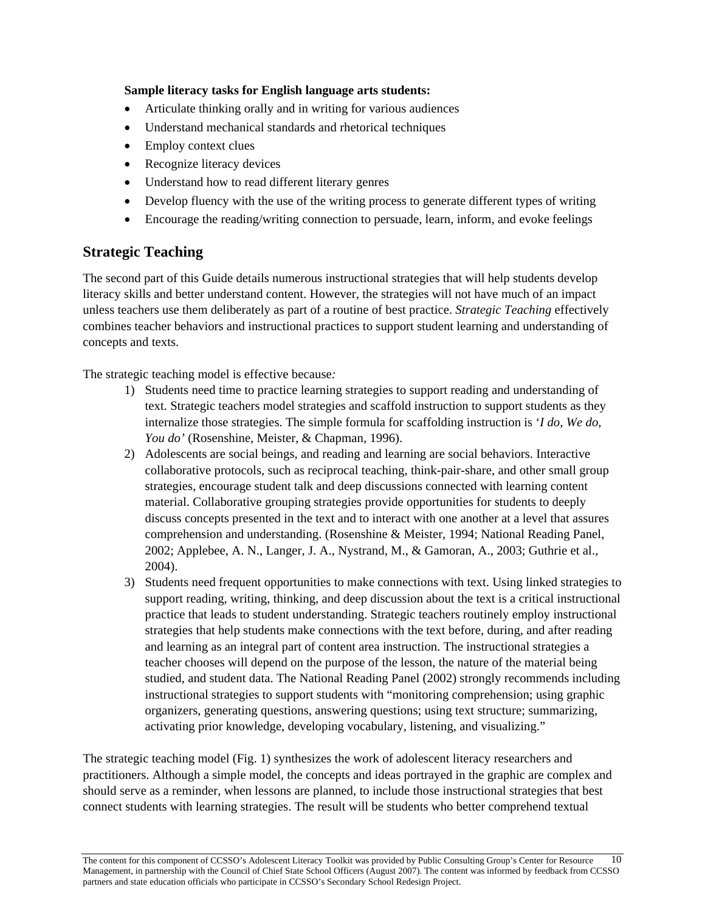**Sample literacy tasks for English language arts students:**

- Articulate thinking orally and in writing for various audiences
- Understand mechanical standards and rhetorical techniques
- Employ context clues
- Recognize literacy devices
- Understand how to read different literary genres
- Develop fluency with the use of the writing process to generate different types of writing
- Encourage the reading/writing connection to persuade, learn, inform, and evoke feelings

## Strategic Teaching

The second part of this Guide details numerous instructional strategies that will help students develop literacy skills and better understand content. However, the strategies will not have much of an impact unless teachers use them deliberately as part of a routine of best practice. *Strategic Teaching* effectively combines teacher behaviors and instructional practices to support student learning and understanding of concepts and texts.

The strategic teaching model is effective because*:*

1) Students need time to practice learning strategies to support reading and understanding of text. Strategic teachers model strategies and scaffold instruction to support students as they internalize those strategies. The simple formula for scaffolding instruction is '*I do, We do, You do'* (Rosenshine, Meister, & Chapman, 1996).
2) Adolescents are social beings, and reading and learning are social behaviors. Interactive collaborative protocols, such as reciprocal teaching, think-pair-share, and other small group strategies, encourage student talk and deep discussions connected with learning content material. Collaborative grouping strategies provide opportunities for students to deeply discuss concepts presented in the text and to interact with one another at a level that assures comprehension and understanding. (Rosenshine & Meister, 1994; National Reading Panel, 2002; Applebee, A. N., Langer, J. A., Nystrand, M., & Gamoran, A., 2003; Guthrie et al., 2004).
3) Students need frequent opportunities to make connections with text. Using linked strategies to support reading, writing, thinking, and deep discussion about the text is a critical instructional practice that leads to student understanding. Strategic teachers routinely employ instructional strategies that help students make connections with the text before, during, and after reading and learning as an integral part of content area instruction. The instructional strategies a teacher chooses will depend on the purpose of the lesson, the nature of the material being studied, and student data. The National Reading Panel (2002) strongly recommends including instructional strategies to support students with "monitoring comprehension; using graphic organizers, generating questions, answering questions; using text structure; summarizing, activating prior knowledge, developing vocabulary, listening, and visualizing."

The strategic teaching model (Fig. 1) synthesizes the work of adolescent literacy researchers and practitioners. Although a simple model, the concepts and ideas portrayed in the graphic are complex and should serve as a reminder, when lessons are planned, to include those instructional strategies that best connect students with learning strategies. The result will be students who better comprehend textual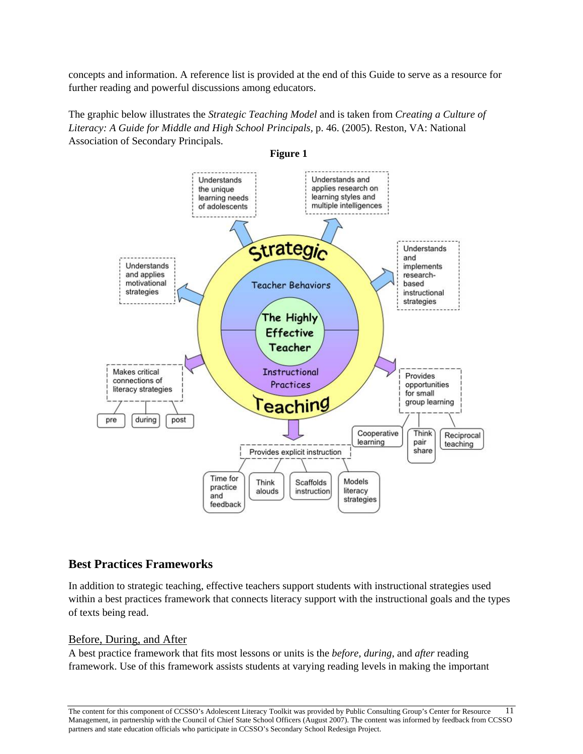concepts and information. A reference list is provided at the end of this Guide to serve as a resource for further reading and powerful discussions among educators.

The graphic below illustrates the *Strategic Teaching Model* and is taken from *Creating a Culture of Literacy: A Guide for Middle and High School Principals*, p. 46. (2005). Reston, VA: National Association of Secondary Principals.

**Figure 1**

## Best Practices Frameworks

In addition to strategic teaching, effective teachers support students with instructional strategies used within a best practices framework that connects literacy support with the instructional goals and the types of texts being read.

### Before, During, and After

A best practice framework that fits most lessons or units is the *before*, *during*, and *after* reading framework. Use of this framework assists students at varying reading levels in making the important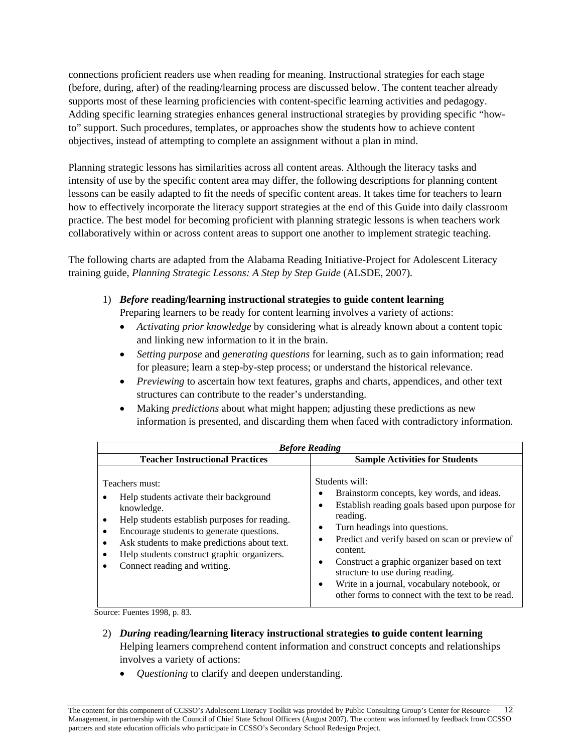connections proficient readers use when reading for meaning. Instructional strategies for each stage (before, during, after) of the reading/learning process are discussed below. The content teacher already supports most of these learning proficiencies with content-specific learning activities and pedagogy. Adding specific learning strategies enhances general instructional strategies by providing specific "how-to" support. Such procedures, templates, or approaches show the students how to achieve content objectives, instead of attempting to complete an assignment without a plan in mind.

Planning strategic lessons has similarities across all content areas. Although the literacy tasks and intensity of use by the specific content area may differ, the following descriptions for planning content lessons can be easily adapted to fit the needs of specific content areas. It takes time for teachers to learn how to effectively incorporate the literacy support strategies at the end of this Guide into daily classroom practice. The best model for becoming proficient with planning strategic lessons is when teachers work collaboratively within or across content areas to support one another to implement strategic teaching.

The following charts are adapted from the Alabama Reading Initiative-Project for Adolescent Literacy training guide, *Planning Strategic Lessons: A Step by Step Guide* (ALSDE, 2007).

1) ***Before* reading/learning instructional strategies to guide content learning**
   Preparing learners to be ready for content learning involves a variety of actions:
   - *Activating prior knowledge* by considering what is already known about a content topic and linking new information to it in the brain.
   - *Setting purpose* and *generating questions* for learning, such as to gain information; read for pleasure; learn a step-by-step process; or understand the historical relevance.
   - *Previewing* to ascertain how text features, graphs and charts, appendices, and other text structures can contribute to the reader's understanding.
   - Making *predictions* about what might happen; adjusting these predictions as new information is presented, and discarding them when faced with contradictory information.

| ***Before Reading*** | |
|---|---|
| **Teacher Instructional Practices** | **Sample Activities for Students** |
| Teachers must:<br>• Help students activate their background knowledge.<br>• Help students establish purposes for reading.<br>• Encourage students to generate questions.<br>• Ask students to make predictions about text.<br>• Help students construct graphic organizers.<br>• Connect reading and writing. | Students will:<br>• Brainstorm concepts, key words, and ideas.<br>• Establish reading goals based upon purpose for reading.<br>• Turn headings into questions.<br>• Predict and verify based on scan or preview of content.<br>• Construct a graphic organizer based on text structure to use during reading.<br>• Write in a journal, vocabulary notebook, or other forms to connect with the text to be read. |

Source: Fuentes 1998, p. 83.

2) ***During* reading/learning literacy instructional strategies to guide content learning**
   Helping learners comprehend content information and construct concepts and relationships involves a variety of actions:
   - *Questioning* to clarify and deepen understanding.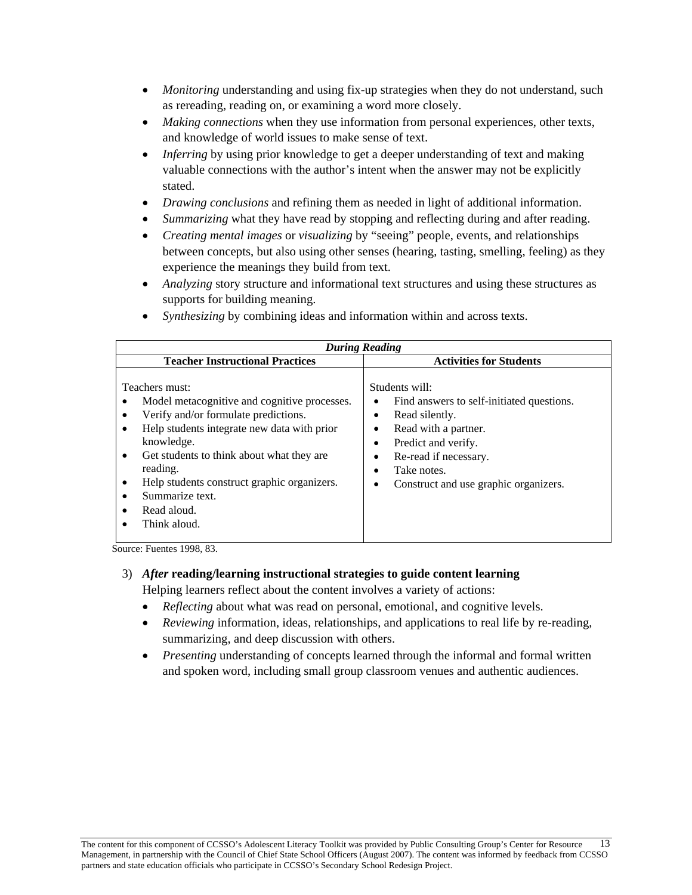- *Monitoring* understanding and using fix-up strategies when they do not understand, such as rereading, reading on, or examining a word more closely.
- *Making connections* when they use information from personal experiences, other texts, and knowledge of world issues to make sense of text.
- *Inferring* by using prior knowledge to get a deeper understanding of text and making valuable connections with the author's intent when the answer may not be explicitly stated.
- *Drawing conclusions* and refining them as needed in light of additional information.
- *Summarizing* what they have read by stopping and reflecting during and after reading.
- *Creating mental images* or *visualizing* by "seeing" people, events, and relationships between concepts, but also using other senses (hearing, tasting, smelling, feeling) as they experience the meanings they build from text.
- *Analyzing* story structure and informational text structures and using these structures as supports for building meaning.
- *Synthesizing* by combining ideas and information within and across texts.

| ***During Reading*** | |
|---|---|
| **Teacher Instructional Practices** | **Activities for Students** |
| Teachers must:<br>• Model metacognitive and cognitive processes.<br>• Verify and/or formulate predictions.<br>• Help students integrate new data with prior knowledge.<br>• Get students to think about what they are reading.<br>• Help students construct graphic organizers.<br>• Summarize text.<br>• Read aloud.<br>• Think aloud. | Students will:<br>• Find answers to self-initiated questions.<br>• Read silently.<br>• Read with a partner.<br>• Predict and verify.<br>• Re-read if necessary.<br>• Take notes.<br>• Construct and use graphic organizers. |

Source: Fuentes 1998, 83.

3) ***After* reading/learning instructional strategies to guide content learning**

Helping learners reflect about the content involves a variety of actions:

- *Reflecting* about what was read on personal, emotional, and cognitive levels.
- *Reviewing* information, ideas, relationships, and applications to real life by re-reading, summarizing, and deep discussion with others.
- *Presenting* understanding of concepts learned through the informal and formal written and spoken word, including small group classroom venues and authentic audiences.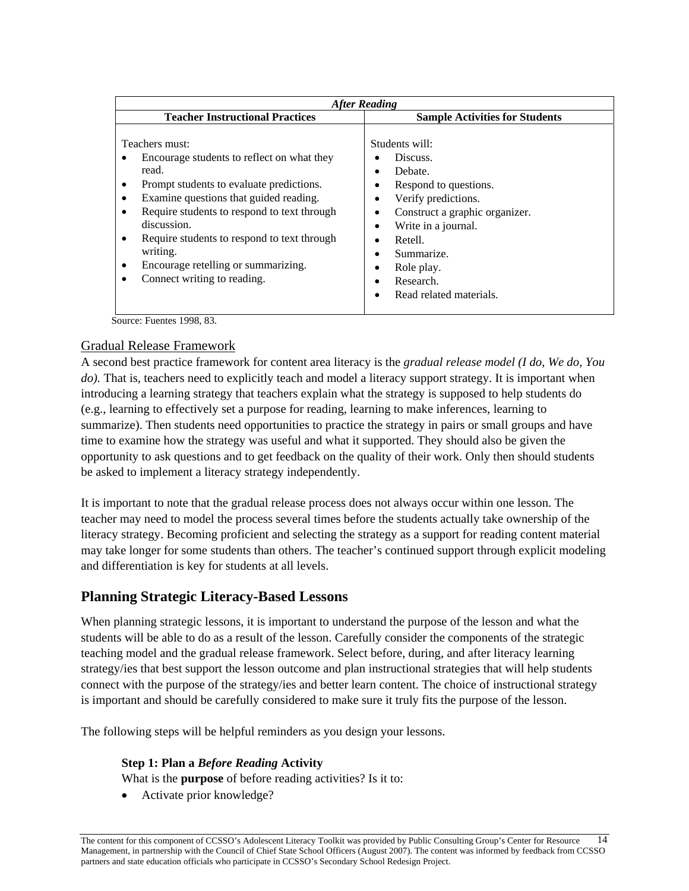| *After Reading* | |
|---|---|
| **Teacher Instructional Practices** | **Sample Activities for Students** |
| Teachers must:<br>• Encourage students to reflect on what they read.<br>• Prompt students to evaluate predictions.<br>• Examine questions that guided reading.<br>• Require students to respond to text through discussion.<br>• Require students to respond to text through writing.<br>• Encourage retelling or summarizing.<br>• Connect writing to reading. | Students will:<br>• Discuss.<br>• Debate.<br>• Respond to questions.<br>• Verify predictions.<br>• Construct a graphic organizer.<br>• Write in a journal.<br>• Retell.<br>• Summarize.<br>• Role play.<br>• Research.<br>• Read related materials. |

Source: Fuentes 1998, 83.

### Gradual Release Framework

A second best practice framework for content area literacy is the *gradual release model (I do, We do, You do).* That is, teachers need to explicitly teach and model a literacy support strategy. It is important when introducing a learning strategy that teachers explain what the strategy is supposed to help students do (e.g., learning to effectively set a purpose for reading, learning to make inferences, learning to summarize). Then students need opportunities to practice the strategy in pairs or small groups and have time to examine how the strategy was useful and what it supported. They should also be given the opportunity to ask questions and to get feedback on the quality of their work. Only then should students be asked to implement a literacy strategy independently.

It is important to note that the gradual release process does not always occur within one lesson. The teacher may need to model the process several times before the students actually take ownership of the literacy strategy. Becoming proficient and selecting the strategy as a support for reading content material may take longer for some students than others. The teacher's continued support through explicit modeling and differentiation is key for students at all levels.

## Planning Strategic Literacy-Based Lessons

When planning strategic lessons, it is important to understand the purpose of the lesson and what the students will be able to do as a result of the lesson. Carefully consider the components of the strategic teaching model and the gradual release framework. Select before, during, and after literacy learning strategy/ies that best support the lesson outcome and plan instructional strategies that will help students connect with the purpose of the strategy/ies and better learn content. The choice of instructional strategy is important and should be carefully considered to make sure it truly fits the purpose of the lesson.

The following steps will be helpful reminders as you design your lessons.

**Step 1: Plan a *Before Reading* Activity**

What is the **purpose** of before reading activities? Is it to:

- Activate prior knowledge?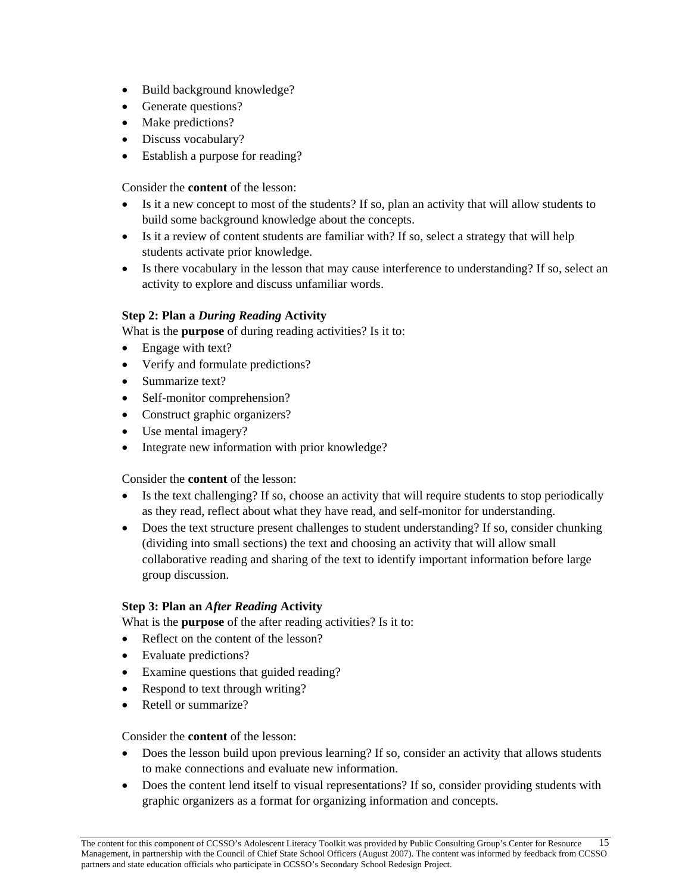- Build background knowledge?
- Generate questions?
- Make predictions?
- Discuss vocabulary?
- Establish a purpose for reading?

Consider the **content** of the lesson:

- Is it a new concept to most of the students? If so, plan an activity that will allow students to build some background knowledge about the concepts.
- Is it a review of content students are familiar with? If so, select a strategy that will help students activate prior knowledge.
- Is there vocabulary in the lesson that may cause interference to understanding? If so, select an activity to explore and discuss unfamiliar words.

**Step 2: Plan a *During Reading* Activity**

What is the **purpose** of during reading activities? Is it to:

- Engage with text?
- Verify and formulate predictions?
- Summarize text?
- Self-monitor comprehension?
- Construct graphic organizers?
- Use mental imagery?
- Integrate new information with prior knowledge?

Consider the **content** of the lesson:

- Is the text challenging? If so, choose an activity that will require students to stop periodically as they read, reflect about what they have read, and self-monitor for understanding.
- Does the text structure present challenges to student understanding? If so, consider chunking (dividing into small sections) the text and choosing an activity that will allow small collaborative reading and sharing of the text to identify important information before large group discussion.

**Step 3: Plan an *After Reading* Activity**

What is the **purpose** of the after reading activities? Is it to:

- Reflect on the content of the lesson?
- Evaluate predictions?
- Examine questions that guided reading?
- Respond to text through writing?
- Retell or summarize?

Consider the **content** of the lesson:

- Does the lesson build upon previous learning? If so, consider an activity that allows students to make connections and evaluate new information.
- Does the content lend itself to visual representations? If so, consider providing students with graphic organizers as a format for organizing information and concepts.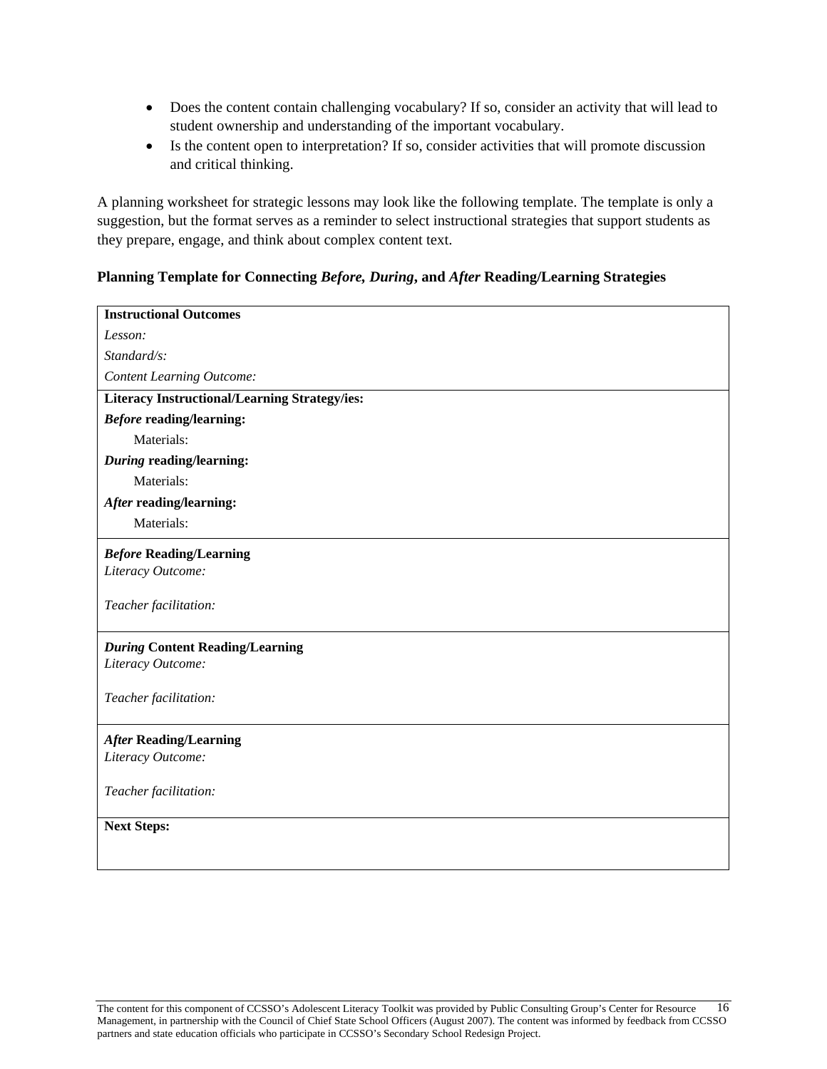- Does the content contain challenging vocabulary? If so, consider an activity that will lead to student ownership and understanding of the important vocabulary.
- Is the content open to interpretation? If so, consider activities that will promote discussion and critical thinking.

A planning worksheet for strategic lessons may look like the following template. The template is only a suggestion, but the format serves as a reminder to select instructional strategies that support students as they prepare, engage, and think about complex content text.

**Planning Template for Connecting *Before, During*, and *After* Reading/Learning Strategies**

| **Instructional Outcomes**<br>*Lesson:*<br>*Standard/s:*<br>*Content Learning Outcome:* |
|---|
| **Literacy Instructional/Learning Strategy/ies:**<br>***Before* reading/learning:**<br>Materials:<br>***During* reading/learning:**<br>Materials:<br>***After* reading/learning:**<br>Materials: |
| ***Before* Reading/Learning**<br>*Literacy Outcome:*<br><br>*Teacher facilitation:* |
| ***During* Content Reading/Learning**<br>*Literacy Outcome:*<br><br>*Teacher facilitation:* |
| ***After* Reading/Learning**<br>*Literacy Outcome:*<br><br>*Teacher facilitation:* |
| **Next Steps:** |

The content for this component of CCSSO's Adolescent Literacy Toolkit was provided by Public Consulting Group's Center for Resource Management, in partnership with the Council of Chief State School Officers (August 2007). The content was informed by feedback from CCSSO partners and state education officials who participate in CCSSO's Secondary School Redesign Project.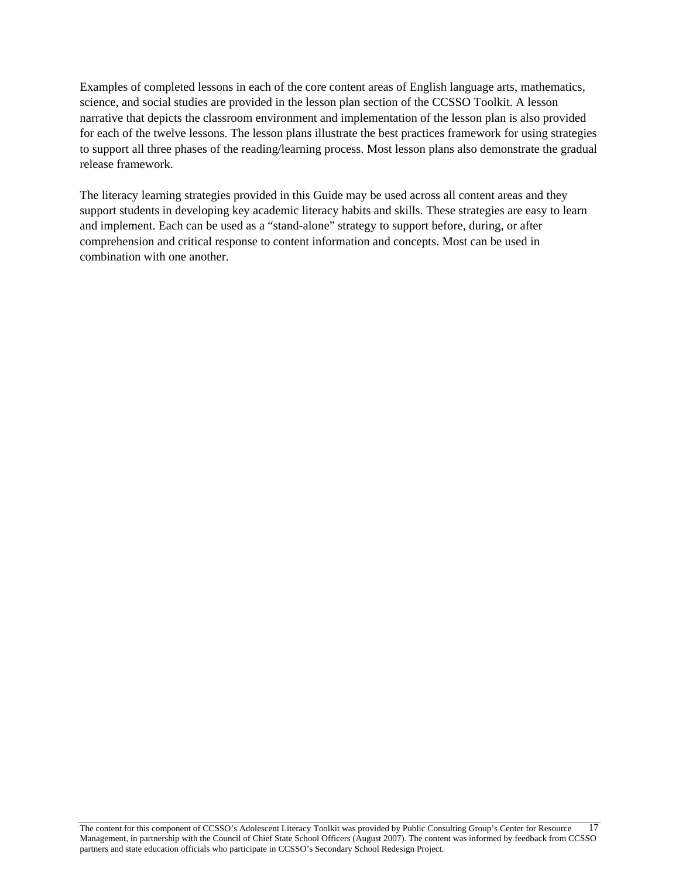Examples of completed lessons in each of the core content areas of English language arts, mathematics, science, and social studies are provided in the lesson plan section of the CCSSO Toolkit. A lesson narrative that depicts the classroom environment and implementation of the lesson plan is also provided for each of the twelve lessons. The lesson plans illustrate the best practices framework for using strategies to support all three phases of the reading/learning process. Most lesson plans also demonstrate the gradual release framework.

The literacy learning strategies provided in this Guide may be used across all content areas and they support students in developing key academic literacy habits and skills. These strategies are easy to learn and implement. Each can be used as a "stand-alone" strategy to support before, during, or after comprehension and critical response to content information and concepts. Most can be used in combination with one another.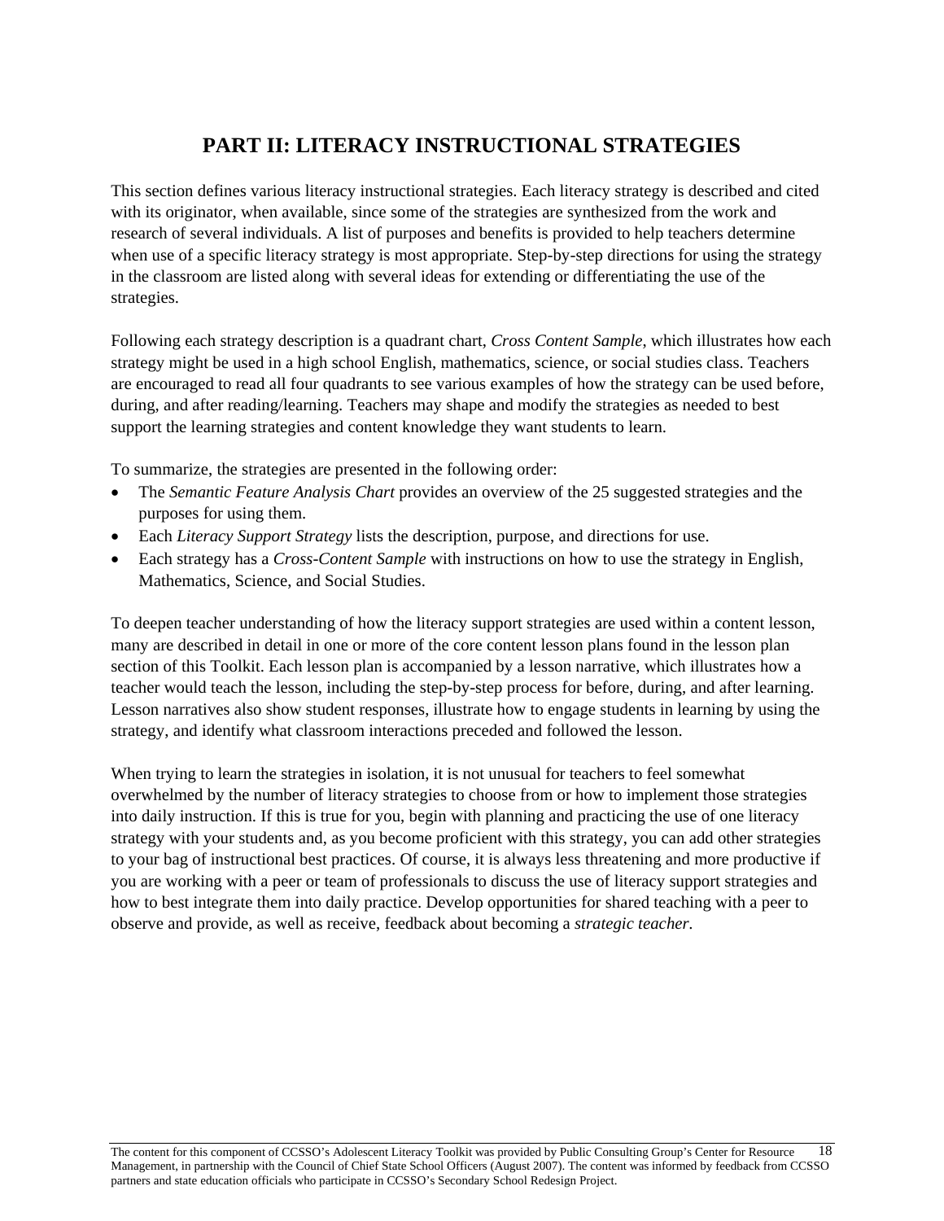# PART II: LITERACY INSTRUCTIONAL STRATEGIES

This section defines various literacy instructional strategies. Each literacy strategy is described and cited with its originator, when available, since some of the strategies are synthesized from the work and research of several individuals. A list of purposes and benefits is provided to help teachers determine when use of a specific literacy strategy is most appropriate. Step-by-step directions for using the strategy in the classroom are listed along with several ideas for extending or differentiating the use of the strategies.

Following each strategy description is a quadrant chart, *Cross Content Sample*, which illustrates how each strategy might be used in a high school English, mathematics, science, or social studies class. Teachers are encouraged to read all four quadrants to see various examples of how the strategy can be used before, during, and after reading/learning. Teachers may shape and modify the strategies as needed to best support the learning strategies and content knowledge they want students to learn.

To summarize, the strategies are presented in the following order:

- The *Semantic Feature Analysis Chart* provides an overview of the 25 suggested strategies and the purposes for using them.
- Each *Literacy Support Strategy* lists the description, purpose, and directions for use.
- Each strategy has a *Cross-Content Sample* with instructions on how to use the strategy in English, Mathematics, Science, and Social Studies.

To deepen teacher understanding of how the literacy support strategies are used within a content lesson, many are described in detail in one or more of the core content lesson plans found in the lesson plan section of this Toolkit. Each lesson plan is accompanied by a lesson narrative, which illustrates how a teacher would teach the lesson, including the step-by-step process for before, during, and after learning. Lesson narratives also show student responses, illustrate how to engage students in learning by using the strategy, and identify what classroom interactions preceded and followed the lesson.

When trying to learn the strategies in isolation, it is not unusual for teachers to feel somewhat overwhelmed by the number of literacy strategies to choose from or how to implement those strategies into daily instruction. If this is true for you, begin with planning and practicing the use of one literacy strategy with your students and, as you become proficient with this strategy, you can add other strategies to your bag of instructional best practices. Of course, it is always less threatening and more productive if you are working with a peer or team of professionals to discuss the use of literacy support strategies and how to best integrate them into daily practice. Develop opportunities for shared teaching with a peer to observe and provide, as well as receive, feedback about becoming a *strategic teacher*.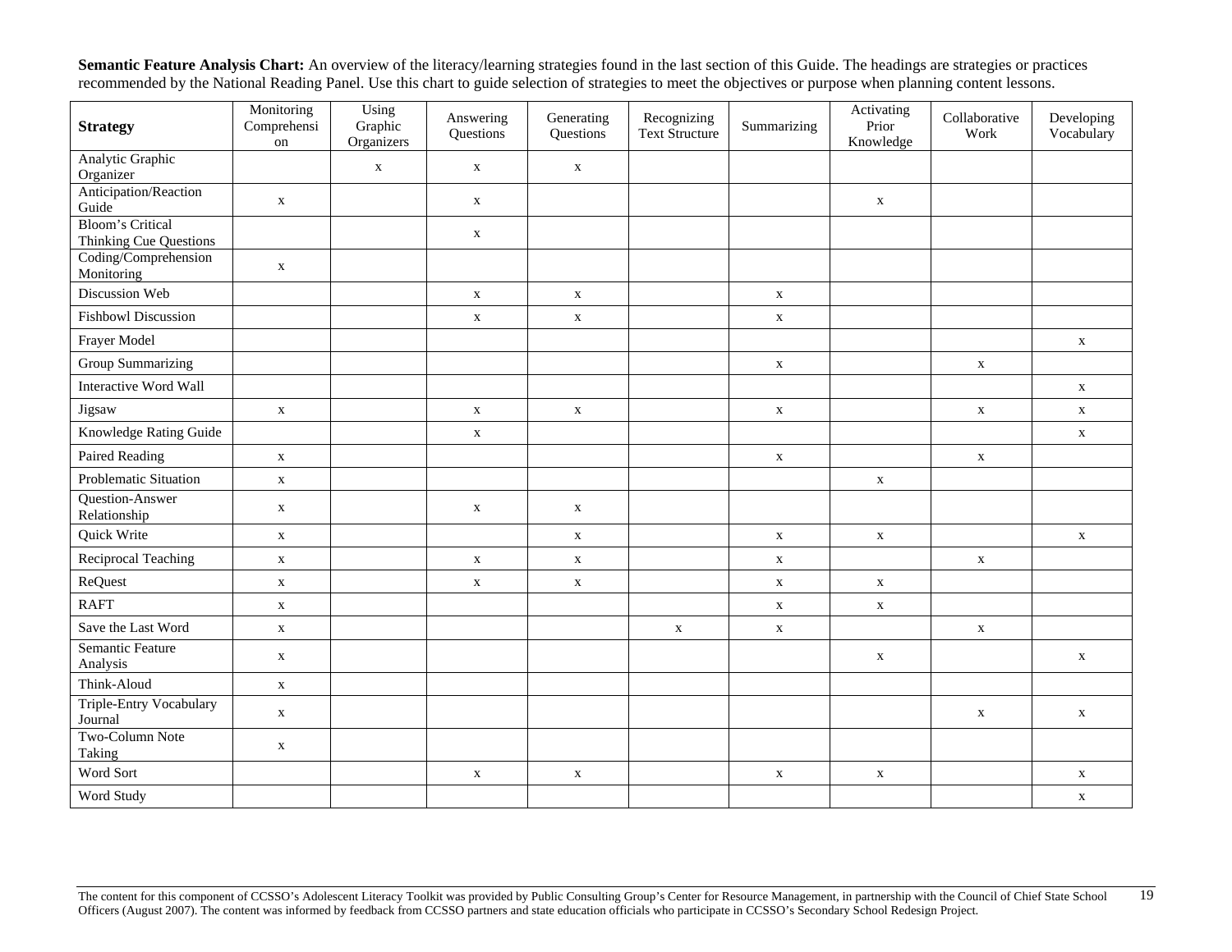**Semantic Feature Analysis Chart:** An overview of the literacy/learning strategies found in the last section of this Guide. The headings are strategies or practices recommended by the National Reading Panel. Use this chart to guide selection of strategies to meet the objectives or purpose when planning content lessons.

| Strategy | Monitoring Comprehension | Using Graphic Organizers | Answering Questions | Generating Questions | Recognizing Text Structure | Summarizing | Activating Prior Knowledge | Collaborative Work | Developing Vocabulary |
|---|---|---|---|---|---|---|---|---|---|
| Analytic Graphic Organizer | | x | x | x | | | | | |
| Anticipation/Reaction Guide | x | | x | | | | x | | |
| Bloom's Critical Thinking Cue Questions | | | x | | | | | | |
| Coding/Comprehension Monitoring | x | | | | | | | | |
| Discussion Web | | | x | x | | x | | | |
| Fishbowl Discussion | | | x | x | | x | | | |
| Frayer Model | | | | | | | | | x |
| Group Summarizing | | | | | | x | | x | |
| Interactive Word Wall | | | | | | | | | x |
| Jigsaw | x | | x | x | | x | | x | x |
| Knowledge Rating Guide | | | x | | | | | | x |
| Paired Reading | x | | | | | x | | x | |
| Problematic Situation | x | | | | | | x | | |
| Question-Answer Relationship | x | | x | x | | | | | |
| Quick Write | x | | | x | | x | x | | x |
| Reciprocal Teaching | x | | x | x | | x | | x | |
| ReQuest | x | | x | x | | x | x | | |
| RAFT | x | | | | | x | x | | |
| Save the Last Word | x | | | | x | x | | x | |
| Semantic Feature Analysis | x | | | | | | x | | x |
| Think-Aloud | x | | | | | | | | |
| Triple-Entry Vocabulary Journal | x | | | | | | | x | x |
| Two-Column Note Taking | x | | | | | | | | |
| Word Sort | | | x | x | | x | x | | x |
| Word Study | | | | | | | | | x |

The content for this component of CCSSO's Adolescent Literacy Toolkit was provided by Public Consulting Group's Center for Resource Management, in partnership with the Council of Chief State School Officers (August 2007). The content was informed by feedback from CCSSO partners and state education officials who participate in CCSSO's Secondary School Redesign Project.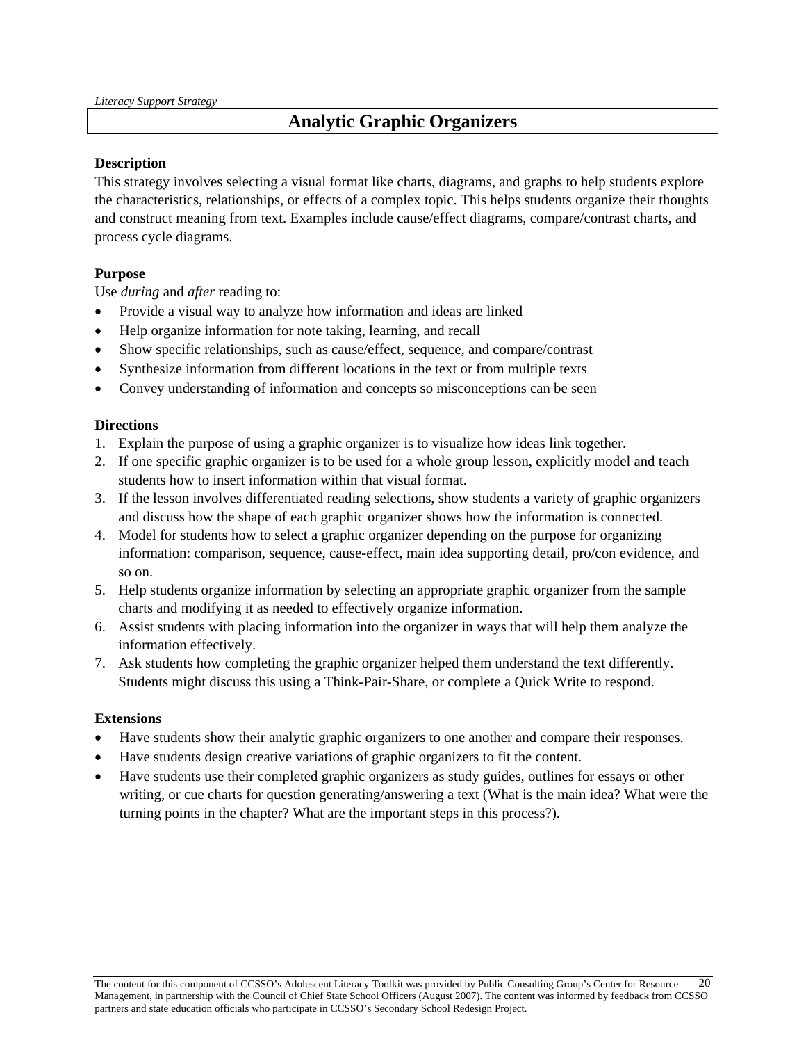*Literacy Support Strategy*

# Analytic Graphic Organizers

**Description**

This strategy involves selecting a visual format like charts, diagrams, and graphs to help students explore the characteristics, relationships, or effects of a complex topic. This helps students organize their thoughts and construct meaning from text. Examples include cause/effect diagrams, compare/contrast charts, and process cycle diagrams.

**Purpose**

Use *during* and *after* reading to:

- Provide a visual way to analyze how information and ideas are linked
- Help organize information for note taking, learning, and recall
- Show specific relationships, such as cause/effect, sequence, and compare/contrast
- Synthesize information from different locations in the text or from multiple texts
- Convey understanding of information and concepts so misconceptions can be seen

**Directions**

1. Explain the purpose of using a graphic organizer is to visualize how ideas link together.
2. If one specific graphic organizer is to be used for a whole group lesson, explicitly model and teach students how to insert information within that visual format.
3. If the lesson involves differentiated reading selections, show students a variety of graphic organizers and discuss how the shape of each graphic organizer shows how the information is connected.
4. Model for students how to select a graphic organizer depending on the purpose for organizing information: comparison, sequence, cause-effect, main idea supporting detail, pro/con evidence, and so on.
5. Help students organize information by selecting an appropriate graphic organizer from the sample charts and modifying it as needed to effectively organize information.
6. Assist students with placing information into the organizer in ways that will help them analyze the information effectively.
7. Ask students how completing the graphic organizer helped them understand the text differently. Students might discuss this using a Think-Pair-Share, or complete a Quick Write to respond.

**Extensions**

- Have students show their analytic graphic organizers to one another and compare their responses.
- Have students design creative variations of graphic organizers to fit the content.
- Have students use their completed graphic organizers as study guides, outlines for essays or other writing, or cue charts for question generating/answering a text (What is the main idea? What were the turning points in the chapter? What are the important steps in this process?).

The content for this component of CCSSO's Adolescent Literacy Toolkit was provided by Public Consulting Group's Center for Resource Management, in partnership with the Council of Chief State School Officers (August 2007). The content was informed by feedback from CCSSO partners and state education officials who participate in CCSSO's Secondary School Redesign Project.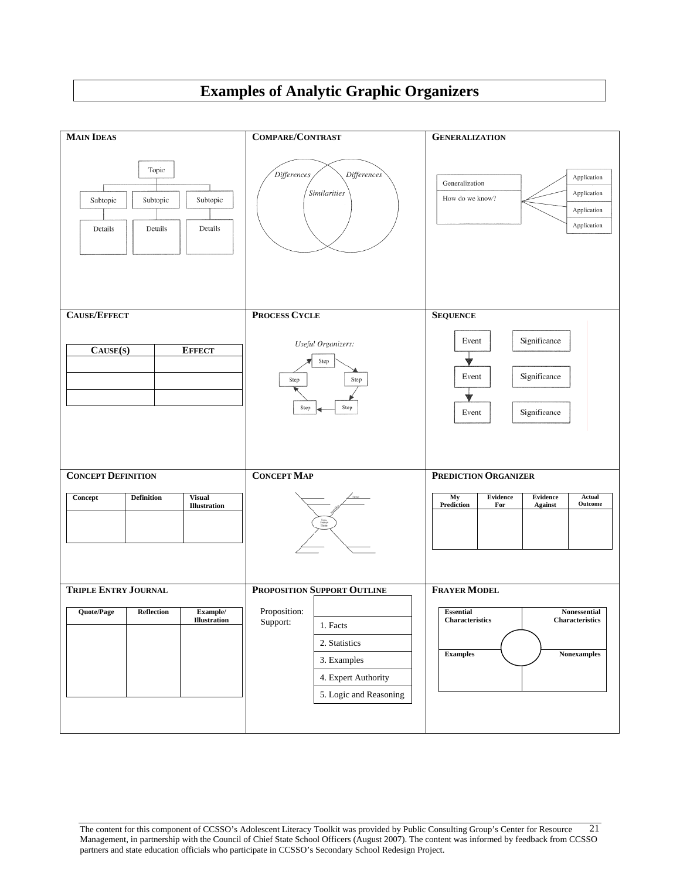# Examples of Analytic Graphic Organizers

### MAIN IDEAS

Topic

Subtopic — Subtopic — Subtopic

Details — Details — Details

### COMPARE/CONTRAST

*Differences* — *Similarities* — *Differences*

### GENERALIZATION

Generalization

How do we know?

Application

Application

Application

Application

### CAUSE/EFFECT

| CAUSE(S) | EFFECT |
|---|---|
| | |
| | |
| | |

### PROCESS CYCLE

*Useful Organizers:*

Step → Step → Step → Step → Step

### SEQUENCE

| Event | Significance |
|---|---|
| Event | Significance |
| Event | Significance |

### CONCEPT DEFINITION

| Concept | Definition | Visual Illustration |
|---|---|---|
| | | |

### CONCEPT MAP

### PREDICTION ORGANIZER

| My Prediction | Evidence For | Evidence Against | Actual Outcome |
|---|---|---|---|
| | | | |

### TRIPLE ENTRY JOURNAL

| Quote/Page | Reflection | Example/ Illustration |
|---|---|---|
| | | |

### PROPOSITION SUPPORT OUTLINE

| Proposition: | |
|---|---|
| Support: | 1. Facts |
| | 2. Statistics |
| | 3. Examples |
| | 4. Expert Authority |
| | 5. Logic and Reasoning |

### FRAYER MODEL

| Essential Characteristics | Nonessential Characteristics |
|---|---|
| **Examples** | **Nonexamples** |

The content for this component of CCSSO's Adolescent Literacy Toolkit was provided by Public Consulting Group's Center for Resource Management, in partnership with the Council of Chief State School Officers (August 2007). The content was informed by feedback from CCSSO partners and state education officials who participate in CCSSO's Secondary School Redesign Project.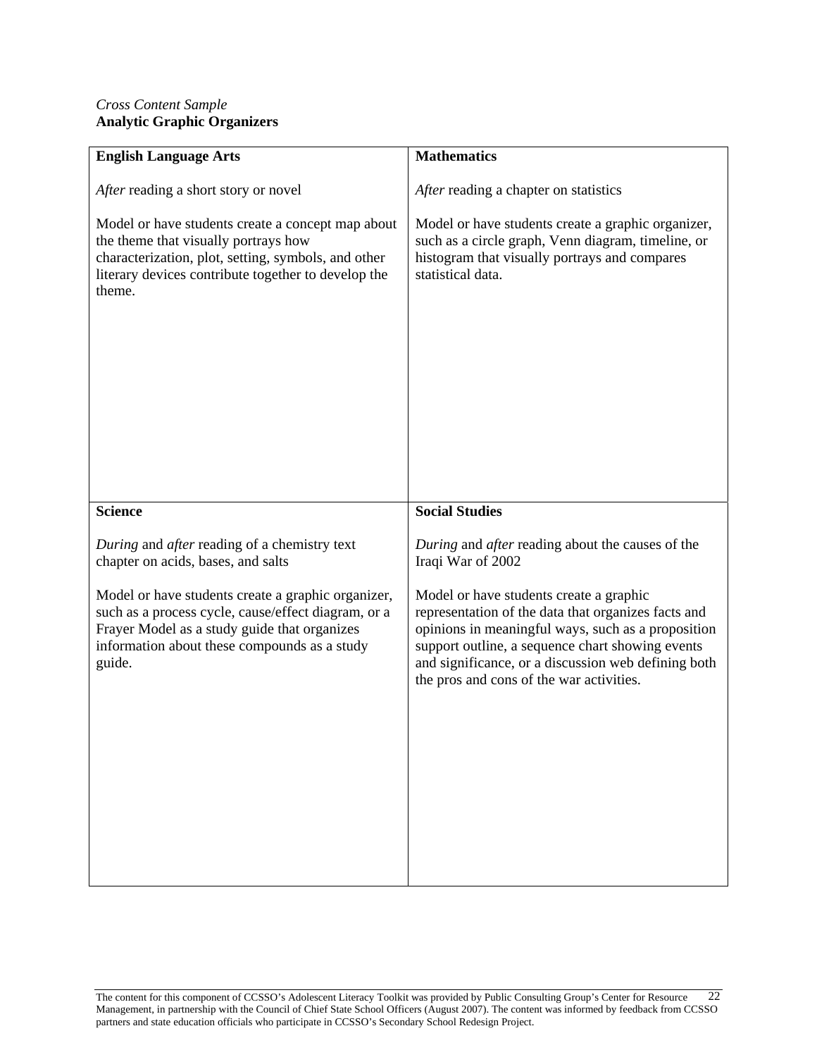*Cross Content Sample*
**Analytic Graphic Organizers**

| **English Language Arts** | **Mathematics** |
| --- | --- |
| *After* reading a short story or novel<br><br>Model or have students create a concept map about the theme that visually portrays how characterization, plot, setting, symbols, and other literary devices contribute together to develop the theme. | *After* reading a chapter on statistics<br><br>Model or have students create a graphic organizer, such as a circle graph, Venn diagram, timeline, or histogram that visually portrays and compares statistical data. |
| **Science** | **Social Studies** |
| *During* and *after* reading of a chemistry text chapter on acids, bases, and salts<br><br>Model or have students create a graphic organizer, such as a process cycle, cause/effect diagram, or a Frayer Model as a study guide that organizes information about these compounds as a study guide. | *During* and *after* reading about the causes of the Iraqi War of 2002<br><br>Model or have students create a graphic representation of the data that organizes facts and opinions in meaningful ways, such as a proposition support outline, a sequence chart showing events and significance, or a discussion web defining both the pros and cons of the war activities. |

The content for this component of CCSSO's Adolescent Literacy Toolkit was provided by Public Consulting Group's Center for Resource Management, in partnership with the Council of Chief State School Officers (August 2007). The content was informed by feedback from CCSSO partners and state education officials who participate in CCSSO's Secondary School Redesign Project.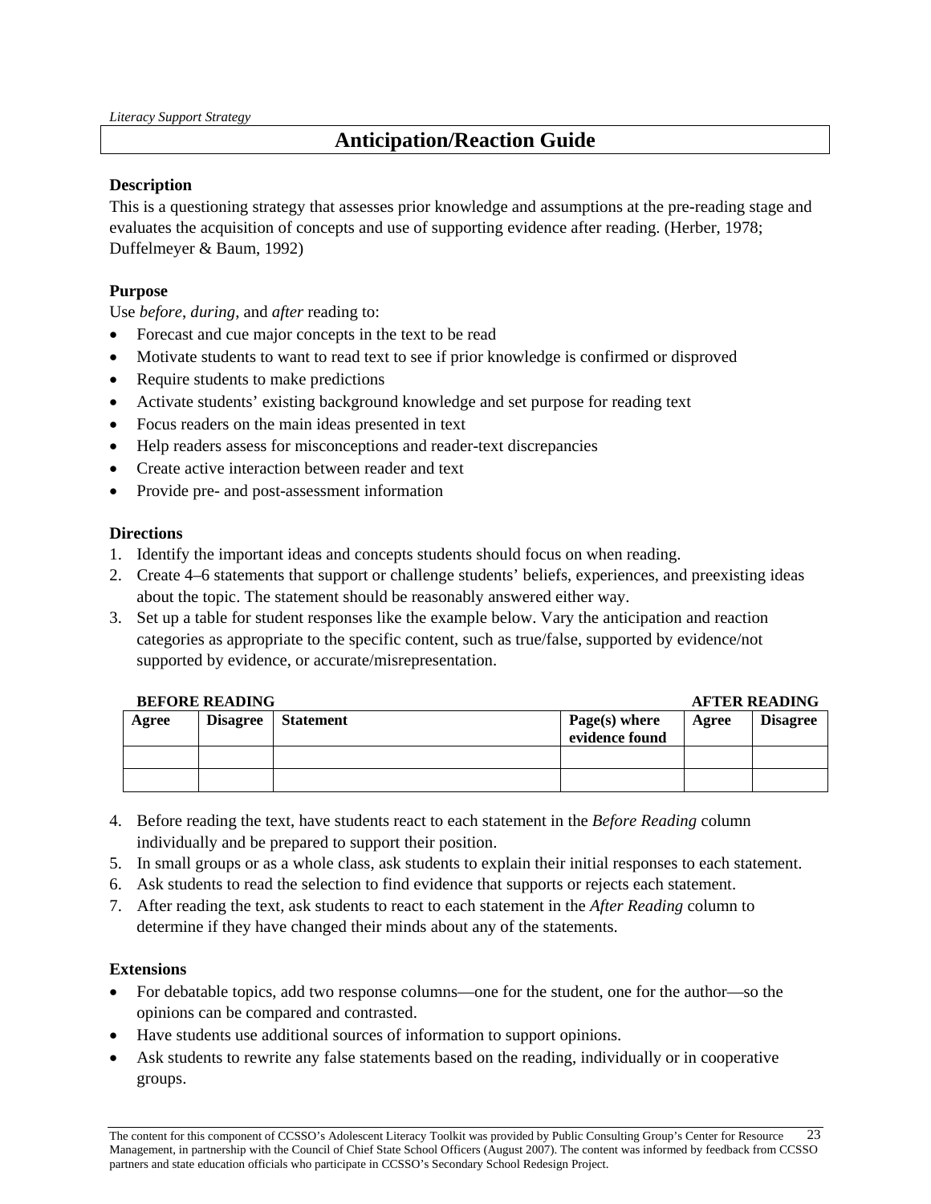*Literacy Support Strategy*

# Anticipation/Reaction Guide

**Description**

This is a questioning strategy that assesses prior knowledge and assumptions at the pre-reading stage and evaluates the acquisition of concepts and use of supporting evidence after reading. (Herber, 1978; Duffelmeyer & Baum, 1992)

**Purpose**

Use *before*, *during*, and *after* reading to:

- Forecast and cue major concepts in the text to be read
- Motivate students to want to read text to see if prior knowledge is confirmed or disproved
- Require students to make predictions
- Activate students' existing background knowledge and set purpose for reading text
- Focus readers on the main ideas presented in text
- Help readers assess for misconceptions and reader-text discrepancies
- Create active interaction between reader and text
- Provide pre- and post-assessment information

**Directions**

1. Identify the important ideas and concepts students should focus on when reading.
2. Create 4–6 statements that support or challenge students' beliefs, experiences, and preexisting ideas about the topic. The statement should be reasonably answered either way.
3. Set up a table for student responses like the example below. Vary the anticipation and reaction categories as appropriate to the specific content, such as true/false, supported by evidence/not supported by evidence, or accurate/misrepresentation.

| BEFORE READING | | | | AFTER READING | |
|---|---|---|---|---|---|
| **Agree** | **Disagree** | **Statement** | **Page(s) where evidence found** | **Agree** | **Disagree** |
| | | | | | |
| | | | | | |

4. Before reading the text, have students react to each statement in the *Before Reading* column individually and be prepared to support their position.
5. In small groups or as a whole class, ask students to explain their initial responses to each statement.
6. Ask students to read the selection to find evidence that supports or rejects each statement.
7. After reading the text, ask students to react to each statement in the *After Reading* column to determine if they have changed their minds about any of the statements.

**Extensions**

- For debatable topics, add two response columns—one for the student, one for the author—so the opinions can be compared and contrasted.
- Have students use additional sources of information to support opinions.
- Ask students to rewrite any false statements based on the reading, individually or in cooperative groups.

The content for this component of CCSSO's Adolescent Literacy Toolkit was provided by Public Consulting Group's Center for Resource Management, in partnership with the Council of Chief State School Officers (August 2007). The content was informed by feedback from CCSSO partners and state education officials who participate in CCSSO's Secondary School Redesign Project.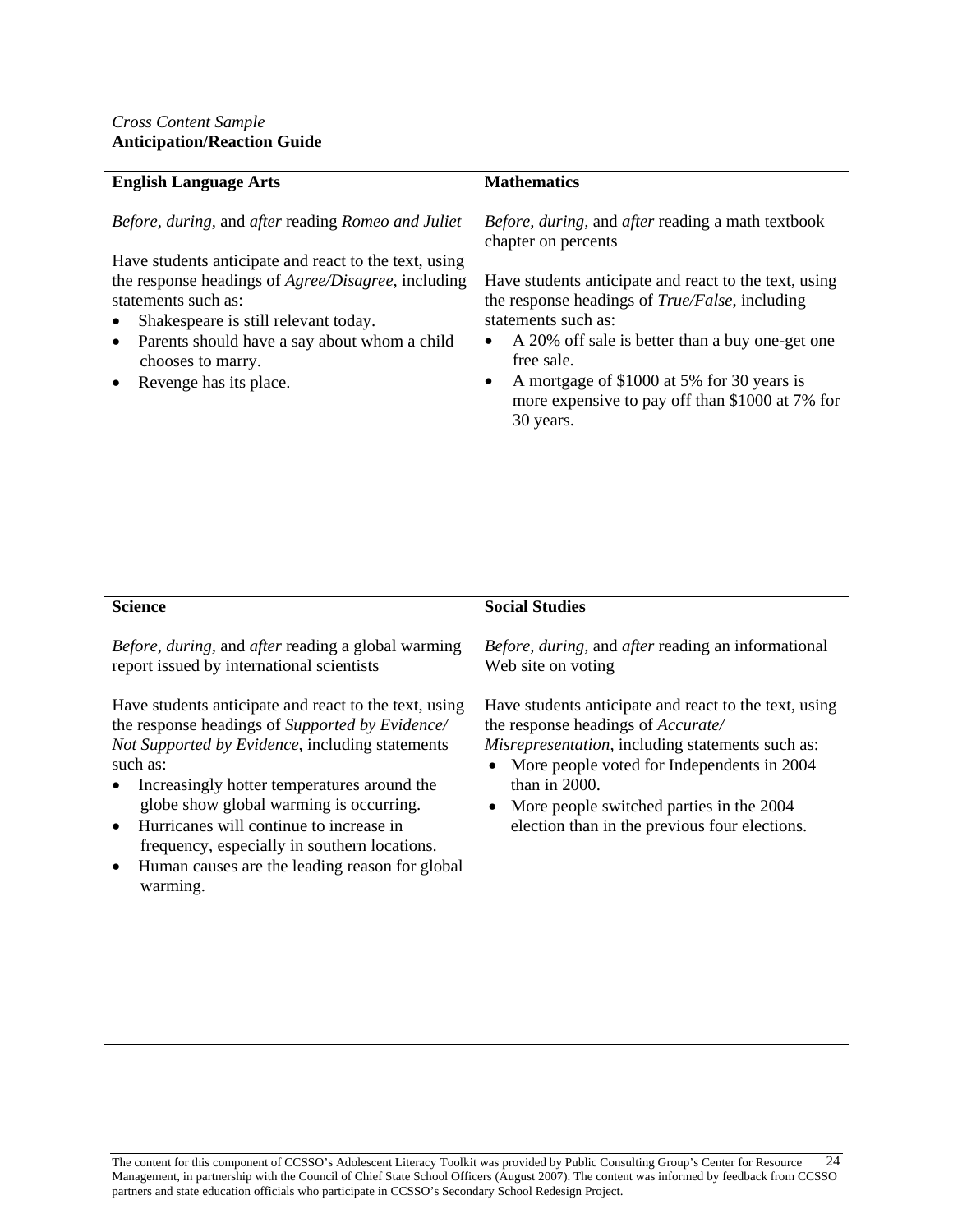*Cross Content Sample*
**Anticipation/Reaction Guide**

| **English Language Arts** | **Mathematics** |
|---|---|
| *Before*, *during*, and *after* reading *Romeo and Juliet*<br><br>Have students anticipate and react to the text, using the response headings of *Agree/Disagree*, including statements such as:<br>• Shakespeare is still relevant today.<br>• Parents should have a say about whom a child chooses to marry.<br>• Revenge has its place. | *Before*, *during*, and *after* reading a math textbook chapter on percents<br><br>Have students anticipate and react to the text, using the response headings of *True/False*, including statements such as:<br>• A 20% off sale is better than a buy one-get one free sale.<br>• A mortgage of $1000 at 5% for 30 years is more expensive to pay off than $1000 at 7% for 30 years. |
| **Science** | **Social Studies** |
| *Before*, *during*, and *after* reading a global warming report issued by international scientists<br><br>Have students anticipate and react to the text, using the response headings of *Supported by Evidence/ Not Supported by Evidence*, including statements such as:<br>• Increasingly hotter temperatures around the globe show global warming is occurring.<br>• Hurricanes will continue to increase in frequency, especially in southern locations.<br>• Human causes are the leading reason for global warming. | *Before*, *during*, and *after* reading an informational Web site on voting<br><br>Have students anticipate and react to the text, using the response headings of *Accurate/ Misrepresentation*, including statements such as:<br>• More people voted for Independents in 2004 than in 2000.<br>• More people switched parties in the 2004 election than in the previous four elections. |

The content for this component of CCSSO's Adolescent Literacy Toolkit was provided by Public Consulting Group's Center for Resource Management, in partnership with the Council of Chief State School Officers (August 2007). The content was informed by feedback from CCSSO partners and state education officials who participate in CCSSO's Secondary School Redesign Project.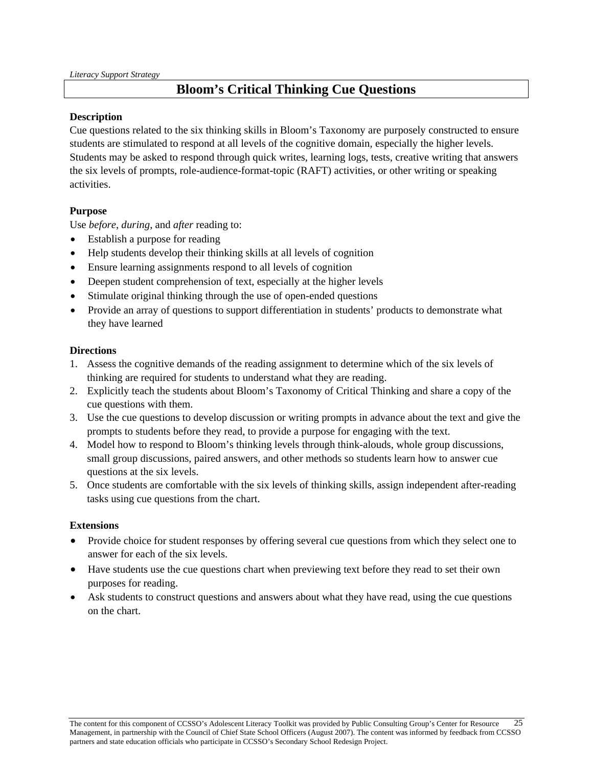*Literacy Support Strategy*

# Bloom's Critical Thinking Cue Questions

**Description**

Cue questions related to the six thinking skills in Bloom's Taxonomy are purposely constructed to ensure students are stimulated to respond at all levels of the cognitive domain, especially the higher levels. Students may be asked to respond through quick writes, learning logs, tests, creative writing that answers the six levels of prompts, role-audience-format-topic (RAFT) activities, or other writing or speaking activities.

**Purpose**

Use *before*, *during*, and *after* reading to:

- Establish a purpose for reading
- Help students develop their thinking skills at all levels of cognition
- Ensure learning assignments respond to all levels of cognition
- Deepen student comprehension of text, especially at the higher levels
- Stimulate original thinking through the use of open-ended questions
- Provide an array of questions to support differentiation in students' products to demonstrate what they have learned

**Directions**

1. Assess the cognitive demands of the reading assignment to determine which of the six levels of thinking are required for students to understand what they are reading.
2. Explicitly teach the students about Bloom's Taxonomy of Critical Thinking and share a copy of the cue questions with them.
3. Use the cue questions to develop discussion or writing prompts in advance about the text and give the prompts to students before they read, to provide a purpose for engaging with the text.
4. Model how to respond to Bloom's thinking levels through think-alouds, whole group discussions, small group discussions, paired answers, and other methods so students learn how to answer cue questions at the six levels.
5. Once students are comfortable with the six levels of thinking skills, assign independent after-reading tasks using cue questions from the chart.

**Extensions**

- Provide choice for student responses by offering several cue questions from which they select one to answer for each of the six levels.
- Have students use the cue questions chart when previewing text before they read to set their own purposes for reading.
- Ask students to construct questions and answers about what they have read, using the cue questions on the chart.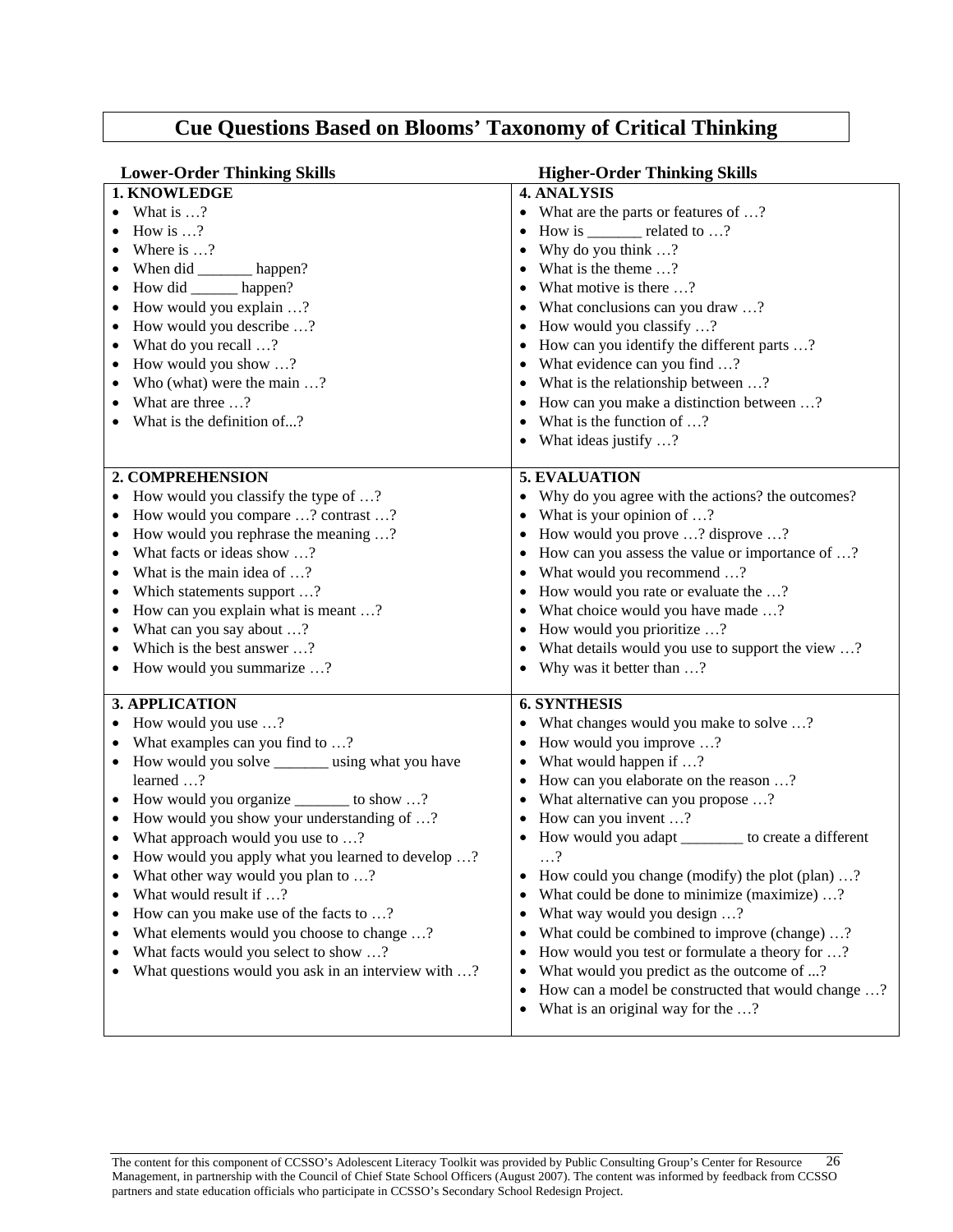# Cue Questions Based on Blooms' Taxonomy of Critical Thinking

## Lower-Order Thinking Skills

### 1. KNOWLEDGE

- What is …?
- How is …?
- Where is …?
- When did _______ happen?
- How did ______ happen?
- How would you explain …?
- How would you describe …?
- What do you recall …?
- How would you show …?
- Who (what) were the main …?
- What are three …?
- What is the definition of...?

### 2. COMPREHENSION

- How would you classify the type of …?
- How would you compare …? contrast …?
- How would you rephrase the meaning …?
- What facts or ideas show …?
- What is the main idea of …?
- Which statements support …?
- How can you explain what is meant …?
- What can you say about …?
- Which is the best answer …?
- How would you summarize …?

### 3. APPLICATION

- How would you use …?
- What examples can you find to …?
- How would you solve _______ using what you have learned …?
- How would you organize _______ to show …?
- How would you show your understanding of …?
- What approach would you use to …?
- How would you apply what you learned to develop …?
- What other way would you plan to …?
- What would result if …?
- How can you make use of the facts to …?
- What elements would you choose to change …?
- What facts would you select to show …?
- What questions would you ask in an interview with …?

## Higher-Order Thinking Skills

### 4. ANALYSIS

- What are the parts or features of …?
- How is _______ related to …?
- Why do you think …?
- What is the theme …?
- What motive is there …?
- What conclusions can you draw …?
- How would you classify …?
- How can you identify the different parts …?
- What evidence can you find …?
- What is the relationship between …?
- How can you make a distinction between …?
- What is the function of …?
- What ideas justify …?

### 5. EVALUATION

- Why do you agree with the actions? the outcomes?
- What is your opinion of …?
- How would you prove …? disprove …?
- How can you assess the value or importance of …?
- What would you recommend …?
- How would you rate or evaluate the …?
- What choice would you have made …?
- How would you prioritize …?
- What details would you use to support the view …?
- Why was it better than …?

### 6. SYNTHESIS

- What changes would you make to solve …?
- How would you improve …?
- What would happen if …?
- How can you elaborate on the reason …?
- What alternative can you propose …?
- How can you invent …?
- How would you adapt ________ to create a different …?
- How could you change (modify) the plot (plan) …?
- What could be done to minimize (maximize) …?
- What way would you design …?
- What could be combined to improve (change) …?
- How would you test or formulate a theory for …?
- What would you predict as the outcome of ...?
- How can a model be constructed that would change …?
- What is an original way for the …?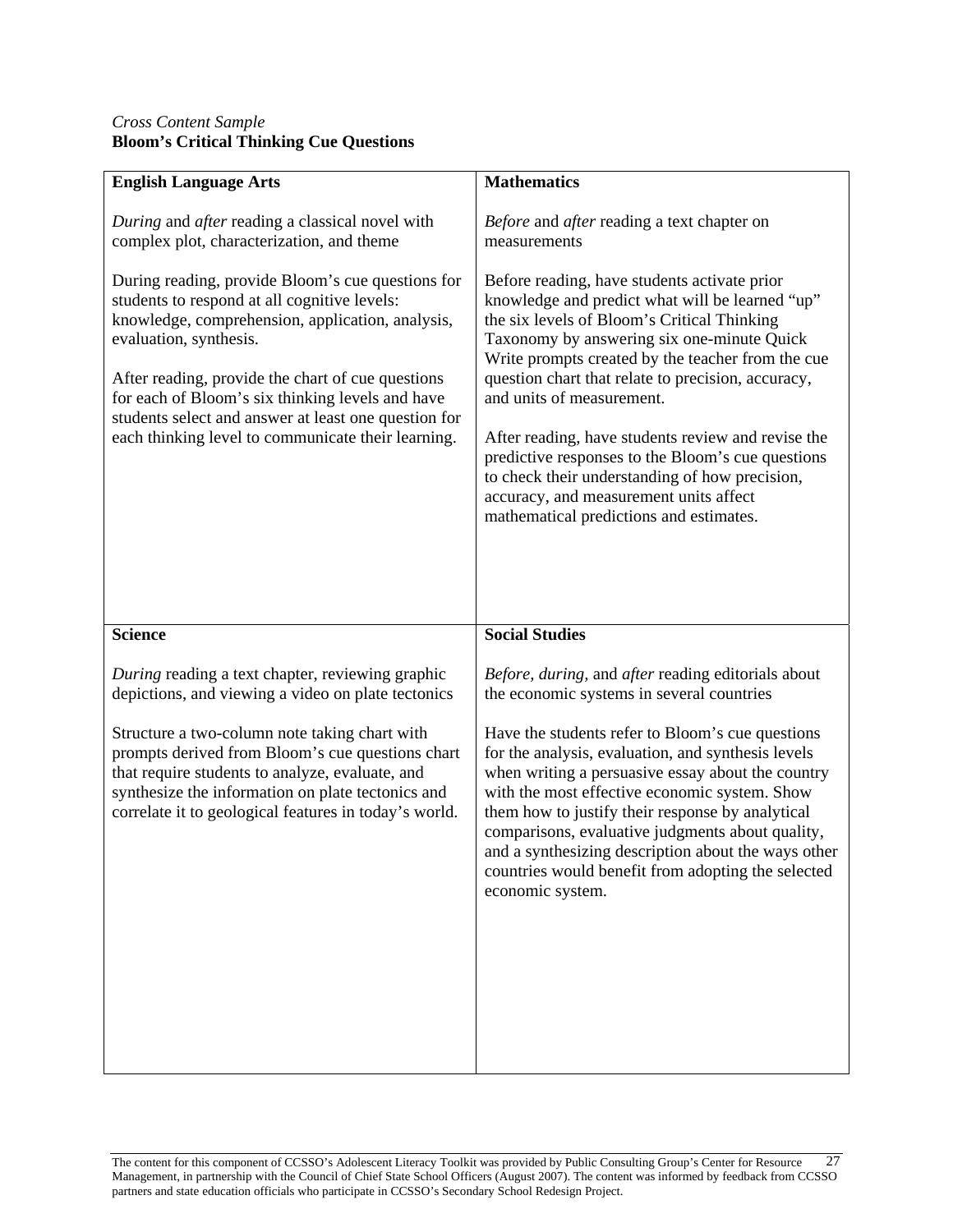*Cross Content Sample*
**Bloom's Critical Thinking Cue Questions**

| **English Language Arts** | **Mathematics** |
|---|---|
| *During* and *after* reading a classical novel with complex plot, characterization, and theme<br><br>During reading, provide Bloom's cue questions for students to respond at all cognitive levels: knowledge, comprehension, application, analysis, evaluation, synthesis.<br><br>After reading, provide the chart of cue questions for each of Bloom's six thinking levels and have students select and answer at least one question for each thinking level to communicate their learning. | *Before* and *after* reading a text chapter on measurements<br><br>Before reading, have students activate prior knowledge and predict what will be learned "up" the six levels of Bloom's Critical Thinking Taxonomy by answering six one-minute Quick Write prompts created by the teacher from the cue question chart that relate to precision, accuracy, and units of measurement.<br><br>After reading, have students review and revise the predictive responses to the Bloom's cue questions to check their understanding of how precision, accuracy, and measurement units affect mathematical predictions and estimates. |
| **Science** | **Social Studies** |
| *During* reading a text chapter, reviewing graphic depictions, and viewing a video on plate tectonics<br><br>Structure a two-column note taking chart with prompts derived from Bloom's cue questions chart that require students to analyze, evaluate, and synthesize the information on plate tectonics and correlate it to geological features in today's world. | *Before, during,* and *after* reading editorials about the economic systems in several countries<br><br>Have the students refer to Bloom's cue questions for the analysis, evaluation, and synthesis levels when writing a persuasive essay about the country with the most effective economic system. Show them how to justify their response by analytical comparisons, evaluative judgments about quality, and a synthesizing description about the ways other countries would benefit from adopting the selected economic system. |

The content for this component of CCSSO's Adolescent Literacy Toolkit was provided by Public Consulting Group's Center for Resource Management, in partnership with the Council of Chief State School Officers (August 2007). The content was informed by feedback from CCSSO partners and state education officials who participate in CCSSO's Secondary School Redesign Project.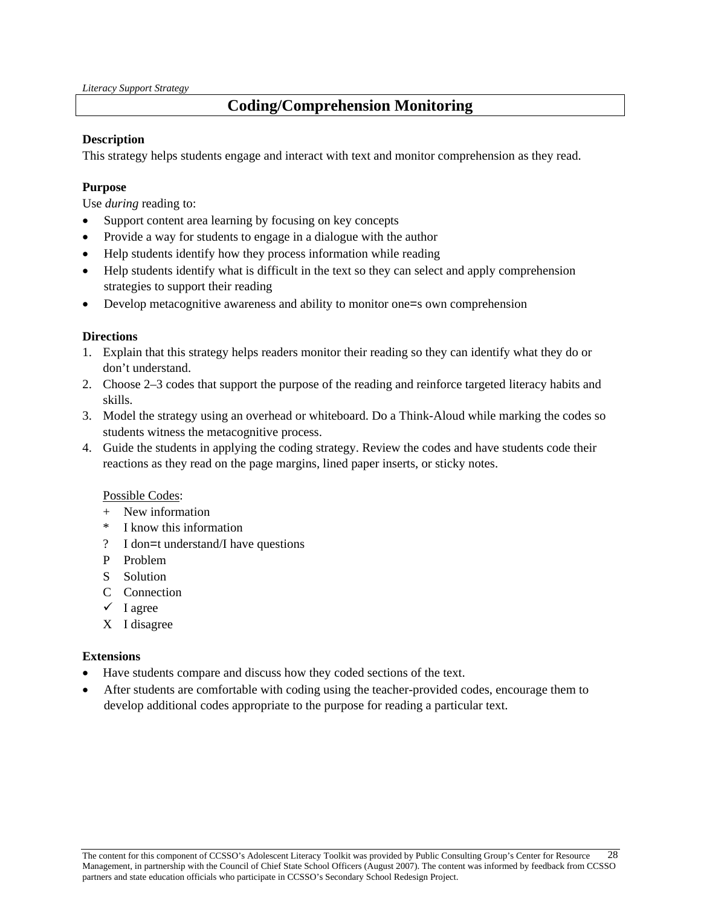*Literacy Support Strategy*

# Coding/Comprehension Monitoring

**Description**

This strategy helps students engage and interact with text and monitor comprehension as they read.

**Purpose**

Use *during* reading to:

- Support content area learning by focusing on key concepts
- Provide a way for students to engage in a dialogue with the author
- Help students identify how they process information while reading
- Help students identify what is difficult in the text so they can select and apply comprehension strategies to support their reading
- Develop metacognitive awareness and ability to monitor one=s own comprehension

**Directions**

1. Explain that this strategy helps readers monitor their reading so they can identify what they do or don't understand.
2. Choose 2–3 codes that support the purpose of the reading and reinforce targeted literacy habits and skills.
3. Model the strategy using an overhead or whiteboard. Do a Think-Aloud while marking the codes so students witness the metacognitive process.
4. Guide the students in applying the coding strategy. Review the codes and have students code their reactions as they read on the page margins, lined paper inserts, or sticky notes.

   <u>Possible Codes</u>:

   | | |
   |---|---|
   | + | New information |
   | * | I know this information |
   | ? | I don=t understand/I have questions |
   | P | Problem |
   | S | Solution |
   | C | Connection |
   | ✓ | I agree |
   | X | I disagree |

**Extensions**

- Have students compare and discuss how they coded sections of the text.
- After students are comfortable with coding using the teacher-provided codes, encourage them to develop additional codes appropriate to the purpose for reading a particular text.

The content for this component of CCSSO's Adolescent Literacy Toolkit was provided by Public Consulting Group's Center for Resource Management, in partnership with the Council of Chief State School Officers (August 2007). The content was informed by feedback from CCSSO partners and state education officials who participate in CCSSO's Secondary School Redesign Project.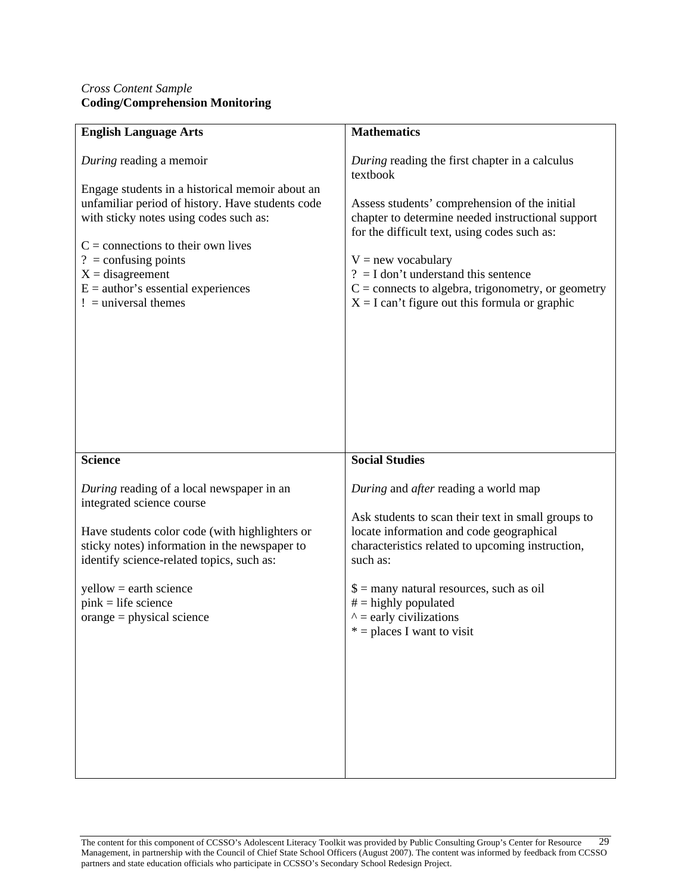*Cross Content Sample*
**Coding/Comprehension Monitoring**

| **English Language Arts** | **Mathematics** |
|---|---|
| *During* reading a memoir<br><br>Engage students in a historical memoir about an unfamiliar period of history. Have students code with sticky notes using codes such as:<br><br>C = connections to their own lives<br>? = confusing points<br>X = disagreement<br>E = author's essential experiences<br>! = universal themes | *During* reading the first chapter in a calculus textbook<br><br>Assess students' comprehension of the initial chapter to determine needed instructional support for the difficult text, using codes such as:<br><br>V = new vocabulary<br>? = I don't understand this sentence<br>C = connects to algebra, trigonometry, or geometry<br>X = I can't figure out this formula or graphic |
| **Science** | **Social Studies** |
| *During* reading of a local newspaper in an integrated science course<br><br>Have students color code (with highlighters or sticky notes) information in the newspaper to identify science-related topics, such as:<br><br>yellow = earth science<br>pink = life science<br>orange = physical science | *During* and *after* reading a world map<br><br>Ask students to scan their text in small groups to locate information and code geographical characteristics related to upcoming instruction, such as:<br><br>$ = many natural resources, such as oil<br># = highly populated<br>^ = early civilizations<br>* = places I want to visit |

The content for this component of CCSSO's Adolescent Literacy Toolkit was provided by Public Consulting Group's Center for Resource Management, in partnership with the Council of Chief State School Officers (August 2007). The content was informed by feedback from CCSSO partners and state education officials who participate in CCSSO's Secondary School Redesign Project.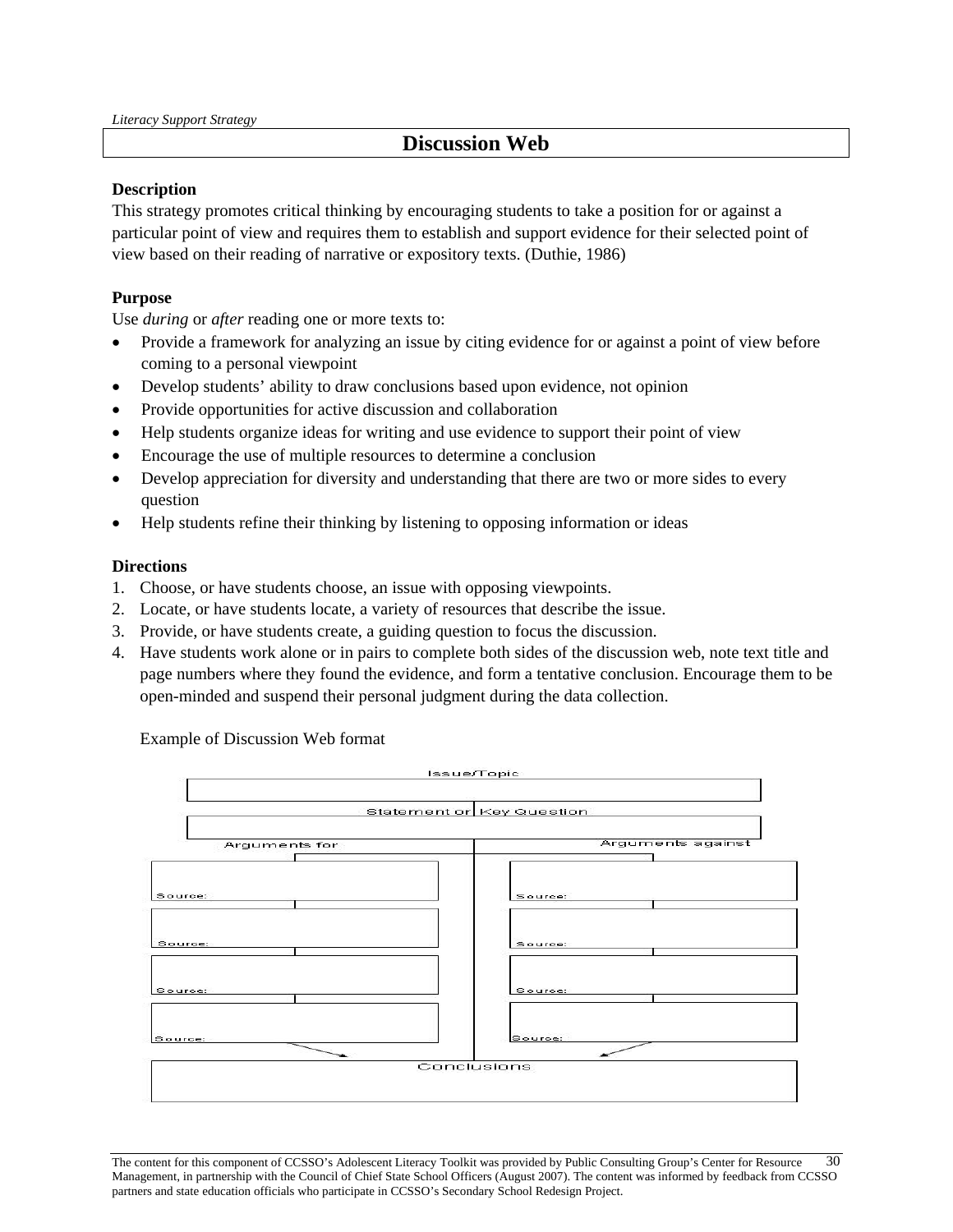*Literacy Support Strategy*

# Discussion Web

**Description**

This strategy promotes critical thinking by encouraging students to take a position for or against a particular point of view and requires them to establish and support evidence for their selected point of view based on their reading of narrative or expository texts. (Duthie, 1986)

**Purpose**

Use *during* or *after* reading one or more texts to:

- Provide a framework for analyzing an issue by citing evidence for or against a point of view before coming to a personal viewpoint
- Develop students' ability to draw conclusions based upon evidence, not opinion
- Provide opportunities for active discussion and collaboration
- Help students organize ideas for writing and use evidence to support their point of view
- Encourage the use of multiple resources to determine a conclusion
- Develop appreciation for diversity and understanding that there are two or more sides to every question
- Help students refine their thinking by listening to opposing information or ideas

**Directions**

1. Choose, or have students choose, an issue with opposing viewpoints.
2. Locate, or have students locate, a variety of resources that describe the issue.
3. Provide, or have students create, a guiding question to focus the discussion.
4. Have students work alone or in pairs to complete both sides of the discussion web, note text title and page numbers where they found the evidence, and form a tentative conclusion. Encourage them to be open-minded and suspend their personal judgment during the data collection.

Example of Discussion Web format

| Issue/Topic | |
|---|---|
| Statement or Key Question | |
| Arguments for | Arguments against |
| Source: | Source: |
| Source: | Source: |
| Source: | Source: |
| Source: | Source: |
| Conclusions | |

The content for this component of CCSSO's Adolescent Literacy Toolkit was provided by Public Consulting Group's Center for Resource Management, in partnership with the Council of Chief State School Officers (August 2007). The content was informed by feedback from CCSSO partners and state education officials who participate in CCSSO's Secondary School Redesign Project.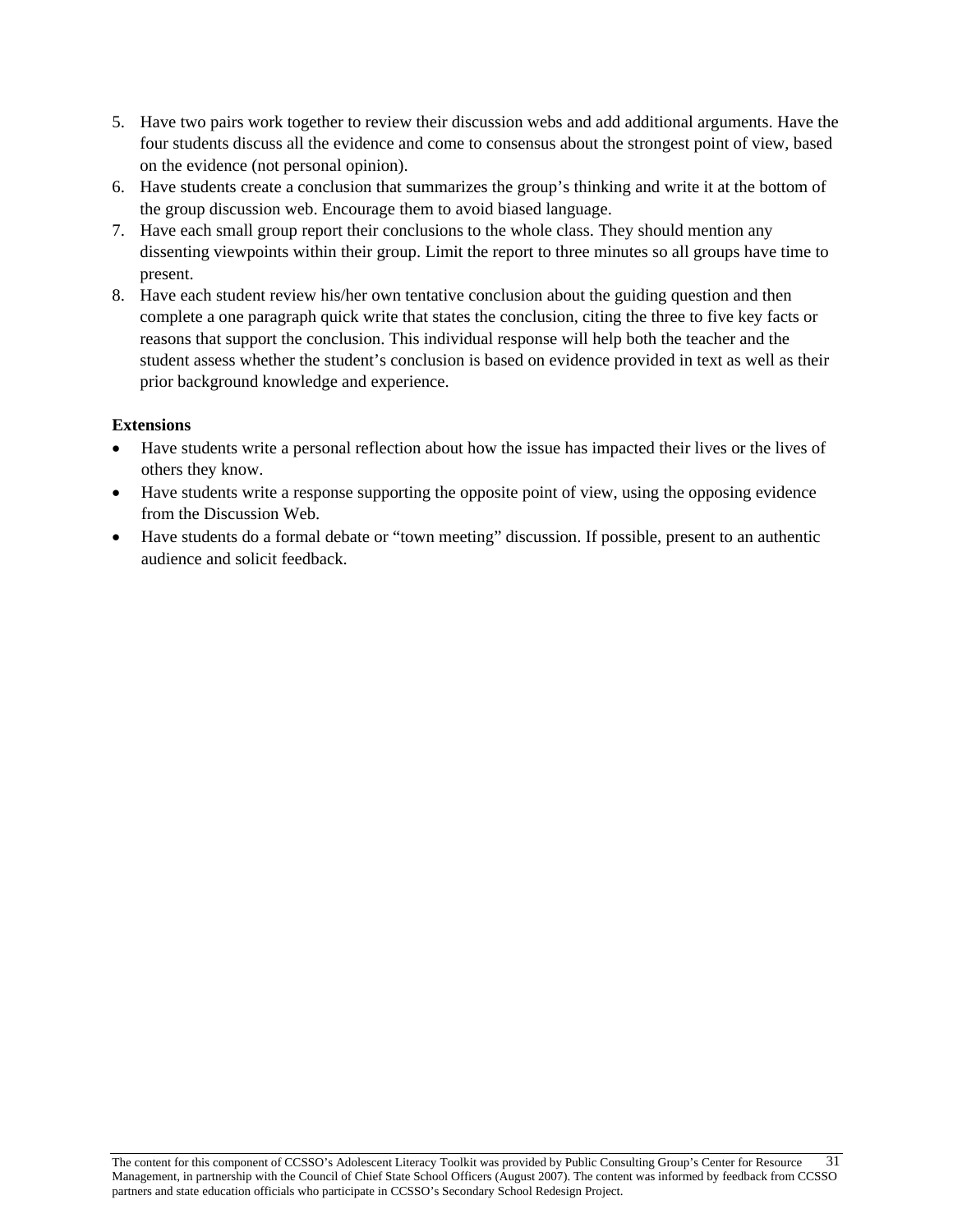5. Have two pairs work together to review their discussion webs and add additional arguments. Have the four students discuss all the evidence and come to consensus about the strongest point of view, based on the evidence (not personal opinion).
6. Have students create a conclusion that summarizes the group's thinking and write it at the bottom of the group discussion web. Encourage them to avoid biased language.
7. Have each small group report their conclusions to the whole class. They should mention any dissenting viewpoints within their group. Limit the report to three minutes so all groups have time to present.
8. Have each student review his/her own tentative conclusion about the guiding question and then complete a one paragraph quick write that states the conclusion, citing the three to five key facts or reasons that support the conclusion. This individual response will help both the teacher and the student assess whether the student's conclusion is based on evidence provided in text as well as their prior background knowledge and experience.

**Extensions**

- Have students write a personal reflection about how the issue has impacted their lives or the lives of others they know.
- Have students write a response supporting the opposite point of view, using the opposing evidence from the Discussion Web.
- Have students do a formal debate or "town meeting" discussion. If possible, present to an authentic audience and solicit feedback.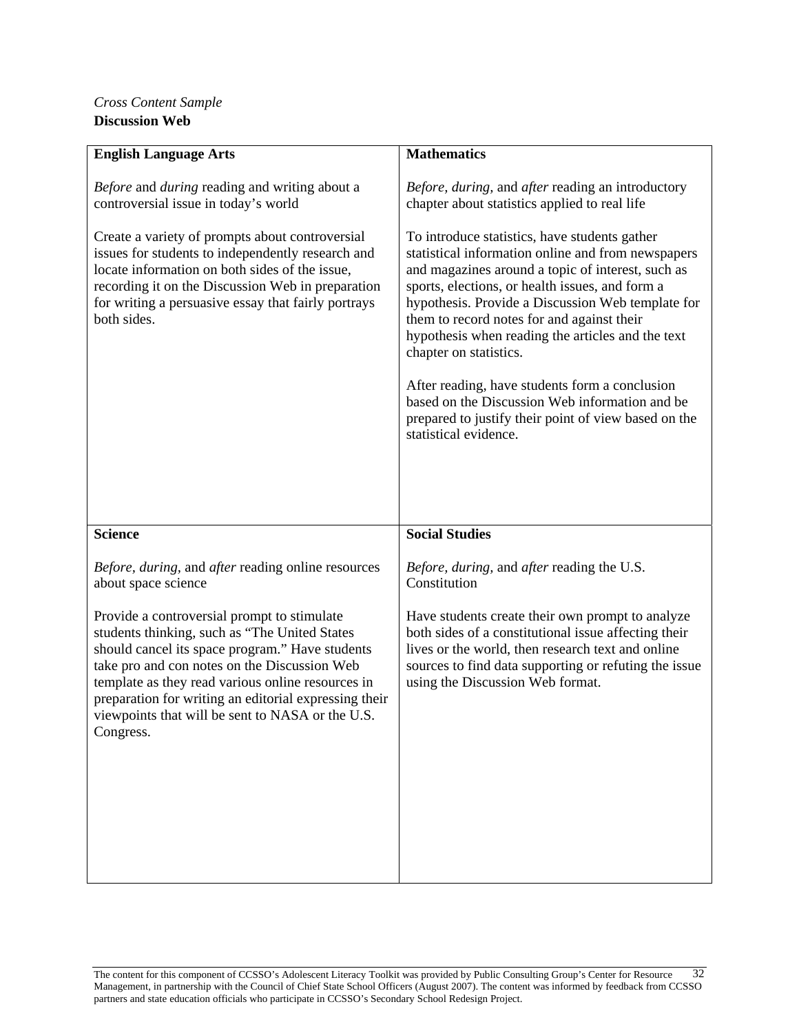*Cross Content Sample*
**Discussion Web**

| **English Language Arts** | **Mathematics** |
|---|---|
| *Before* and *during* reading and writing about a controversial issue in today's world<br><br>Create a variety of prompts about controversial issues for students to independently research and locate information on both sides of the issue, recording it on the Discussion Web in preparation for writing a persuasive essay that fairly portrays both sides. | *Before, during,* and *after* reading an introductory chapter about statistics applied to real life<br><br>To introduce statistics, have students gather statistical information online and from newspapers and magazines around a topic of interest, such as sports, elections, or health issues, and form a hypothesis. Provide a Discussion Web template for them to record notes for and against their hypothesis when reading the articles and the text chapter on statistics.<br><br>After reading, have students form a conclusion based on the Discussion Web information and be prepared to justify their point of view based on the statistical evidence. |
| **Science** | **Social Studies** |
| *Before, during,* and *after* reading online resources about space science<br><br>Provide a controversial prompt to stimulate students thinking, such as "The United States should cancel its space program." Have students take pro and con notes on the Discussion Web template as they read various online resources in preparation for writing an editorial expressing their viewpoints that will be sent to NASA or the U.S. Congress. | *Before, during,* and *after* reading the U.S. Constitution<br><br>Have students create their own prompt to analyze both sides of a constitutional issue affecting their lives or the world, then research text and online sources to find data supporting or refuting the issue using the Discussion Web format. |

The content for this component of CCSSO's Adolescent Literacy Toolkit was provided by Public Consulting Group's Center for Resource Management, in partnership with the Council of Chief State School Officers (August 2007). The content was informed by feedback from CCSSO partners and state education officials who participate in CCSSO's Secondary School Redesign Project.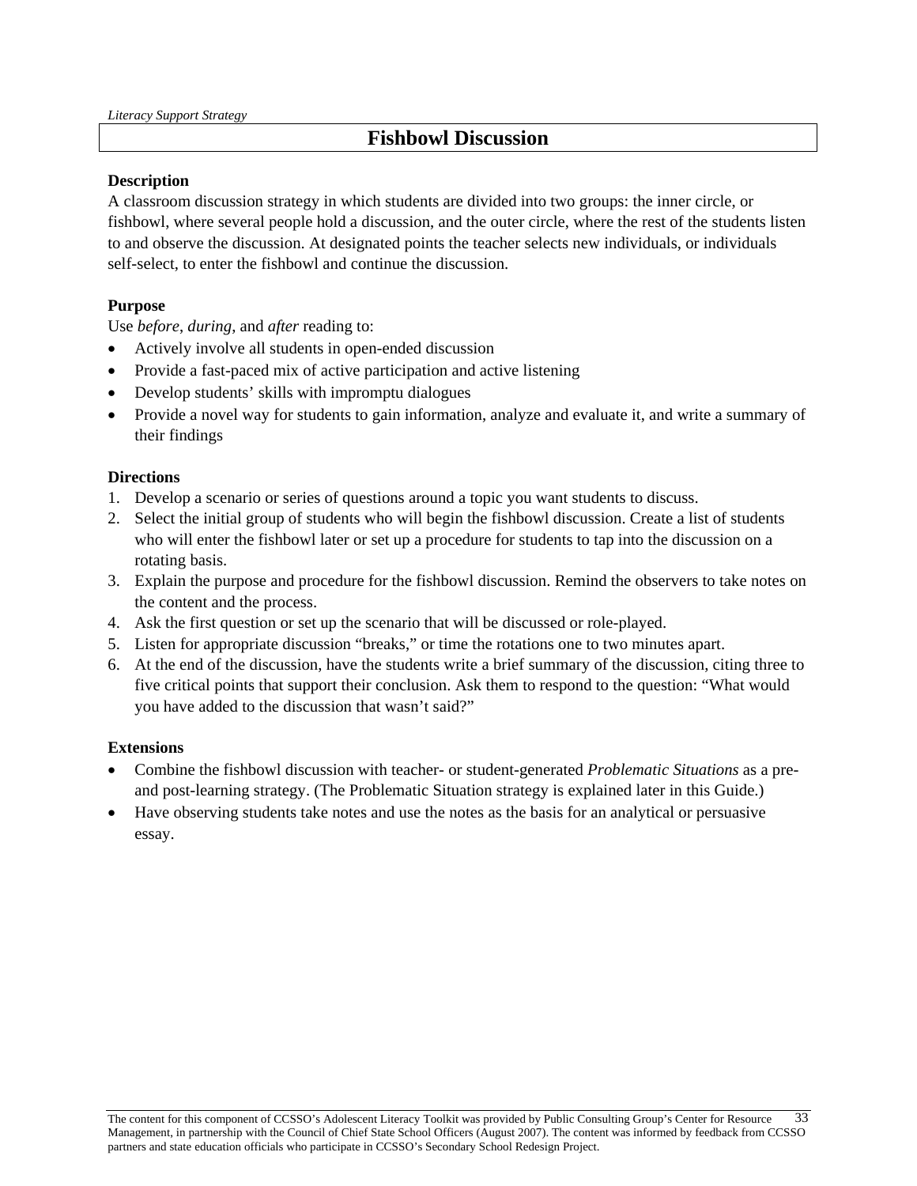*Literacy Support Strategy*

# Fishbowl Discussion

**Description**

A classroom discussion strategy in which students are divided into two groups: the inner circle, or fishbowl, where several people hold a discussion, and the outer circle, where the rest of the students listen to and observe the discussion. At designated points the teacher selects new individuals, or individuals self-select, to enter the fishbowl and continue the discussion.

**Purpose**

Use *before*, *during*, and *after* reading to:

- Actively involve all students in open-ended discussion
- Provide a fast-paced mix of active participation and active listening
- Develop students' skills with impromptu dialogues
- Provide a novel way for students to gain information, analyze and evaluate it, and write a summary of their findings

**Directions**

1. Develop a scenario or series of questions around a topic you want students to discuss.
2. Select the initial group of students who will begin the fishbowl discussion. Create a list of students who will enter the fishbowl later or set up a procedure for students to tap into the discussion on a rotating basis.
3. Explain the purpose and procedure for the fishbowl discussion. Remind the observers to take notes on the content and the process.
4. Ask the first question or set up the scenario that will be discussed or role-played.
5. Listen for appropriate discussion "breaks," or time the rotations one to two minutes apart.
6. At the end of the discussion, have the students write a brief summary of the discussion, citing three to five critical points that support their conclusion. Ask them to respond to the question: "What would you have added to the discussion that wasn't said?"

**Extensions**

- Combine the fishbowl discussion with teacher- or student-generated *Problematic Situations* as a pre- and post-learning strategy. (The Problematic Situation strategy is explained later in this Guide.)
- Have observing students take notes and use the notes as the basis for an analytical or persuasive essay.

The content for this component of CCSSO's Adolescent Literacy Toolkit was provided by Public Consulting Group's Center for Resource Management, in partnership with the Council of Chief State School Officers (August 2007). The content was informed by feedback from CCSSO partners and state education officials who participate in CCSSO's Secondary School Redesign Project.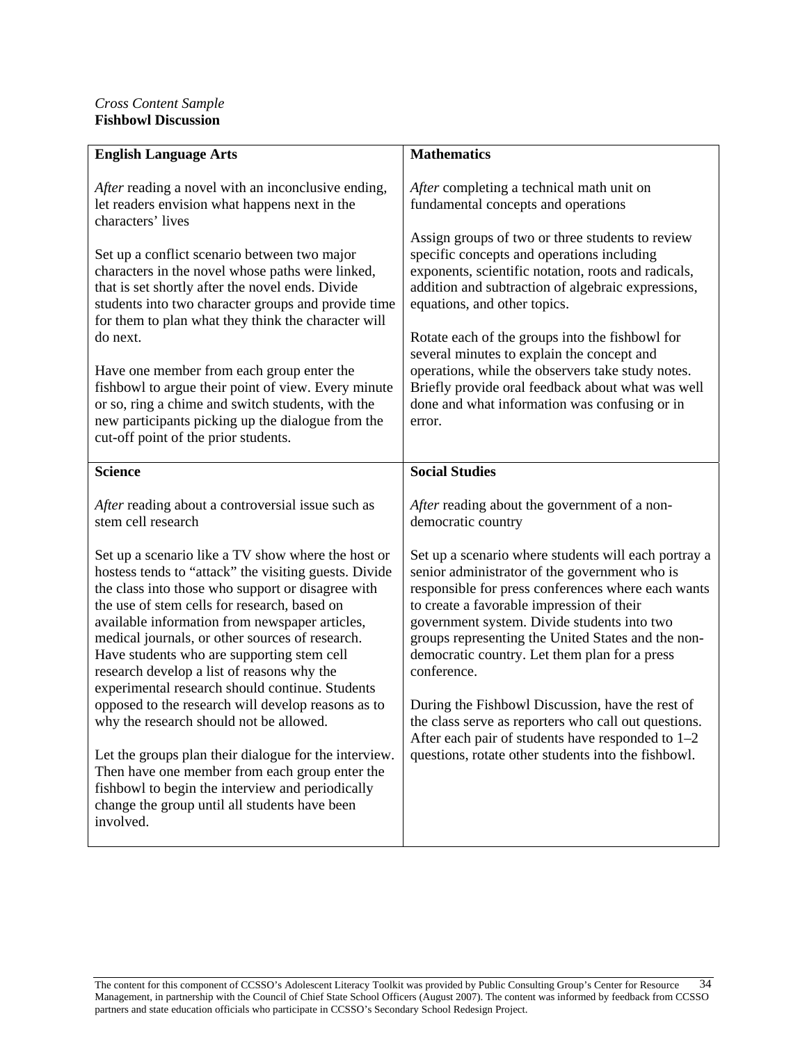*Cross Content Sample*
**Fishbowl Discussion**

| **English Language Arts** | **Mathematics** |
|---|---|
| *After* reading a novel with an inconclusive ending, let readers envision what happens next in the characters' lives<br><br>Set up a conflict scenario between two major characters in the novel whose paths were linked, that is set shortly after the novel ends. Divide students into two character groups and provide time for them to plan what they think the character will do next.<br><br>Have one member from each group enter the fishbowl to argue their point of view. Every minute or so, ring a chime and switch students, with the new participants picking up the dialogue from the cut-off point of the prior students. | *After* completing a technical math unit on fundamental concepts and operations<br><br>Assign groups of two or three students to review specific concepts and operations including exponents, scientific notation, roots and radicals, addition and subtraction of algebraic expressions, equations, and other topics.<br><br>Rotate each of the groups into the fishbowl for several minutes to explain the concept and operations, while the observers take study notes. Briefly provide oral feedback about what was well done and what information was confusing or in error. |
| **Science** | **Social Studies** |
| *After* reading about a controversial issue such as stem cell research<br><br>Set up a scenario like a TV show where the host or hostess tends to "attack" the visiting guests. Divide the class into those who support or disagree with the use of stem cells for research, based on available information from newspaper articles, medical journals, or other sources of research. Have students who are supporting stem cell research develop a list of reasons why the experimental research should continue. Students opposed to the research will develop reasons as to why the research should not be allowed.<br><br>Let the groups plan their dialogue for the interview. Then have one member from each group enter the fishbowl to begin the interview and periodically change the group until all students have been involved. | *After* reading about the government of a non-democratic country<br><br>Set up a scenario where students will each portray a senior administrator of the government who is responsible for press conferences where each wants to create a favorable impression of their government system. Divide students into two groups representing the United States and the non-democratic country. Let them plan for a press conference.<br><br>During the Fishbowl Discussion, have the rest of the class serve as reporters who call out questions. After each pair of students have responded to 1–2 questions, rotate other students into the fishbowl. |

The content for this component of CCSSO's Adolescent Literacy Toolkit was provided by Public Consulting Group's Center for Resource Management, in partnership with the Council of Chief State School Officers (August 2007). The content was informed by feedback from CCSSO partners and state education officials who participate in CCSSO's Secondary School Redesign Project.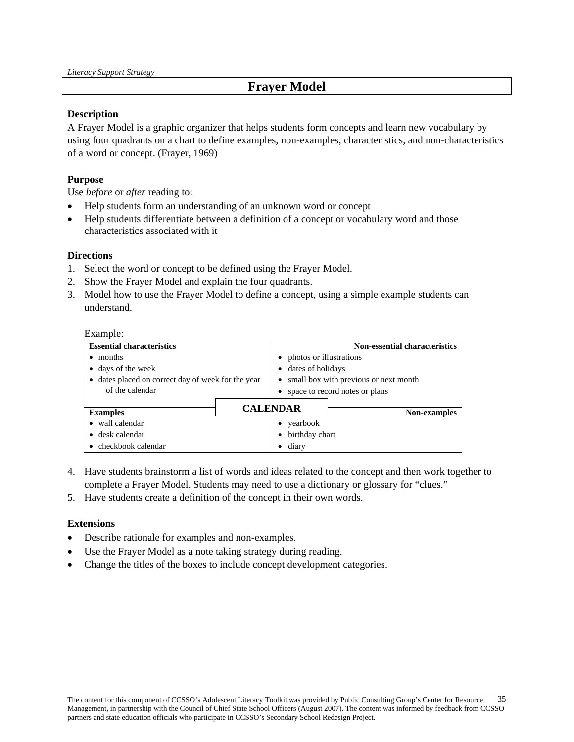*Literacy Support Strategy*

# Frayer Model

**Description**

A Frayer Model is a graphic organizer that helps students form concepts and learn new vocabulary by using four quadrants on a chart to define examples, non-examples, characteristics, and non-characteristics of a word or concept. (Frayer, 1969)

**Purpose**

Use *before* or *after* reading to:

- Help students form an understanding of an unknown word or concept
- Help students differentiate between a definition of a concept or vocabulary word and those characteristics associated with it

**Directions**

1. Select the word or concept to be defined using the Frayer Model.
2. Show the Frayer Model and explain the four quadrants.
3. Model how to use the Frayer Model to define a concept, using a simple example students can understand.

Example:

| Essential characteristics | Non-essential characteristics |
|---|---|
| • months<br>• days of the week<br>• dates placed on correct day of week for the year of the calendar | • photos or illustrations<br>• dates of holidays<br>• small box with previous or next month<br>• space to record notes or plans |
| **CALENDAR** | |
| **Examples** | **Non-examples** |
| • wall calendar<br>• desk calendar<br>• checkbook calendar | • yearbook<br>• birthday chart<br>• diary |

4. Have students brainstorm a list of words and ideas related to the concept and then work together to complete a Frayer Model. Students may need to use a dictionary or glossary for "clues."
5. Have students create a definition of the concept in their own words.

**Extensions**

- Describe rationale for examples and non-examples.
- Use the Frayer Model as a note taking strategy during reading.
- Change the titles of the boxes to include concept development categories.

The content for this component of CCSSO's Adolescent Literacy Toolkit was provided by Public Consulting Group's Center for Resource Management, in partnership with the Council of Chief State School Officers (August 2007). The content was informed by feedback from CCSSO partners and state education officials who participate in CCSSO's Secondary School Redesign Project.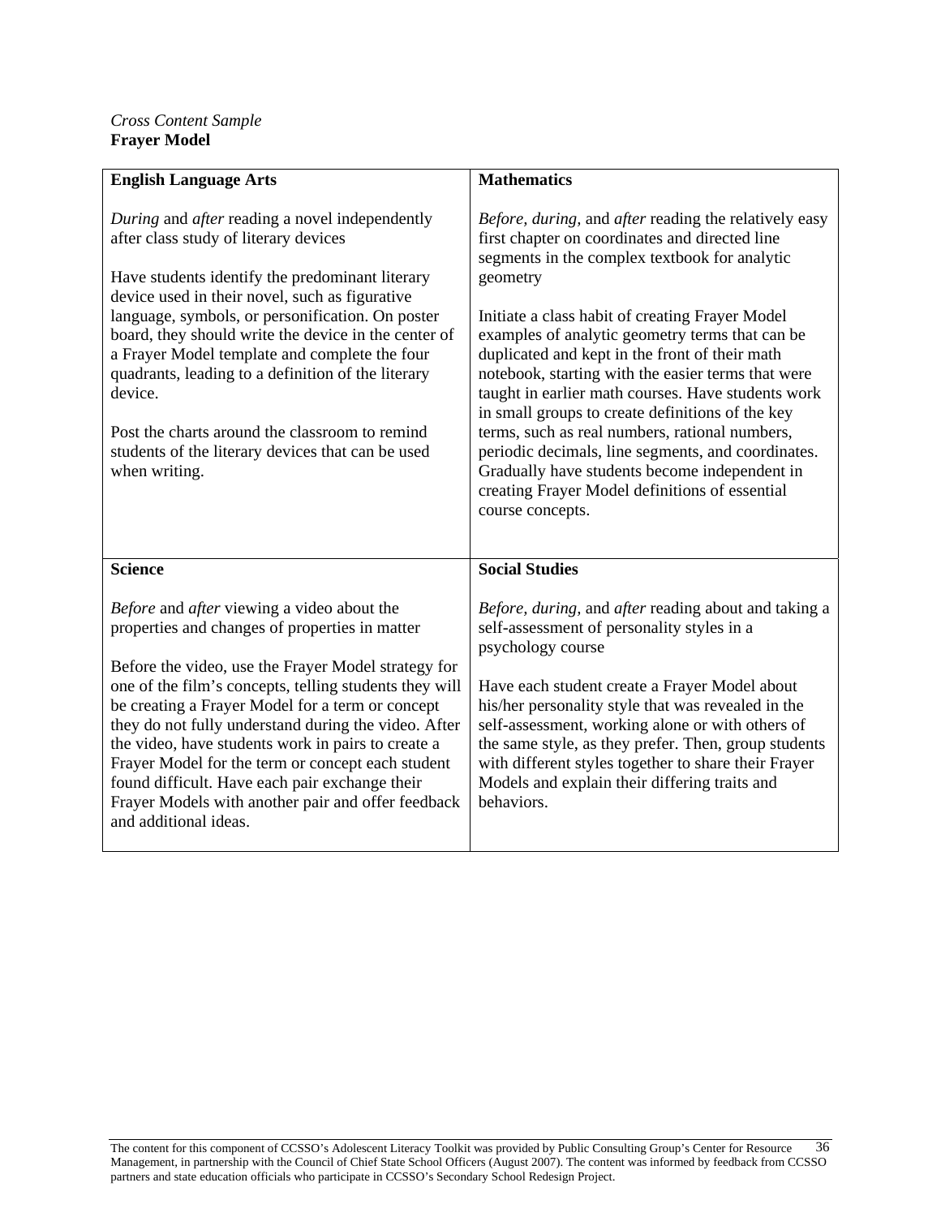*Cross Content Sample*
**Frayer Model**

| **English Language Arts** | **Mathematics** |
|---|---|
| *During* and *after* reading a novel independently after class study of literary devices<br><br>Have students identify the predominant literary device used in their novel, such as figurative language, symbols, or personification. On poster board, they should write the device in the center of a Frayer Model template and complete the four quadrants, leading to a definition of the literary device.<br><br>Post the charts around the classroom to remind students of the literary devices that can be used when writing. | *Before, during,* and *after* reading the relatively easy first chapter on coordinates and directed line segments in the complex textbook for analytic geometry<br><br>Initiate a class habit of creating Frayer Model examples of analytic geometry terms that can be duplicated and kept in the front of their math notebook, starting with the easier terms that were taught in earlier math courses. Have students work in small groups to create definitions of the key terms, such as real numbers, rational numbers, periodic decimals, line segments, and coordinates. Gradually have students become independent in creating Frayer Model definitions of essential course concepts. |
| **Science** | **Social Studies** |
| *Before* and *after* viewing a video about the properties and changes of properties in matter<br><br>Before the video, use the Frayer Model strategy for one of the film's concepts, telling students they will be creating a Frayer Model for a term or concept they do not fully understand during the video. After the video, have students work in pairs to create a Frayer Model for the term or concept each student found difficult. Have each pair exchange their Frayer Models with another pair and offer feedback and additional ideas. | *Before, during,* and *after* reading about and taking a self-assessment of personality styles in a psychology course<br><br>Have each student create a Frayer Model about his/her personality style that was revealed in the self-assessment, working alone or with others of the same style, as they prefer. Then, group students with different styles together to share their Frayer Models and explain their differing traits and behaviors. |

The content for this component of CCSSO's Adolescent Literacy Toolkit was provided by Public Consulting Group's Center for Resource Management, in partnership with the Council of Chief State School Officers (August 2007). The content was informed by feedback from CCSSO partners and state education officials who participate in CCSSO's Secondary School Redesign Project.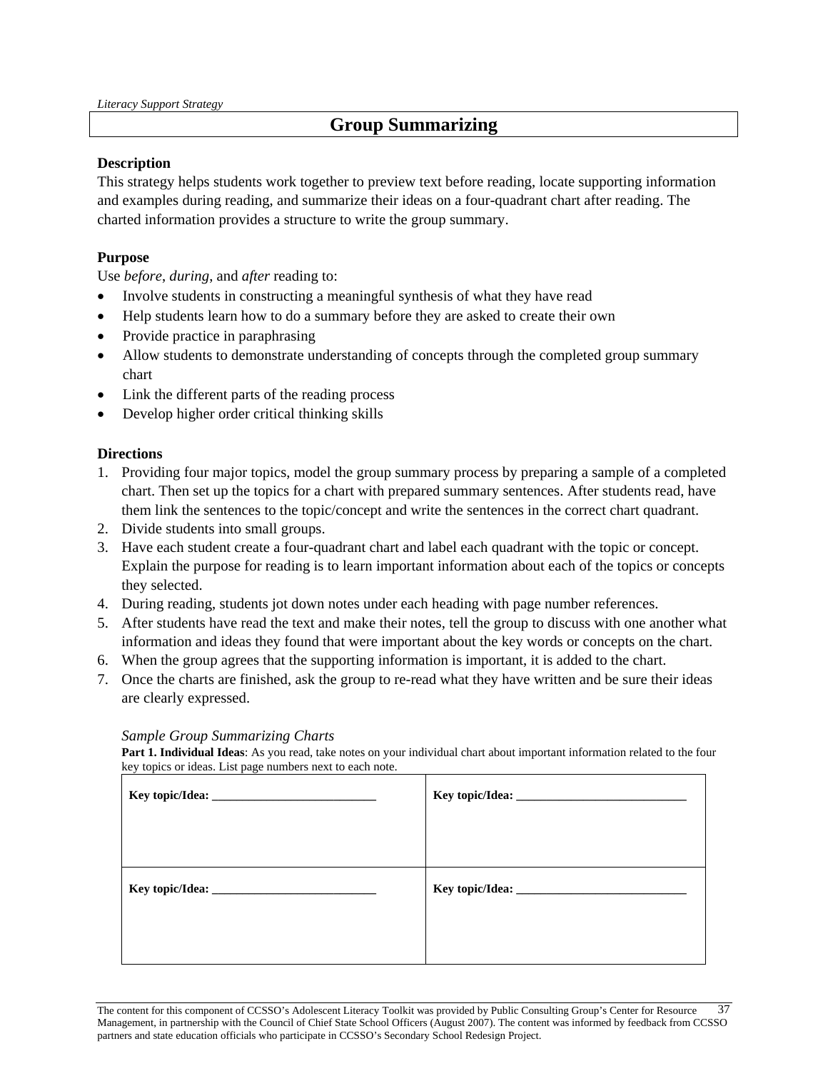*Literacy Support Strategy*

# Group Summarizing

**Description**

This strategy helps students work together to preview text before reading, locate supporting information and examples during reading, and summarize their ideas on a four-quadrant chart after reading. The charted information provides a structure to write the group summary.

**Purpose**

Use *before*, *during*, and *after* reading to:

- Involve students in constructing a meaningful synthesis of what they have read
- Help students learn how to do a summary before they are asked to create their own
- Provide practice in paraphrasing
- Allow students to demonstrate understanding of concepts through the completed group summary chart
- Link the different parts of the reading process
- Develop higher order critical thinking skills

**Directions**

1. Providing four major topics, model the group summary process by preparing a sample of a completed chart. Then set up the topics for a chart with prepared summary sentences. After students read, have them link the sentences to the topic/concept and write the sentences in the correct chart quadrant.
2. Divide students into small groups.
3. Have each student create a four-quadrant chart and label each quadrant with the topic or concept. Explain the purpose for reading is to learn important information about each of the topics or concepts they selected.
4. During reading, students jot down notes under each heading with page number references.
5. After students have read the text and make their notes, tell the group to discuss with one another what information and ideas they found that were important about the key words or concepts on the chart.
6. When the group agrees that the supporting information is important, it is added to the chart.
7. Once the charts are finished, ask the group to re-read what they have written and be sure their ideas are clearly expressed.

*Sample Group Summarizing Charts*

**Part 1. Individual Ideas**: As you read, take notes on your individual chart about important information related to the four key topics or ideas. List page numbers next to each note.

| **Key topic/Idea: ___________________________** | **Key topic/Idea: ____________________________** |
|---|---|
| **Key topic/Idea: ___________________________** | **Key topic/Idea: ____________________________** |

The content for this component of CCSSO's Adolescent Literacy Toolkit was provided by Public Consulting Group's Center for Resource Management, in partnership with the Council of Chief State School Officers (August 2007). The content was informed by feedback from CCSSO partners and state education officials who participate in CCSSO's Secondary School Redesign Project.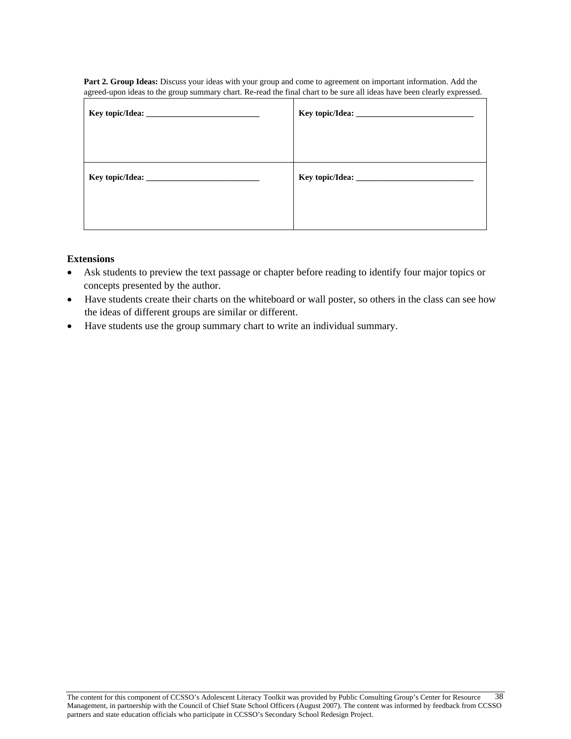**Part 2. Group Ideas:** Discuss your ideas with your group and come to agreement on important information. Add the agreed-upon ideas to the group summary chart. Re-read the final chart to be sure all ideas have been clearly expressed.

| **Key topic/Idea: ___________________________** | **Key topic/Idea: ____________________________** |
|---|---|
| **Key topic/Idea: ___________________________** | **Key topic/Idea: ____________________________** |

### Extensions

- Ask students to preview the text passage or chapter before reading to identify four major topics or concepts presented by the author.
- Have students create their charts on the whiteboard or wall poster, so others in the class can see how the ideas of different groups are similar or different.
- Have students use the group summary chart to write an individual summary.

The content for this component of CCSSO's Adolescent Literacy Toolkit was provided by Public Consulting Group's Center for Resource Management, in partnership with the Council of Chief State School Officers (August 2007). The content was informed by feedback from CCSSO partners and state education officials who participate in CCSSO's Secondary School Redesign Project.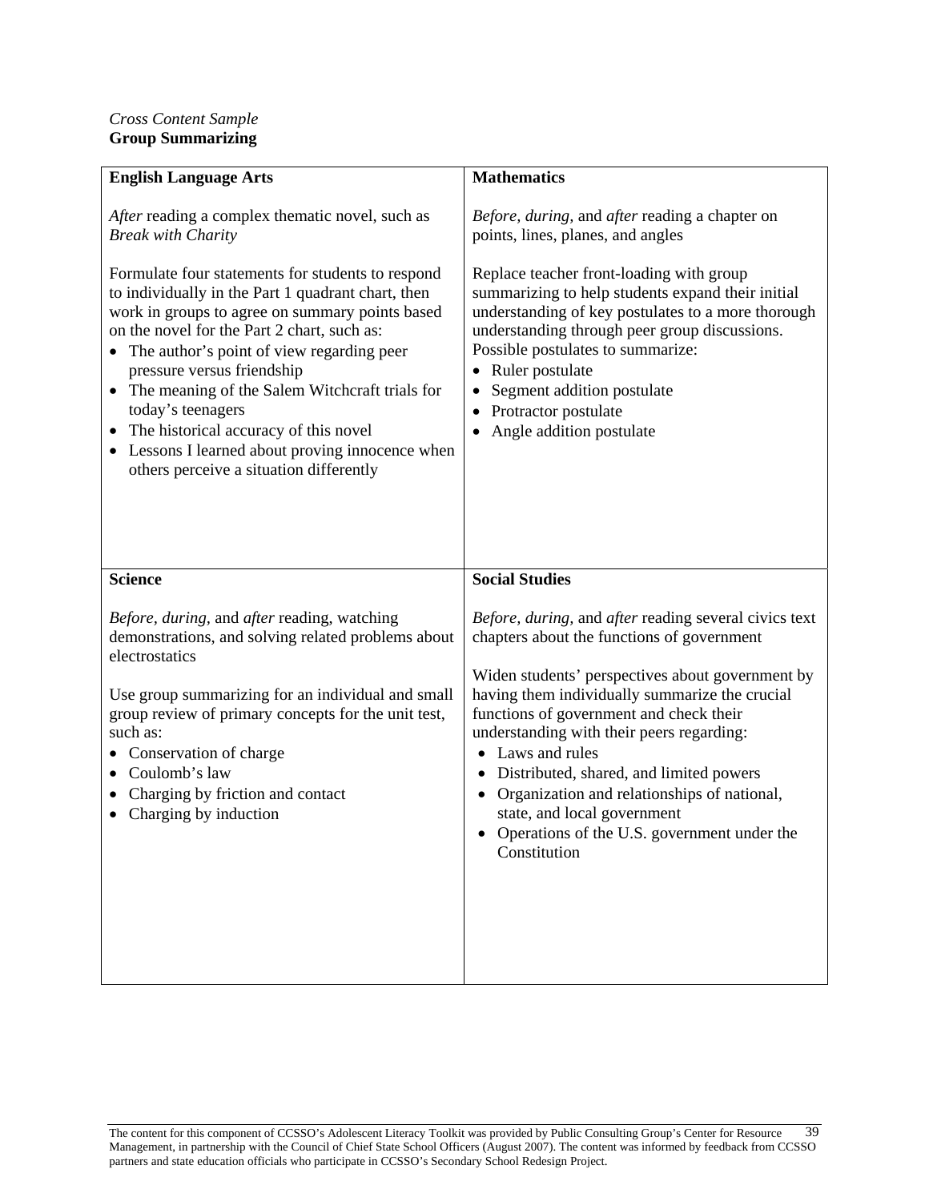*Cross Content Sample*
**Group Summarizing**

| **English Language Arts** | **Mathematics** |
|---|---|
| *After* reading a complex thematic novel, such as *Break with Charity*<br><br>Formulate four statements for students to respond to individually in the Part 1 quadrant chart, then work in groups to agree on summary points based on the novel for the Part 2 chart, such as:<br>• The author's point of view regarding peer pressure versus friendship<br>• The meaning of the Salem Witchcraft trials for today's teenagers<br>• The historical accuracy of this novel<br>• Lessons I learned about proving innocence when others perceive a situation differently | *Before, during,* and *after* reading a chapter on points, lines, planes, and angles<br><br>Replace teacher front-loading with group summarizing to help students expand their initial understanding of key postulates to a more thorough understanding through peer group discussions. Possible postulates to summarize:<br>• Ruler postulate<br>• Segment addition postulate<br>• Protractor postulate<br>• Angle addition postulate |
| **Science** | **Social Studies** |
| *Before, during,* and *after* reading, watching demonstrations, and solving related problems about electrostatics<br><br>Use group summarizing for an individual and small group review of primary concepts for the unit test, such as:<br>• Conservation of charge<br>• Coulomb's law<br>• Charging by friction and contact<br>• Charging by induction | *Before, during,* and *after* reading several civics text chapters about the functions of government<br><br>Widen students' perspectives about government by having them individually summarize the crucial functions of government and check their understanding with their peers regarding:<br>• Laws and rules<br>• Distributed, shared, and limited powers<br>• Organization and relationships of national, state, and local government<br>• Operations of the U.S. government under the Constitution |

The content for this component of CCSSO's Adolescent Literacy Toolkit was provided by Public Consulting Group's Center for Resource Management, in partnership with the Council of Chief State School Officers (August 2007). The content was informed by feedback from CCSSO partners and state education officials who participate in CCSSO's Secondary School Redesign Project.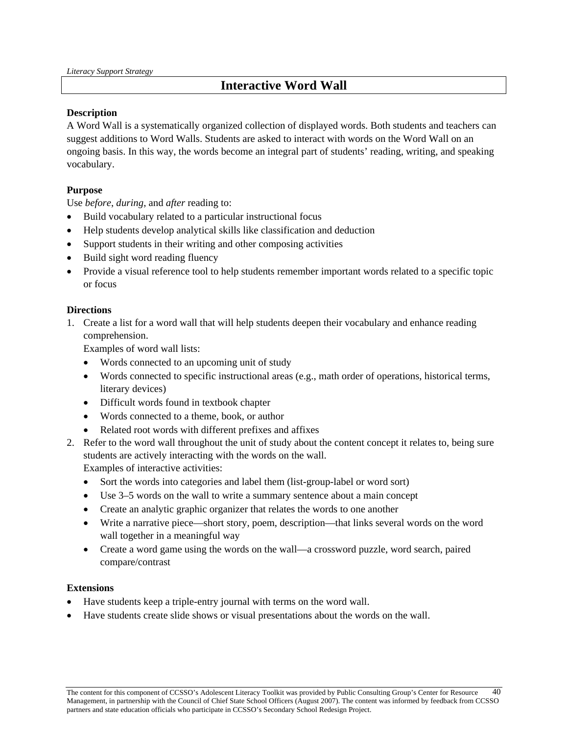*Literacy Support Strategy*

# Interactive Word Wall

**Description**

A Word Wall is a systematically organized collection of displayed words. Both students and teachers can suggest additions to Word Walls. Students are asked to interact with words on the Word Wall on an ongoing basis. In this way, the words become an integral part of students' reading, writing, and speaking vocabulary.

**Purpose**

Use *before*, *during*, and *after* reading to:

- Build vocabulary related to a particular instructional focus
- Help students develop analytical skills like classification and deduction
- Support students in their writing and other composing activities
- Build sight word reading fluency
- Provide a visual reference tool to help students remember important words related to a specific topic or focus

**Directions**

1. Create a list for a word wall that will help students deepen their vocabulary and enhance reading comprehension.
   Examples of word wall lists:
   - Words connected to an upcoming unit of study
   - Words connected to specific instructional areas (e.g., math order of operations, historical terms, literary devices)
   - Difficult words found in textbook chapter
   - Words connected to a theme, book, or author
   - Related root words with different prefixes and affixes
2. Refer to the word wall throughout the unit of study about the content concept it relates to, being sure students are actively interacting with the words on the wall.
   Examples of interactive activities:
   - Sort the words into categories and label them (list-group-label or word sort)
   - Use 3–5 words on the wall to write a summary sentence about a main concept
   - Create an analytic graphic organizer that relates the words to one another
   - Write a narrative piece—short story, poem, description—that links several words on the word wall together in a meaningful way
   - Create a word game using the words on the wall—a crossword puzzle, word search, paired compare/contrast

**Extensions**

- Have students keep a triple-entry journal with terms on the word wall.
- Have students create slide shows or visual presentations about the words on the wall.

The content for this component of CCSSO's Adolescent Literacy Toolkit was provided by Public Consulting Group's Center for Resource Management, in partnership with the Council of Chief State School Officers (August 2007). The content was informed by feedback from CCSSO partners and state education officials who participate in CCSSO's Secondary School Redesign Project.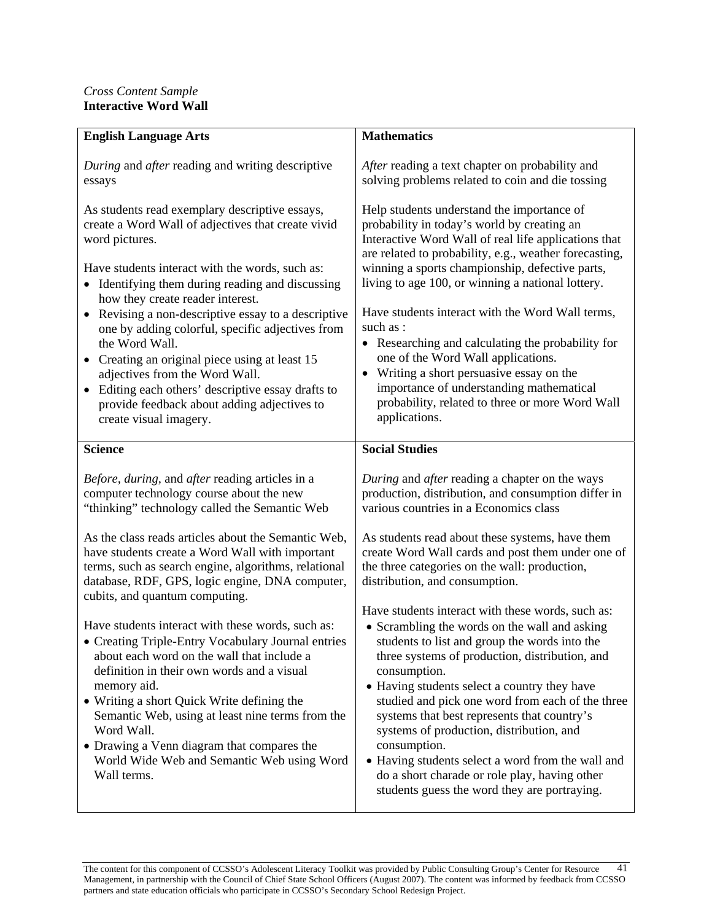*Cross Content Sample*
**Interactive Word Wall**

## English Language Arts

*During* and *after* reading and writing descriptive essays

As students read exemplary descriptive essays, create a Word Wall of adjectives that create vivid word pictures.

Have students interact with the words, such as:

- Identifying them during reading and discussing how they create reader interest.
- Revising a non-descriptive essay to a descriptive one by adding colorful, specific adjectives from the Word Wall.
- Creating an original piece using at least 15 adjectives from the Word Wall.
- Editing each others' descriptive essay drafts to provide feedback about adding adjectives to create visual imagery.

## Mathematics

*After* reading a text chapter on probability and solving problems related to coin and die tossing

Help students understand the importance of probability in today's world by creating an Interactive Word Wall of real life applications that are related to probability, e.g., weather forecasting, winning a sports championship, defective parts, living to age 100, or winning a national lottery.

Have students interact with the Word Wall terms, such as :

- Researching and calculating the probability for one of the Word Wall applications.
- Writing a short persuasive essay on the importance of understanding mathematical probability, related to three or more Word Wall applications.

## Science

*Before*, *during*, and *after* reading articles in a computer technology course about the new "thinking" technology called the Semantic Web

As the class reads articles about the Semantic Web, have students create a Word Wall with important terms, such as search engine, algorithms, relational database, RDF, GPS, logic engine, DNA computer, cubits, and quantum computing.

Have students interact with these words, such as:

- Creating Triple-Entry Vocabulary Journal entries about each word on the wall that include a definition in their own words and a visual memory aid.
- Writing a short Quick Write defining the Semantic Web, using at least nine terms from the Word Wall.
- Drawing a Venn diagram that compares the World Wide Web and Semantic Web using Word Wall terms.

## Social Studies

*During* and *after* reading a chapter on the ways production, distribution, and consumption differ in various countries in a Economics class

As students read about these systems, have them create Word Wall cards and post them under one of the three categories on the wall: production, distribution, and consumption.

Have students interact with these words, such as:

- Scrambling the words on the wall and asking students to list and group the words into the three systems of production, distribution, and consumption.
- Having students select a country they have studied and pick one word from each of the three systems that best represents that country's systems of production, distribution, and consumption.
- Having students select a word from the wall and do a short charade or role play, having other students guess the word they are portraying.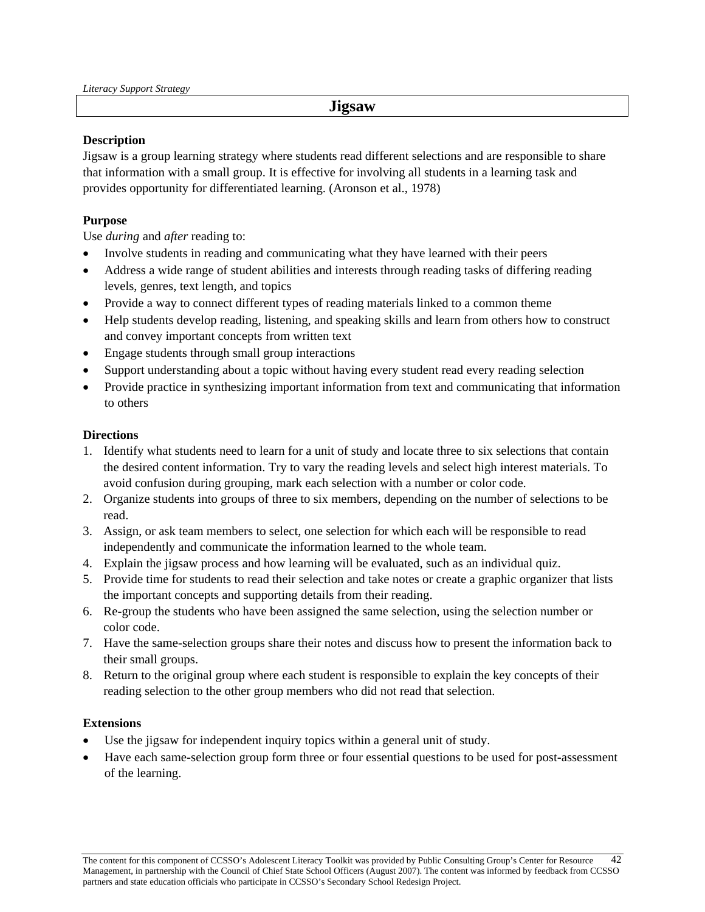*Literacy Support Strategy*

# Jigsaw

### Description

Jigsaw is a group learning strategy where students read different selections and are responsible to share that information with a small group. It is effective for involving all students in a learning task and provides opportunity for differentiated learning. (Aronson et al., 1978)

### Purpose

Use *during* and *after* reading to:

- Involve students in reading and communicating what they have learned with their peers
- Address a wide range of student abilities and interests through reading tasks of differing reading levels, genres, text length, and topics
- Provide a way to connect different types of reading materials linked to a common theme
- Help students develop reading, listening, and speaking skills and learn from others how to construct and convey important concepts from written text
- Engage students through small group interactions
- Support understanding about a topic without having every student read every reading selection
- Provide practice in synthesizing important information from text and communicating that information to others

### Directions

1. Identify what students need to learn for a unit of study and locate three to six selections that contain the desired content information. Try to vary the reading levels and select high interest materials. To avoid confusion during grouping, mark each selection with a number or color code.
2. Organize students into groups of three to six members, depending on the number of selections to be read.
3. Assign, or ask team members to select, one selection for which each will be responsible to read independently and communicate the information learned to the whole team.
4. Explain the jigsaw process and how learning will be evaluated, such as an individual quiz.
5. Provide time for students to read their selection and take notes or create a graphic organizer that lists the important concepts and supporting details from their reading.
6. Re-group the students who have been assigned the same selection, using the selection number or color code.
7. Have the same-selection groups share their notes and discuss how to present the information back to their small groups.
8. Return to the original group where each student is responsible to explain the key concepts of their reading selection to the other group members who did not read that selection.

### Extensions

- Use the jigsaw for independent inquiry topics within a general unit of study.
- Have each same-selection group form three or four essential questions to be used for post-assessment of the learning.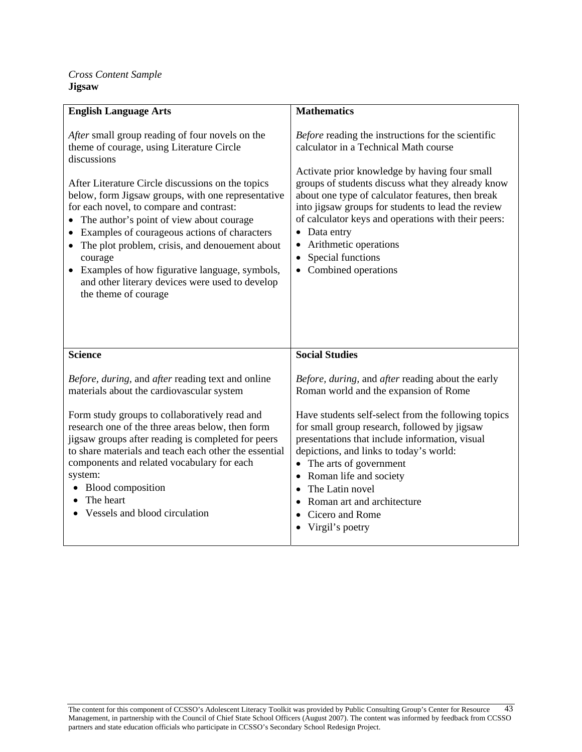*Cross Content Sample*
**Jigsaw**

| **English Language Arts** | **Mathematics** |
|---|---|
| *After* small group reading of four novels on the theme of courage, using Literature Circle discussions<br><br>After Literature Circle discussions on the topics below, form Jigsaw groups, with one representative for each novel, to compare and contrast:<br>• The author's point of view about courage<br>• Examples of courageous actions of characters<br>• The plot problem, crisis, and denouement about courage<br>• Examples of how figurative language, symbols, and other literary devices were used to develop the theme of courage | *Before* reading the instructions for the scientific calculator in a Technical Math course<br><br>Activate prior knowledge by having four small groups of students discuss what they already know about one type of calculator features, then break into jigsaw groups for students to lead the review of calculator keys and operations with their peers:<br>• Data entry<br>• Arithmetic operations<br>• Special functions<br>• Combined operations |
| **Science** | **Social Studies** |
| *Before*, *during*, and *after* reading text and online materials about the cardiovascular system<br><br>Form study groups to collaboratively read and research one of the three areas below, then form jigsaw groups after reading is completed for peers to share materials and teach each other the essential components and related vocabulary for each system:<br>• Blood composition<br>• The heart<br>• Vessels and blood circulation | *Before*, *during*, and *after* reading about the early Roman world and the expansion of Rome<br><br>Have students self-select from the following topics for small group research, followed by jigsaw presentations that include information, visual depictions, and links to today's world:<br>• The arts of government<br>• Roman life and society<br>• The Latin novel<br>• Roman art and architecture<br>• Cicero and Rome<br>• Virgil's poetry |

The content for this component of CCSSO's Adolescent Literacy Toolkit was provided by Public Consulting Group's Center for Resource Management, in partnership with the Council of Chief State School Officers (August 2007). The content was informed by feedback from CCSSO partners and state education officials who participate in CCSSO's Secondary School Redesign Project.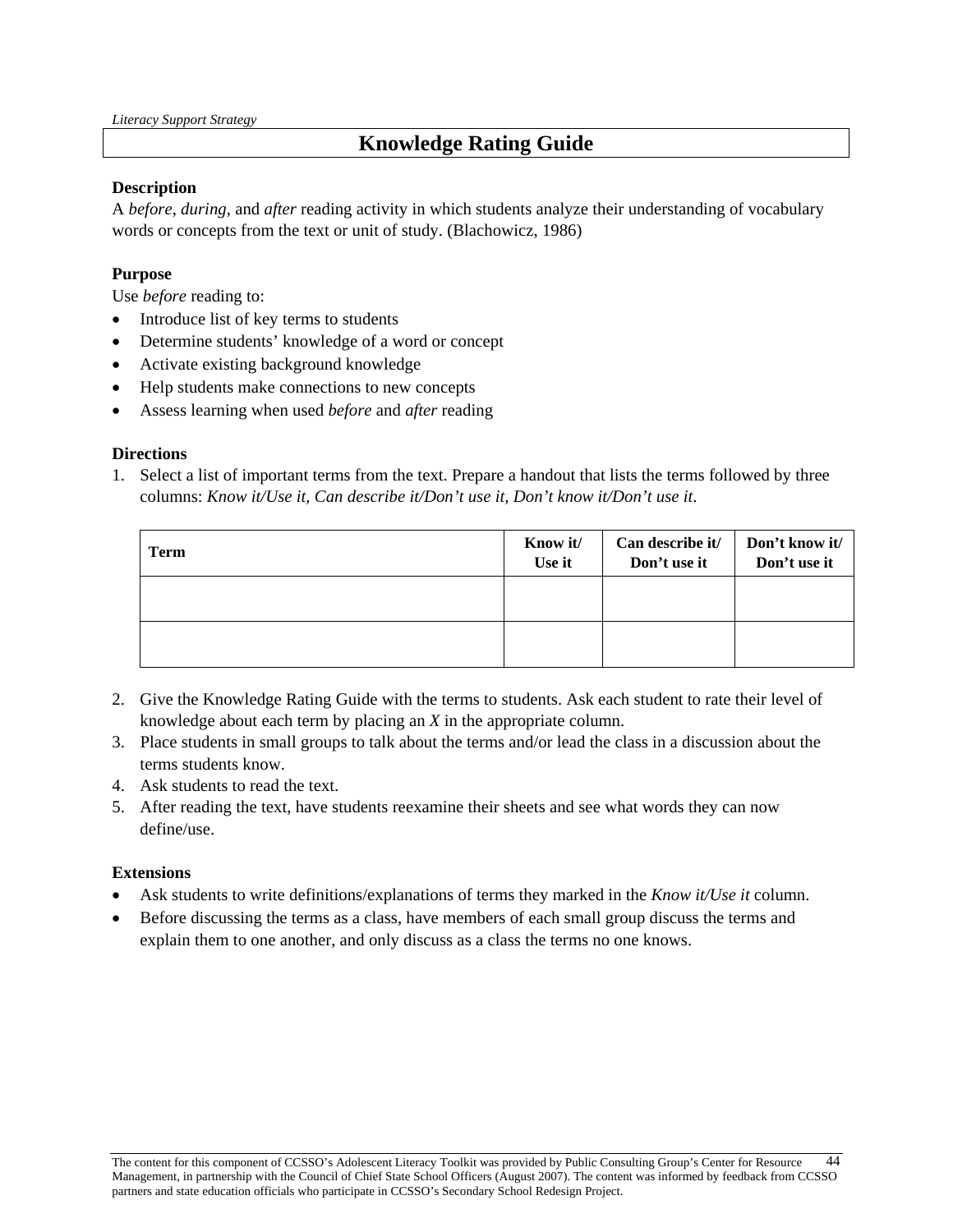*Literacy Support Strategy*

# Knowledge Rating Guide

**Description**

A *before*, *during*, and *after* reading activity in which students analyze their understanding of vocabulary words or concepts from the text or unit of study. (Blachowicz, 1986)

**Purpose**

Use *before* reading to:

- Introduce list of key terms to students
- Determine students' knowledge of a word or concept
- Activate existing background knowledge
- Help students make connections to new concepts
- Assess learning when used *before* and *after* reading

**Directions**

1. Select a list of important terms from the text. Prepare a handout that lists the terms followed by three columns: *Know it/Use it, Can describe it/Don't use it, Don't know it/Don't use it*.

| Term | Know it/ Use it | Can describe it/ Don't use it | Don't know it/ Don't use it |
|---|---|---|---|
| | | | |
| | | | |

2. Give the Knowledge Rating Guide with the terms to students. Ask each student to rate their level of knowledge about each term by placing an *X* in the appropriate column.
3. Place students in small groups to talk about the terms and/or lead the class in a discussion about the terms students know.
4. Ask students to read the text.
5. After reading the text, have students reexamine their sheets and see what words they can now define/use.

**Extensions**

- Ask students to write definitions/explanations of terms they marked in the *Know it/Use it* column.
- Before discussing the terms as a class, have members of each small group discuss the terms and explain them to one another, and only discuss as a class the terms no one knows.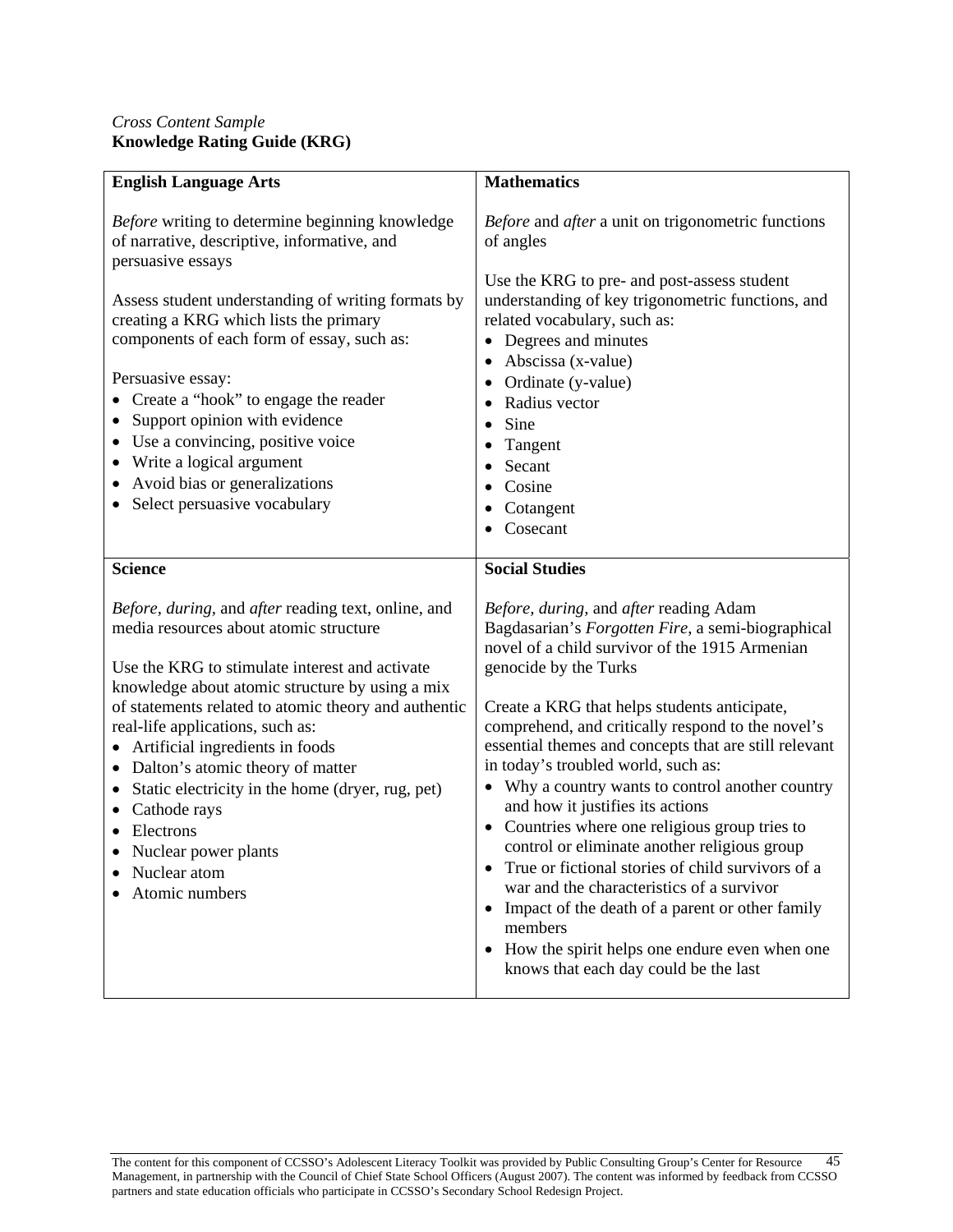*Cross Content Sample*
**Knowledge Rating Guide (KRG)**

| **English Language Arts** | **Mathematics** |
|---|---|
| *Before* writing to determine beginning knowledge of narrative, descriptive, informative, and persuasive essays<br><br>Assess student understanding of writing formats by creating a KRG which lists the primary components of each form of essay, such as:<br><br>Persuasive essay:<br>• Create a "hook" to engage the reader<br>• Support opinion with evidence<br>• Use a convincing, positive voice<br>• Write a logical argument<br>• Avoid bias or generalizations<br>• Select persuasive vocabulary | *Before* and *after* a unit on trigonometric functions of angles<br><br>Use the KRG to pre- and post-assess student understanding of key trigonometric functions, and related vocabulary, such as:<br>• Degrees and minutes<br>• Abscissa (x-value)<br>• Ordinate (y-value)<br>• Radius vector<br>• Sine<br>• Tangent<br>• Secant<br>• Cosine<br>• Cotangent<br>• Cosecant |
| **Science** | **Social Studies** |
| *Before, during,* and *after* reading text, online, and media resources about atomic structure<br><br>Use the KRG to stimulate interest and activate knowledge about atomic structure by using a mix of statements related to atomic theory and authentic real-life applications, such as:<br>• Artificial ingredients in foods<br>• Dalton's atomic theory of matter<br>• Static electricity in the home (dryer, rug, pet)<br>• Cathode rays<br>• Electrons<br>• Nuclear power plants<br>• Nuclear atom<br>• Atomic numbers | *Before, during,* and *after* reading Adam Bagdasarian's *Forgotten Fire*, a semi-biographical novel of a child survivor of the 1915 Armenian genocide by the Turks<br><br>Create a KRG that helps students anticipate, comprehend, and critically respond to the novel's essential themes and concepts that are still relevant in today's troubled world, such as:<br>• Why a country wants to control another country and how it justifies its actions<br>• Countries where one religious group tries to control or eliminate another religious group<br>• True or fictional stories of child survivors of a war and the characteristics of a survivor<br>• Impact of the death of a parent or other family members<br>• How the spirit helps one endure even when one knows that each day could be the last |

The content for this component of CCSSO's Adolescent Literacy Toolkit was provided by Public Consulting Group's Center for Resource Management, in partnership with the Council of Chief State School Officers (August 2007). The content was informed by feedback from CCSSO partners and state education officials who participate in CCSSO's Secondary School Redesign Project.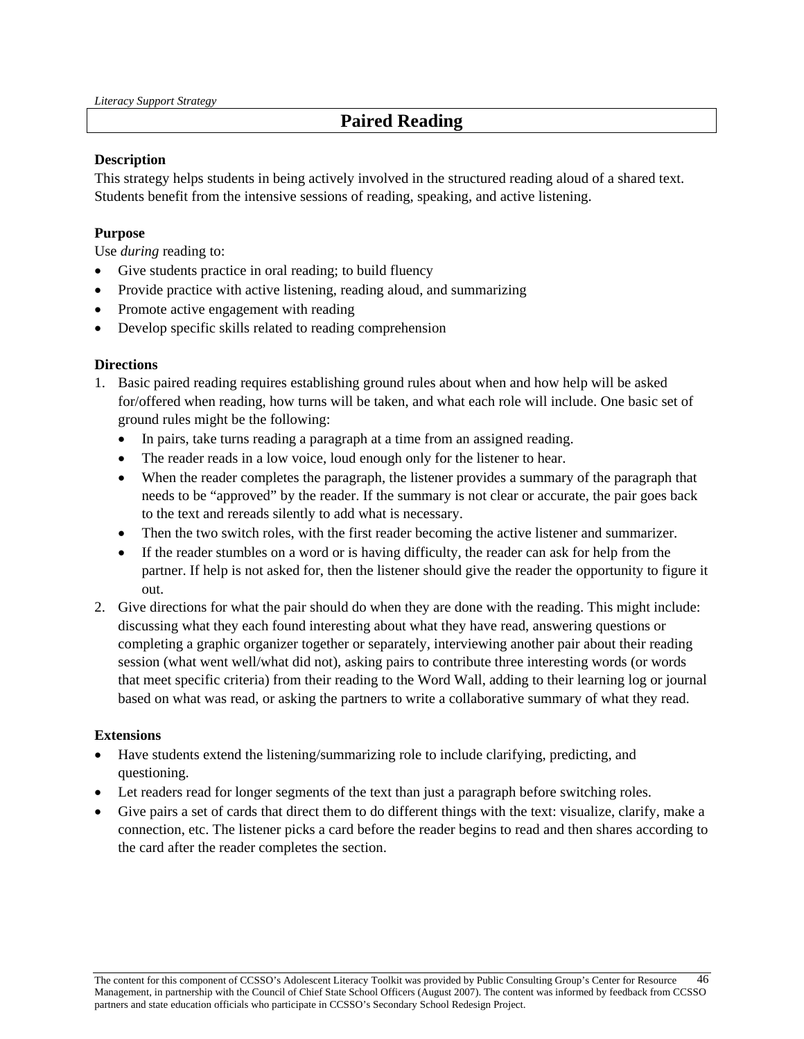*Literacy Support Strategy*

# Paired Reading

**Description**
This strategy helps students in being actively involved in the structured reading aloud of a shared text. Students benefit from the intensive sessions of reading, speaking, and active listening.

**Purpose**
Use *during* reading to:

- Give students practice in oral reading; to build fluency
- Provide practice with active listening, reading aloud, and summarizing
- Promote active engagement with reading
- Develop specific skills related to reading comprehension

**Directions**

1. Basic paired reading requires establishing ground rules about when and how help will be asked for/offered when reading, how turns will be taken, and what each role will include. One basic set of ground rules might be the following:
   - In pairs, take turns reading a paragraph at a time from an assigned reading.
   - The reader reads in a low voice, loud enough only for the listener to hear.
   - When the reader completes the paragraph, the listener provides a summary of the paragraph that needs to be "approved" by the reader. If the summary is not clear or accurate, the pair goes back to the text and rereads silently to add what is necessary.
   - Then the two switch roles, with the first reader becoming the active listener and summarizer.
   - If the reader stumbles on a word or is having difficulty, the reader can ask for help from the partner. If help is not asked for, then the listener should give the reader the opportunity to figure it out.
2. Give directions for what the pair should do when they are done with the reading. This might include: discussing what they each found interesting about what they have read, answering questions or completing a graphic organizer together or separately, interviewing another pair about their reading session (what went well/what did not), asking pairs to contribute three interesting words (or words that meet specific criteria) from their reading to the Word Wall, adding to their learning log or journal based on what was read, or asking the partners to write a collaborative summary of what they read.

**Extensions**

- Have students extend the listening/summarizing role to include clarifying, predicting, and questioning.
- Let readers read for longer segments of the text than just a paragraph before switching roles.
- Give pairs a set of cards that direct them to do different things with the text: visualize, clarify, make a connection, etc. The listener picks a card before the reader begins to read and then shares according to the card after the reader completes the section.

The content for this component of CCSSO's Adolescent Literacy Toolkit was provided by Public Consulting Group's Center for Resource Management, in partnership with the Council of Chief State School Officers (August 2007). The content was informed by feedback from CCSSO partners and state education officials who participate in CCSSO's Secondary School Redesign Project.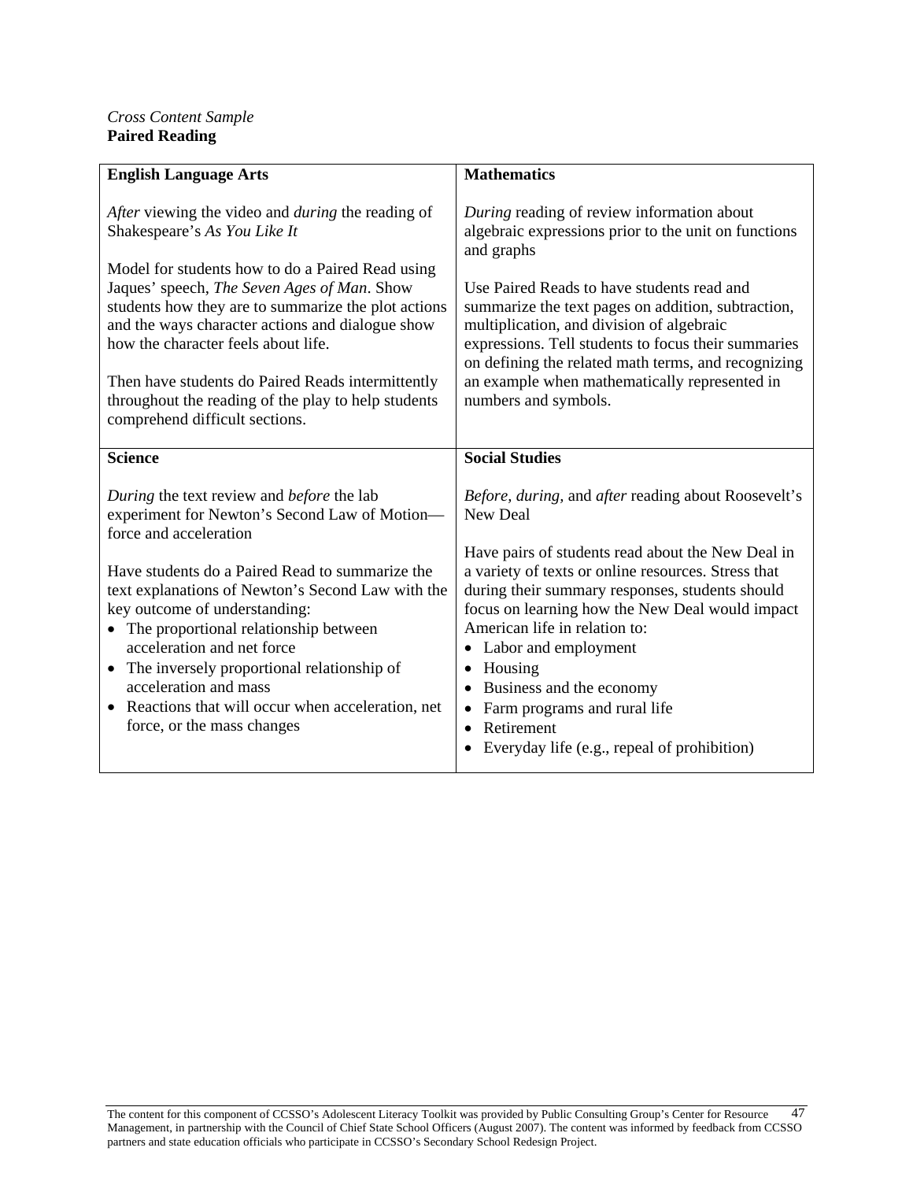*Cross Content Sample*
**Paired Reading**

| **English Language Arts** | **Mathematics** |
|---|---|
| *After* viewing the video and *during* the reading of Shakespeare's *As You Like It*<br><br>Model for students how to do a Paired Read using Jaques' speech, *The Seven Ages of Man*. Show students how they are to summarize the plot actions and the ways character actions and dialogue show how the character feels about life.<br><br>Then have students do Paired Reads intermittently throughout the reading of the play to help students comprehend difficult sections. | *During* reading of review information about algebraic expressions prior to the unit on functions and graphs<br><br>Use Paired Reads to have students read and summarize the text pages on addition, subtraction, multiplication, and division of algebraic expressions. Tell students to focus their summaries on defining the related math terms, and recognizing an example when mathematically represented in numbers and symbols. |
| **Science** | **Social Studies** |
| *During* the text review and *before* the lab experiment for Newton's Second Law of Motion—force and acceleration<br><br>Have students do a Paired Read to summarize the text explanations of Newton's Second Law with the key outcome of understanding:<br>• The proportional relationship between acceleration and net force<br>• The inversely proportional relationship of acceleration and mass<br>• Reactions that will occur when acceleration, net force, or the mass changes | *Before, during*, and *after* reading about Roosevelt's New Deal<br><br>Have pairs of students read about the New Deal in a variety of texts or online resources. Stress that during their summary responses, students should focus on learning how the New Deal would impact American life in relation to:<br>• Labor and employment<br>• Housing<br>• Business and the economy<br>• Farm programs and rural life<br>• Retirement<br>• Everyday life (e.g., repeal of prohibition) |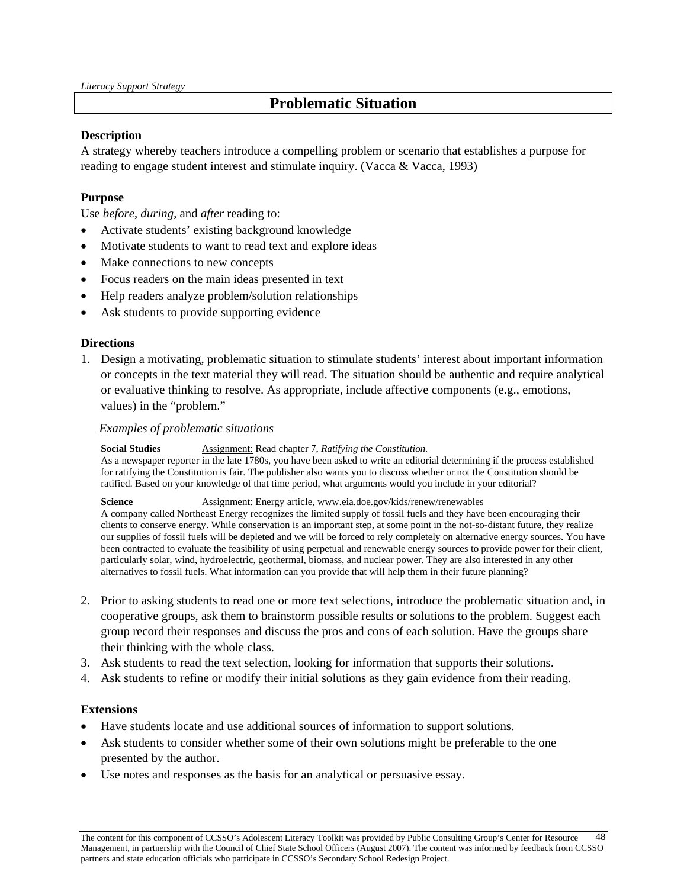*Literacy Support Strategy*

# Problematic Situation

### Description

A strategy whereby teachers introduce a compelling problem or scenario that establishes a purpose for reading to engage student interest and stimulate inquiry. (Vacca & Vacca, 1993)

### Purpose

Use *before*, *during,* and *after* reading to:

- Activate students' existing background knowledge
- Motivate students to want to read text and explore ideas
- Make connections to new concepts
- Focus readers on the main ideas presented in text
- Help readers analyze problem/solution relationships
- Ask students to provide supporting evidence

### Directions

1. Design a motivating, problematic situation to stimulate students' interest about important information or concepts in the text material they will read. The situation should be authentic and require analytical or evaluative thinking to resolve. As appropriate, include affective components (e.g., emotions, values) in the "problem."

   *Examples of problematic situations*

   **Social Studies** Assignment: Read chapter 7*, Ratifying the Constitution.*
   As a newspaper reporter in the late 1780s, you have been asked to write an editorial determining if the process established for ratifying the Constitution is fair. The publisher also wants you to discuss whether or not the Constitution should be ratified. Based on your knowledge of that time period, what arguments would you include in your editorial?

   **Science** Assignment: Energy article, www.eia.doe.gov/kids/renew/renewables
   A company called Northeast Energy recognizes the limited supply of fossil fuels and they have been encouraging their clients to conserve energy. While conservation is an important step, at some point in the not-so-distant future, they realize our supplies of fossil fuels will be depleted and we will be forced to rely completely on alternative energy sources. You have been contracted to evaluate the feasibility of using perpetual and renewable energy sources to provide power for their client, particularly solar, wind, hydroelectric, geothermal, biomass, and nuclear power. They are also interested in any other alternatives to fossil fuels. What information can you provide that will help them in their future planning?

2. Prior to asking students to read one or more text selections, introduce the problematic situation and, in cooperative groups, ask them to brainstorm possible results or solutions to the problem. Suggest each group record their responses and discuss the pros and cons of each solution. Have the groups share their thinking with the whole class.
3. Ask students to read the text selection, looking for information that supports their solutions.
4. Ask students to refine or modify their initial solutions as they gain evidence from their reading.

### Extensions

- Have students locate and use additional sources of information to support solutions.
- Ask students to consider whether some of their own solutions might be preferable to the one presented by the author.
- Use notes and responses as the basis for an analytical or persuasive essay.

The content for this component of CCSSO's Adolescent Literacy Toolkit was provided by Public Consulting Group's Center for Resource Management, in partnership with the Council of Chief State School Officers (August 2007). The content was informed by feedback from CCSSO partners and state education officials who participate in CCSSO's Secondary School Redesign Project.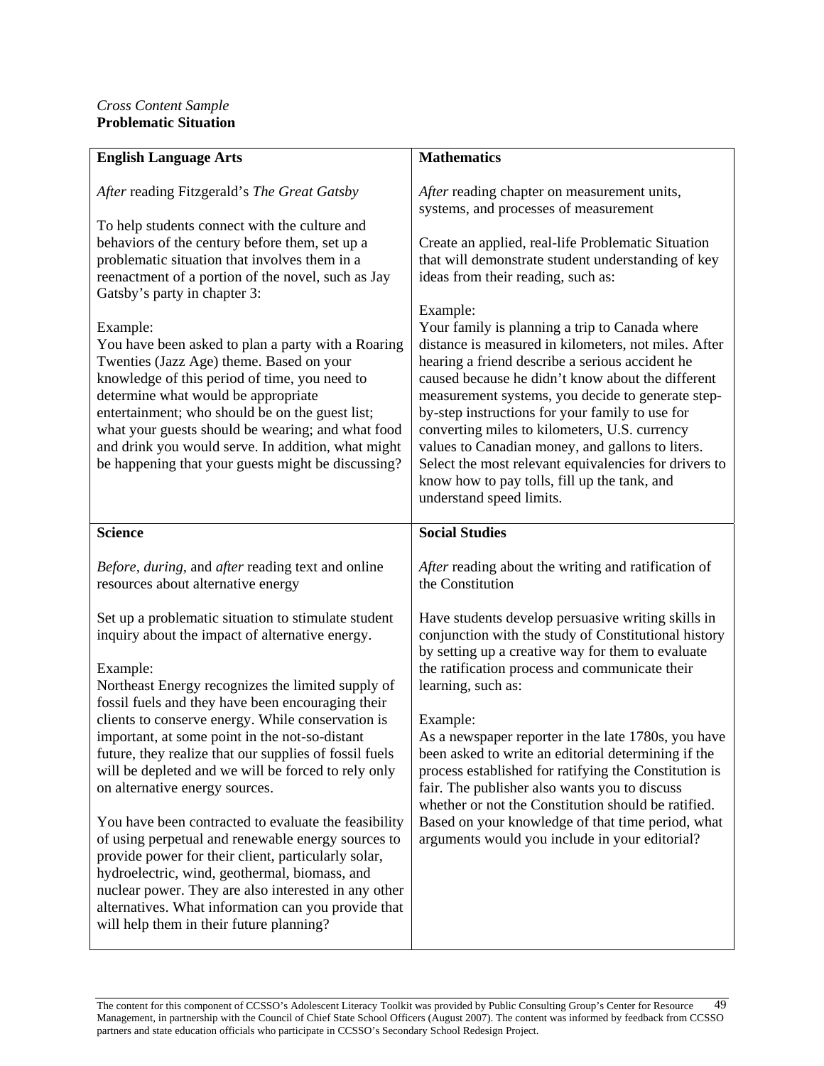*Cross Content Sample*
**Problematic Situation**

| **English Language Arts** | **Mathematics** |
|---|---|
| *After* reading Fitzgerald's *The Great Gatsby*<br><br>To help students connect with the culture and behaviors of the century before them, set up a problematic situation that involves them in a reenactment of a portion of the novel, such as Jay Gatsby's party in chapter 3:<br><br>Example:<br>You have been asked to plan a party with a Roaring Twenties (Jazz Age) theme. Based on your knowledge of this period of time, you need to determine what would be appropriate entertainment; who should be on the guest list; what your guests should be wearing; and what food and drink you would serve. In addition, what might be happening that your guests might be discussing? | *After* reading chapter on measurement units, systems, and processes of measurement<br><br>Create an applied, real-life Problematic Situation that will demonstrate student understanding of key ideas from their reading, such as:<br><br>Example:<br>Your family is planning a trip to Canada where distance is measured in kilometers, not miles. After hearing a friend describe a serious accident he caused because he didn't know about the different measurement systems, you decide to generate step-by-step instructions for your family to use for converting miles to kilometers, U.S. currency values to Canadian money, and gallons to liters. Select the most relevant equivalencies for drivers to know how to pay tolls, fill up the tank, and understand speed limits. |
| **Science** | **Social Studies** |
| *Before, during,* and *after* reading text and online resources about alternative energy<br><br>Set up a problematic situation to stimulate student inquiry about the impact of alternative energy.<br><br>Example:<br>Northeast Energy recognizes the limited supply of fossil fuels and they have been encouraging their clients to conserve energy. While conservation is important, at some point in the not-so-distant future, they realize that our supplies of fossil fuels will be depleted and we will be forced to rely only on alternative energy sources.<br><br>You have been contracted to evaluate the feasibility of using perpetual and renewable energy sources to provide power for their client, particularly solar, hydroelectric, wind, geothermal, biomass, and nuclear power. They are also interested in any other alternatives. What information can you provide that will help them in their future planning? | *After* reading about the writing and ratification of the Constitution<br><br>Have students develop persuasive writing skills in conjunction with the study of Constitutional history by setting up a creative way for them to evaluate the ratification process and communicate their learning, such as:<br><br>Example:<br>As a newspaper reporter in the late 1780s, you have been asked to write an editorial determining if the process established for ratifying the Constitution is fair. The publisher also wants you to discuss whether or not the Constitution should be ratified. Based on your knowledge of that time period, what arguments would you include in your editorial? |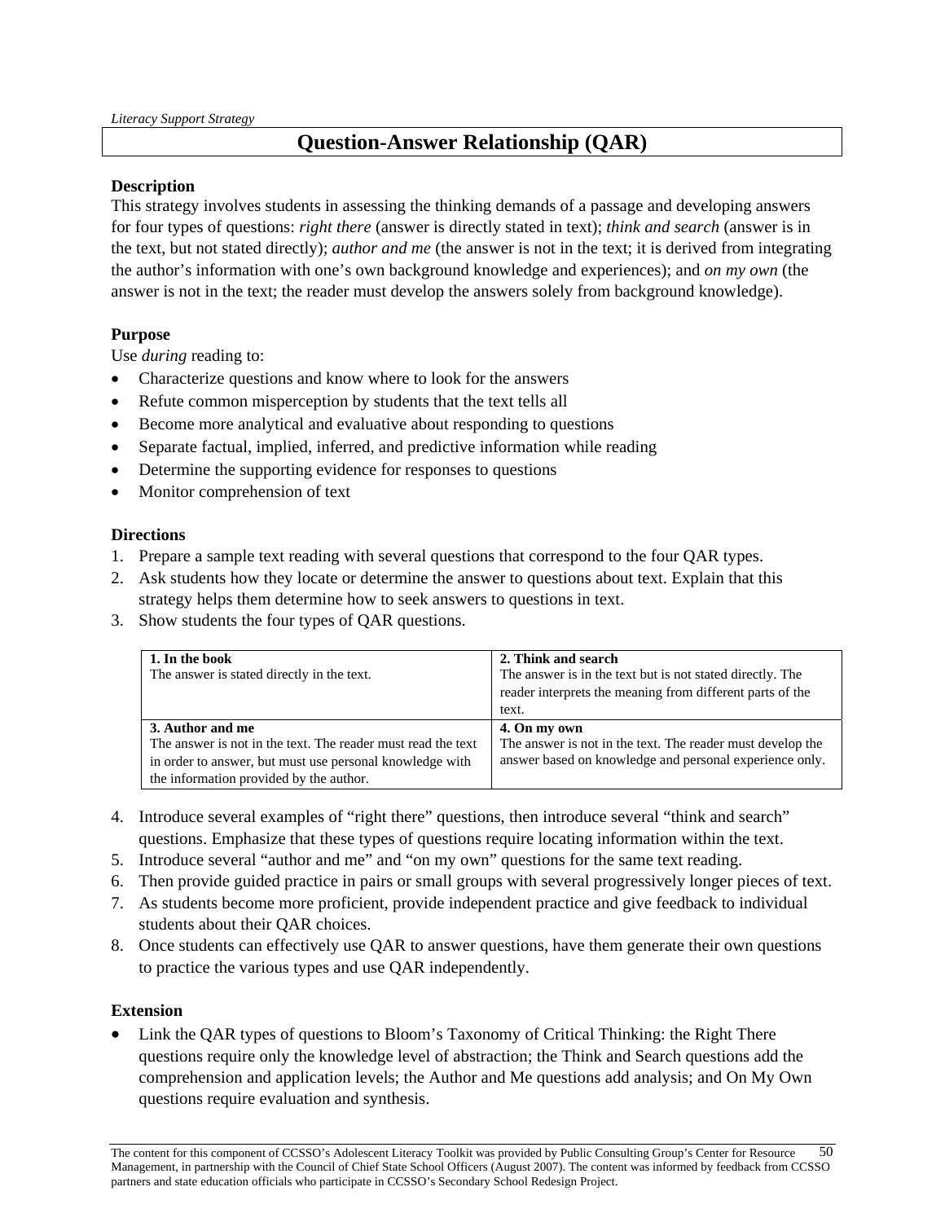*Literacy Support Strategy*

# Question-Answer Relationship (QAR)

**Description**

This strategy involves students in assessing the thinking demands of a passage and developing answers for four types of questions: *right there* (answer is directly stated in text); *think and search* (answer is in the text, but not stated directly); *author and me* (the answer is not in the text; it is derived from integrating the author's information with one's own background knowledge and experiences); and *on my own* (the answer is not in the text; the reader must develop the answers solely from background knowledge).

**Purpose**

Use *during* reading to:

- Characterize questions and know where to look for the answers
- Refute common misperception by students that the text tells all
- Become more analytical and evaluative about responding to questions
- Separate factual, implied, inferred, and predictive information while reading
- Determine the supporting evidence for responses to questions
- Monitor comprehension of text

**Directions**

1. Prepare a sample text reading with several questions that correspond to the four QAR types.
2. Ask students how they locate or determine the answer to questions about text. Explain that this strategy helps them determine how to seek answers to questions in text.
3. Show students the four types of QAR questions.

| **1. In the book**<br>The answer is stated directly in the text. | **2. Think and search**<br>The answer is in the text but is not stated directly. The reader interprets the meaning from different parts of the text. |
|---|---|
| **3. Author and me**<br>The answer is not in the text. The reader must read the text in order to answer, but must use personal knowledge with the information provided by the author. | **4. On my own**<br>The answer is not in the text. The reader must develop the answer based on knowledge and personal experience only. |

4. Introduce several examples of "right there" questions, then introduce several "think and search" questions. Emphasize that these types of questions require locating information within the text.
5. Introduce several "author and me" and "on my own" questions for the same text reading.
6. Then provide guided practice in pairs or small groups with several progressively longer pieces of text.
7. As students become more proficient, provide independent practice and give feedback to individual students about their QAR choices.
8. Once students can effectively use QAR to answer questions, have them generate their own questions to practice the various types and use QAR independently.

**Extension**

- Link the QAR types of questions to Bloom's Taxonomy of Critical Thinking: the Right There questions require only the knowledge level of abstraction; the Think and Search questions add the comprehension and application levels; the Author and Me questions add analysis; and On My Own questions require evaluation and synthesis.

The content for this component of CCSSO's Adolescent Literacy Toolkit was provided by Public Consulting Group's Center for Resource Management, in partnership with the Council of Chief State School Officers (August 2007). The content was informed by feedback from CCSSO partners and state education officials who participate in CCSSO's Secondary School Redesign Project.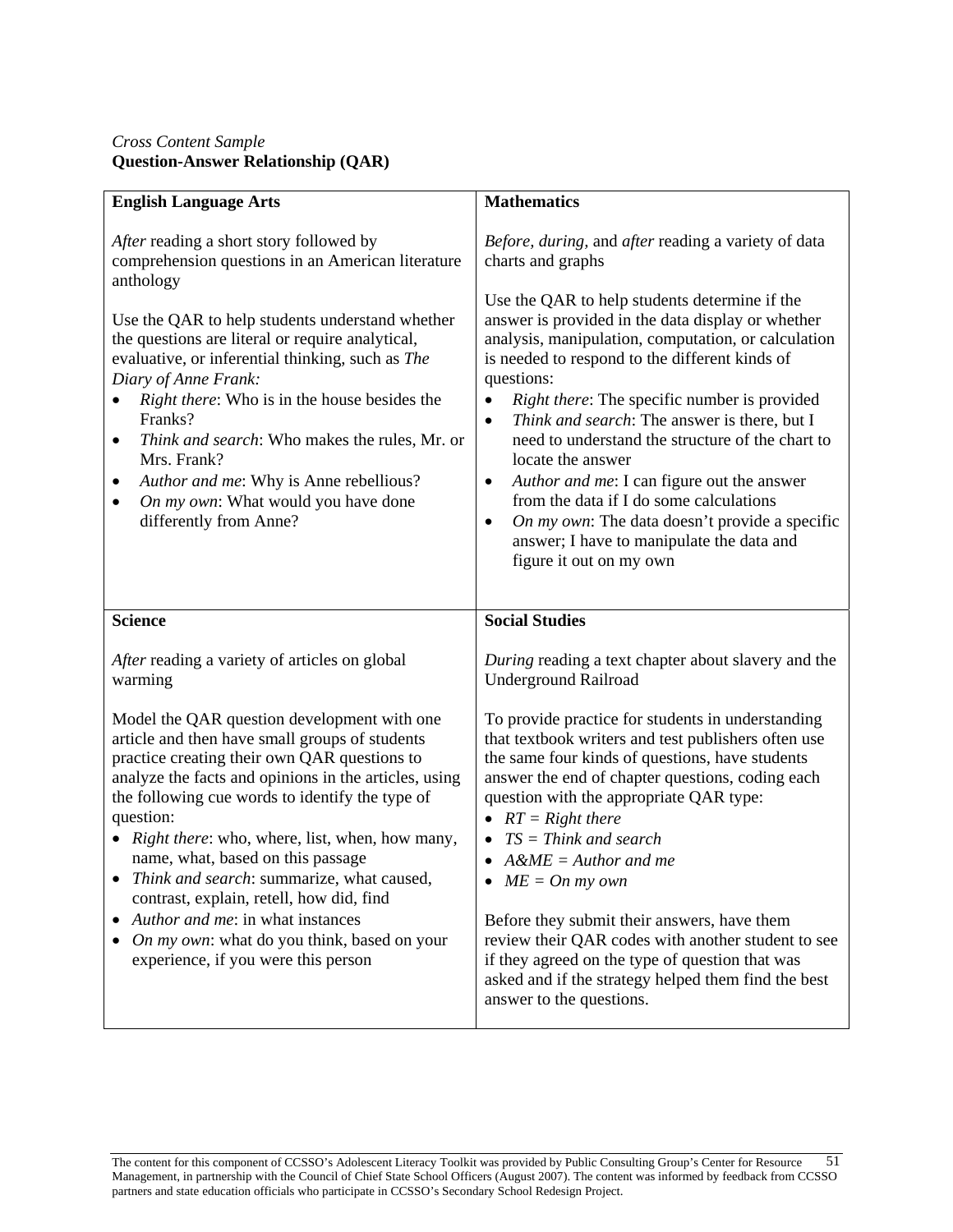*Cross Content Sample*
**Question-Answer Relationship (QAR)**

| **English Language Arts** | **Mathematics** |
|---|---|
| *After* reading a short story followed by comprehension questions in an American literature anthology<br><br>Use the QAR to help students understand whether the questions are literal or require analytical, evaluative, or inferential thinking, such as *The Diary of Anne Frank:*<br>• *Right there*: Who is in the house besides the Franks?<br>• *Think and search*: Who makes the rules, Mr. or Mrs. Frank?<br>• *Author and me*: Why is Anne rebellious?<br>• *On my own*: What would you have done differently from Anne? | *Before, during*, and *after* reading a variety of data charts and graphs<br><br>Use the QAR to help students determine if the answer is provided in the data display or whether analysis, manipulation, computation, or calculation is needed to respond to the different kinds of questions:<br>• *Right there*: The specific number is provided<br>• *Think and search*: The answer is there, but I need to understand the structure of the chart to locate the answer<br>• *Author and me*: I can figure out the answer from the data if I do some calculations<br>• *On my own*: The data doesn't provide a specific answer; I have to manipulate the data and figure it out on my own |
| **Science** | **Social Studies** |
| *After* reading a variety of articles on global warming<br><br>Model the QAR question development with one article and then have small groups of students practice creating their own QAR questions to analyze the facts and opinions in the articles, using the following cue words to identify the type of question:<br>• *Right there*: who, where, list, when, how many, name, what, based on this passage<br>• *Think and search*: summarize, what caused, contrast, explain, retell, how did, find<br>• *Author and me*: in what instances<br>• *On my own*: what do you think, based on your experience, if you were this person | *During* reading a text chapter about slavery and the Underground Railroad<br><br>To provide practice for students in understanding that textbook writers and test publishers often use the same four kinds of questions, have students answer the end of chapter questions, coding each question with the appropriate QAR type:<br>• *RT = Right there*<br>• *TS = Think and search*<br>• *A&ME = Author and me*<br>• *ME = On my own*<br><br>Before they submit their answers, have them review their QAR codes with another student to see if they agreed on the type of question that was asked and if the strategy helped them find the best answer to the questions. |

The content for this component of CCSSO's Adolescent Literacy Toolkit was provided by Public Consulting Group's Center for Resource Management, in partnership with the Council of Chief State School Officers (August 2007). The content was informed by feedback from CCSSO partners and state education officials who participate in CCSSO's Secondary School Redesign Project.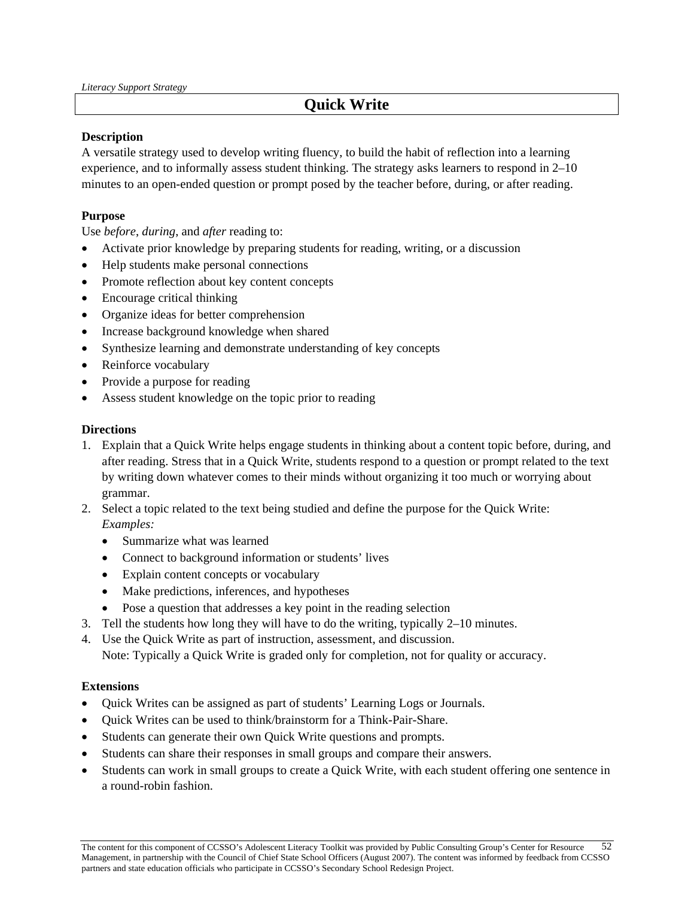*Literacy Support Strategy*

# Quick Write

**Description**

A versatile strategy used to develop writing fluency, to build the habit of reflection into a learning experience, and to informally assess student thinking. The strategy asks learners to respond in 2–10 minutes to an open-ended question or prompt posed by the teacher before, during, or after reading.

**Purpose**

Use *before*, *during*, and *after* reading to:

- Activate prior knowledge by preparing students for reading, writing, or a discussion
- Help students make personal connections
- Promote reflection about key content concepts
- Encourage critical thinking
- Organize ideas for better comprehension
- Increase background knowledge when shared
- Synthesize learning and demonstrate understanding of key concepts
- Reinforce vocabulary
- Provide a purpose for reading
- Assess student knowledge on the topic prior to reading

**Directions**

1. Explain that a Quick Write helps engage students in thinking about a content topic before, during, and after reading. Stress that in a Quick Write, students respond to a question or prompt related to the text by writing down whatever comes to their minds without organizing it too much or worrying about grammar.
2. Select a topic related to the text being studied and define the purpose for the Quick Write:
   *Examples:*
   - Summarize what was learned
   - Connect to background information or students' lives
   - Explain content concepts or vocabulary
   - Make predictions, inferences, and hypotheses
   - Pose a question that addresses a key point in the reading selection
3. Tell the students how long they will have to do the writing, typically 2–10 minutes.
4. Use the Quick Write as part of instruction, assessment, and discussion.
   Note: Typically a Quick Write is graded only for completion, not for quality or accuracy.

**Extensions**

- Quick Writes can be assigned as part of students' Learning Logs or Journals.
- Quick Writes can be used to think/brainstorm for a Think-Pair-Share.
- Students can generate their own Quick Write questions and prompts.
- Students can share their responses in small groups and compare their answers.
- Students can work in small groups to create a Quick Write, with each student offering one sentence in a round-robin fashion.

The content for this component of CCSSO's Adolescent Literacy Toolkit was provided by Public Consulting Group's Center for Resource Management, in partnership with the Council of Chief State School Officers (August 2007). The content was informed by feedback from CCSSO partners and state education officials who participate in CCSSO's Secondary School Redesign Project.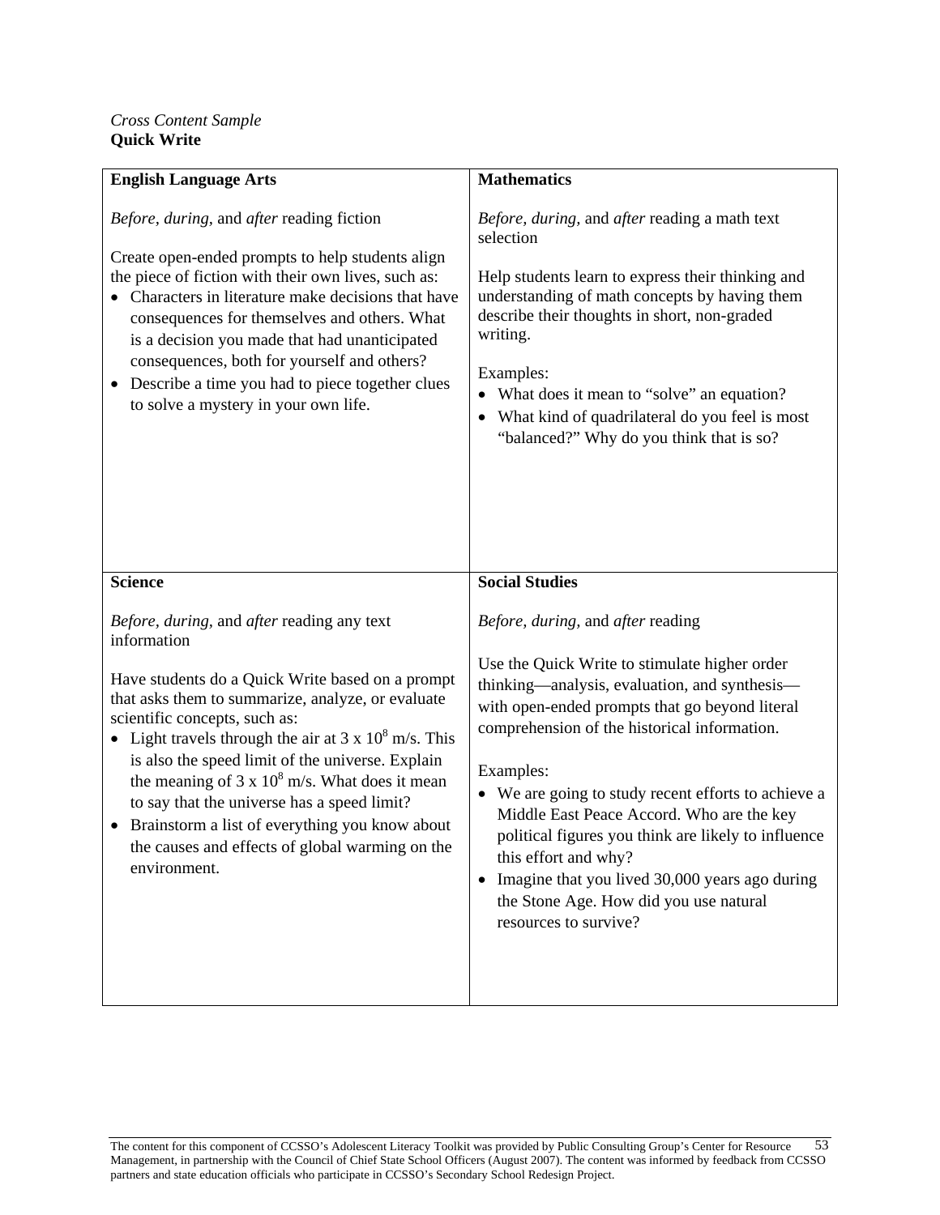*Cross Content Sample*
**Quick Write**

| **English Language Arts** | **Mathematics** |
|---|---|
| *Before, during,* and *after* reading fiction<br><br>Create open-ended prompts to help students align the piece of fiction with their own lives, such as:<br>• Characters in literature make decisions that have consequences for themselves and others. What is a decision you made that had unanticipated consequences, both for yourself and others?<br>• Describe a time you had to piece together clues to solve a mystery in your own life. | *Before, during,* and *after* reading a math text selection<br><br>Help students learn to express their thinking and understanding of math concepts by having them describe their thoughts in short, non-graded writing.<br><br>Examples:<br>• What does it mean to "solve" an equation?<br>• What kind of quadrilateral do you feel is most "balanced?" Why do you think that is so? |
| **Science** | **Social Studies** |
| *Before, during,* and *after* reading any text information<br><br>Have students do a Quick Write based on a prompt that asks them to summarize, analyze, or evaluate scientific concepts, such as:<br>• Light travels through the air at $3 \times 10^8$ m/s. This is also the speed limit of the universe. Explain the meaning of $3 \times 10^8$ m/s. What does it mean to say that the universe has a speed limit?<br>• Brainstorm a list of everything you know about the causes and effects of global warming on the environment. | *Before, during,* and *after* reading<br><br>Use the Quick Write to stimulate higher order thinking—analysis, evaluation, and synthesis—with open-ended prompts that go beyond literal comprehension of the historical information.<br><br>Examples:<br>• We are going to study recent efforts to achieve a Middle East Peace Accord. Who are the key political figures you think are likely to influence this effort and why?<br>• Imagine that you lived 30,000 years ago during the Stone Age. How did you use natural resources to survive? |

The content for this component of CCSSO's Adolescent Literacy Toolkit was provided by Public Consulting Group's Center for Resource Management, in partnership with the Council of Chief State School Officers (August 2007). The content was informed by feedback from CCSSO partners and state education officials who participate in CCSSO's Secondary School Redesign Project.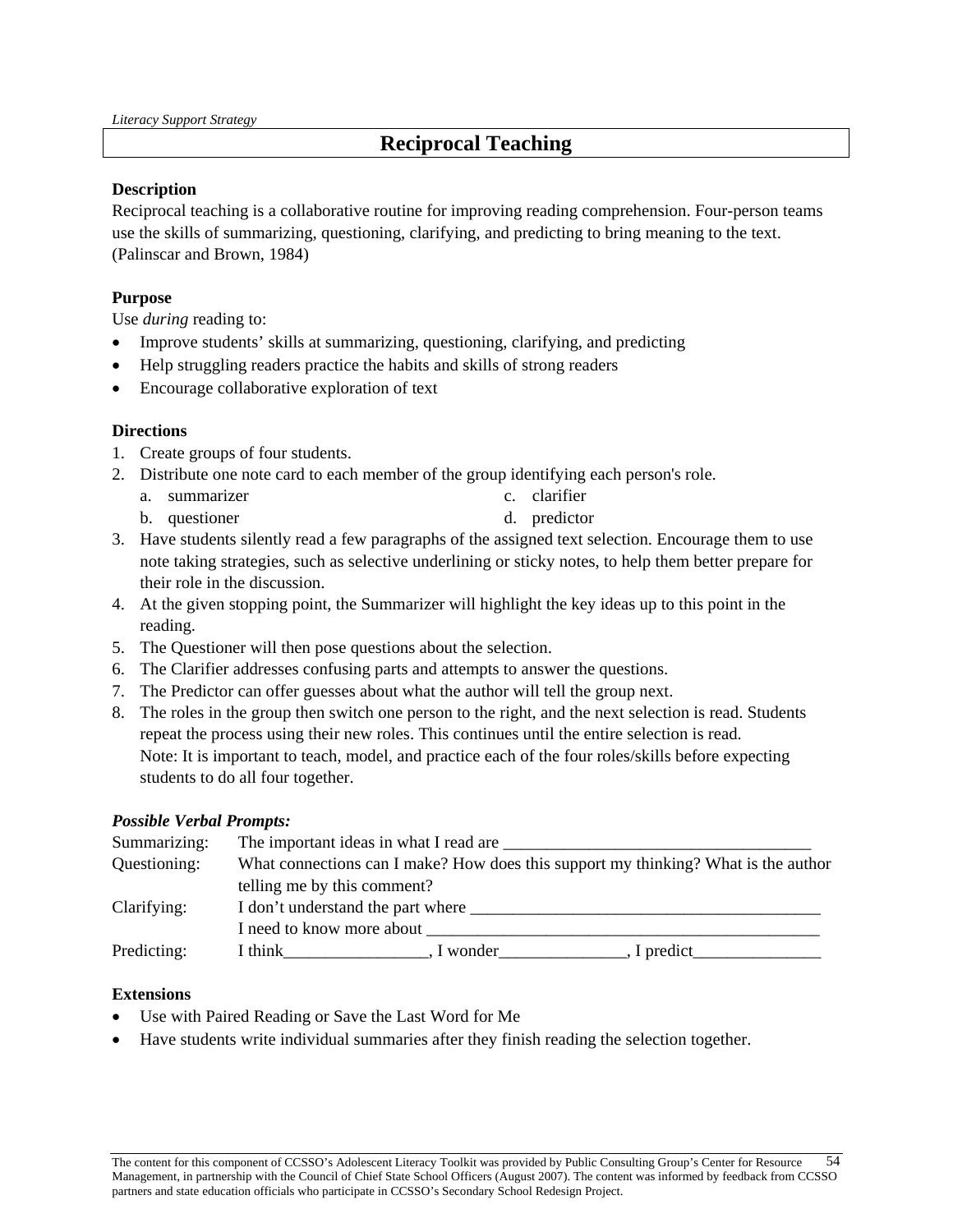*Literacy Support Strategy*

# Reciprocal Teaching

**Description**

Reciprocal teaching is a collaborative routine for improving reading comprehension. Four-person teams use the skills of summarizing, questioning, clarifying, and predicting to bring meaning to the text. (Palinscar and Brown, 1984)

**Purpose**

Use *during* reading to:

- Improve students' skills at summarizing, questioning, clarifying, and predicting
- Help struggling readers practice the habits and skills of strong readers
- Encourage collaborative exploration of text

**Directions**

1. Create groups of four students.
2. Distribute one note card to each member of the group identifying each person's role.
   a. summarizer
   b. questioner
   c. clarifier
   d. predictor
3. Have students silently read a few paragraphs of the assigned text selection. Encourage them to use note taking strategies, such as selective underlining or sticky notes, to help them better prepare for their role in the discussion.
4. At the given stopping point, the Summarizer will highlight the key ideas up to this point in the reading.
5. The Questioner will then pose questions about the selection.
6. The Clarifier addresses confusing parts and attempts to answer the questions.
7. The Predictor can offer guesses about what the author will tell the group next.
8. The roles in the group then switch one person to the right, and the next selection is read. Students repeat the process using their new roles. This continues until the entire selection is read.
   Note: It is important to teach, model, and practice each of the four roles/skills before expecting students to do all four together.

***Possible Verbal Prompts:***

Summarizing: The important ideas in what I read are ___________________________________

Questioning: What connections can I make? How does this support my thinking? What is the author telling me by this comment?

Clarifying: I don't understand the part where _________________________________________
I need to know more about _____________________________________________

Predicting: I think_________________, I wonder_______________, I predict_______________

**Extensions**

- Use with Paired Reading or Save the Last Word for Me
- Have students write individual summaries after they finish reading the selection together.

The content for this component of CCSSO's Adolescent Literacy Toolkit was provided by Public Consulting Group's Center for Resource Management, in partnership with the Council of Chief State School Officers (August 2007). The content was informed by feedback from CCSSO partners and state education officials who participate in CCSSO's Secondary School Redesign Project.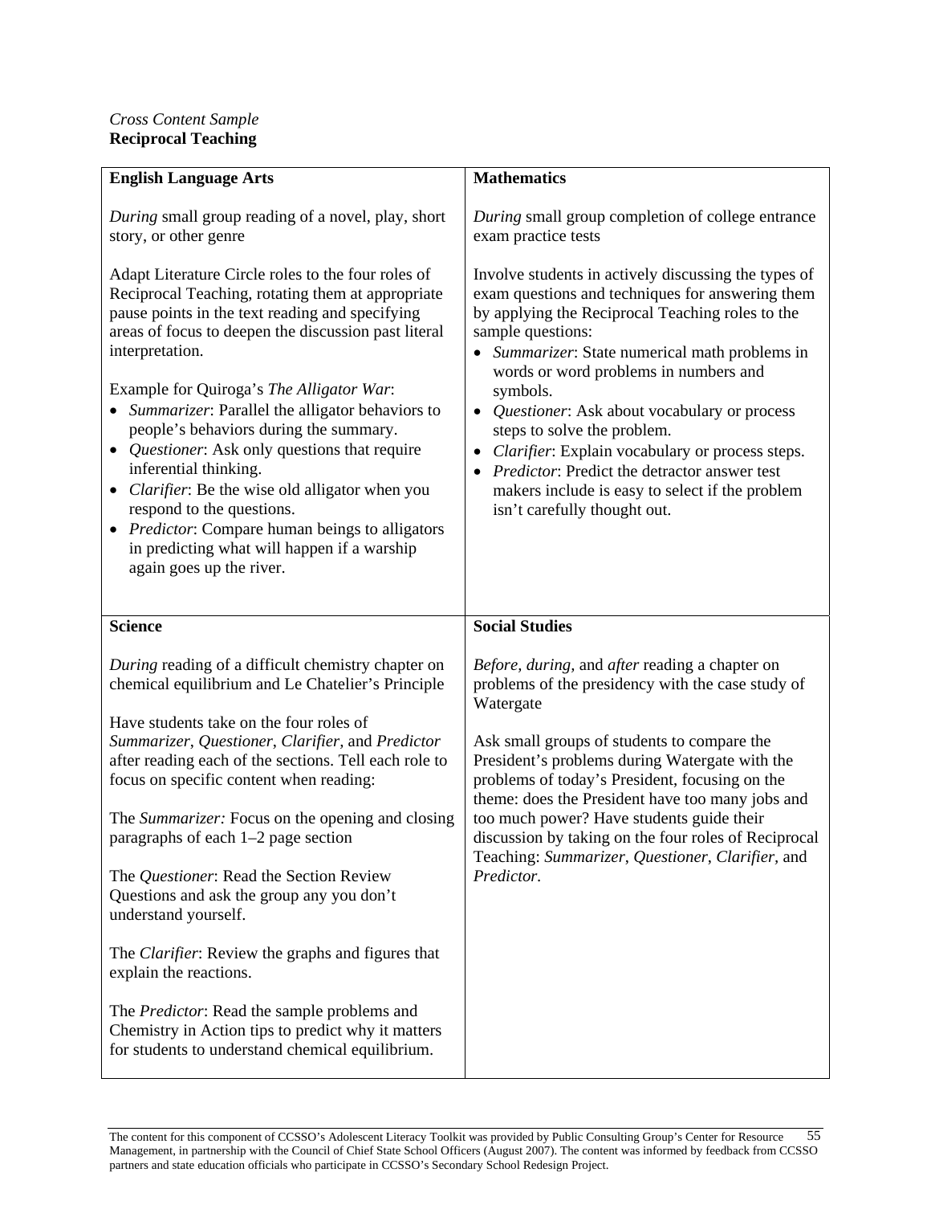*Cross Content Sample*
**Reciprocal Teaching**

| **English Language Arts** | **Mathematics** |
|---|---|
| *During* small group reading of a novel, play, short story, or other genre<br><br>Adapt Literature Circle roles to the four roles of Reciprocal Teaching, rotating them at appropriate pause points in the text reading and specifying areas of focus to deepen the discussion past literal interpretation.<br><br>Example for Quiroga's *The Alligator War*:<br>• *Summarizer*: Parallel the alligator behaviors to people's behaviors during the summary.<br>• *Questioner*: Ask only questions that require inferential thinking.<br>• *Clarifier*: Be the wise old alligator when you respond to the questions.<br>• *Predictor*: Compare human beings to alligators in predicting what will happen if a warship again goes up the river. | *During* small group completion of college entrance exam practice tests<br><br>Involve students in actively discussing the types of exam questions and techniques for answering them by applying the Reciprocal Teaching roles to the sample questions:<br>• *Summarizer*: State numerical math problems in words or word problems in numbers and symbols.<br>• *Questioner*: Ask about vocabulary or process steps to solve the problem.<br>• *Clarifier*: Explain vocabulary or process steps.<br>• *Predictor*: Predict the detractor answer test makers include is easy to select if the problem isn't carefully thought out. |
| **Science** | **Social Studies** |
| *During* reading of a difficult chemistry chapter on chemical equilibrium and Le Chatelier's Principle<br><br>Have students take on the four roles of *Summarizer*, *Questioner*, *Clarifier,* and *Predictor* after reading each of the sections. Tell each role to focus on specific content when reading:<br><br>The *Summarizer:* Focus on the opening and closing paragraphs of each 1–2 page section<br><br>The *Questioner*: Read the Section Review Questions and ask the group any you don't understand yourself.<br><br>The *Clarifier*: Review the graphs and figures that explain the reactions.<br><br>The *Predictor*: Read the sample problems and Chemistry in Action tips to predict why it matters for students to understand chemical equilibrium. | *Before, during,* and *after* reading a chapter on problems of the presidency with the case study of Watergate<br><br>Ask small groups of students to compare the President's problems during Watergate with the problems of today's President, focusing on the theme: does the President have too many jobs and too much power? Have students guide their discussion by taking on the four roles of Reciprocal Teaching: *Summarizer*, *Questioner*, *Clarifier,* and *Predictor.* |

The content for this component of CCSSO's Adolescent Literacy Toolkit was provided by Public Consulting Group's Center for Resource Management, in partnership with the Council of Chief State School Officers (August 2007). The content was informed by feedback from CCSSO partners and state education officials who participate in CCSSO's Secondary School Redesign Project.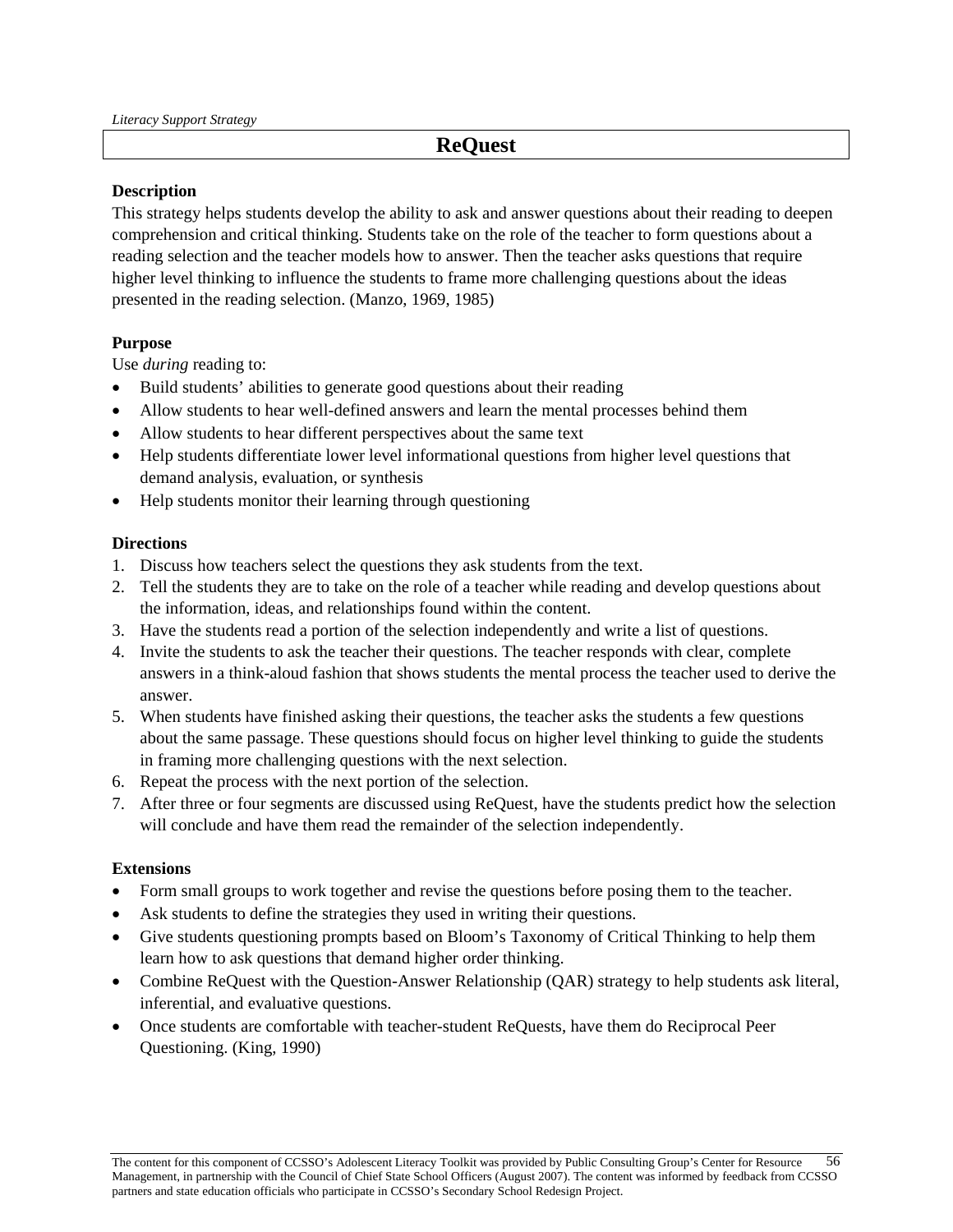*Literacy Support Strategy*

# ReQuest

### Description

This strategy helps students develop the ability to ask and answer questions about their reading to deepen comprehension and critical thinking. Students take on the role of the teacher to form questions about a reading selection and the teacher models how to answer. Then the teacher asks questions that require higher level thinking to influence the students to frame more challenging questions about the ideas presented in the reading selection. (Manzo, 1969, 1985)

### Purpose

Use *during* reading to:

- Build students' abilities to generate good questions about their reading
- Allow students to hear well-defined answers and learn the mental processes behind them
- Allow students to hear different perspectives about the same text
- Help students differentiate lower level informational questions from higher level questions that demand analysis, evaluation, or synthesis
- Help students monitor their learning through questioning

### Directions

1. Discuss how teachers select the questions they ask students from the text.
2. Tell the students they are to take on the role of a teacher while reading and develop questions about the information, ideas, and relationships found within the content.
3. Have the students read a portion of the selection independently and write a list of questions.
4. Invite the students to ask the teacher their questions. The teacher responds with clear, complete answers in a think-aloud fashion that shows students the mental process the teacher used to derive the answer.
5. When students have finished asking their questions, the teacher asks the students a few questions about the same passage. These questions should focus on higher level thinking to guide the students in framing more challenging questions with the next selection.
6. Repeat the process with the next portion of the selection.
7. After three or four segments are discussed using ReQuest, have the students predict how the selection will conclude and have them read the remainder of the selection independently.

### Extensions

- Form small groups to work together and revise the questions before posing them to the teacher.
- Ask students to define the strategies they used in writing their questions.
- Give students questioning prompts based on Bloom's Taxonomy of Critical Thinking to help them learn how to ask questions that demand higher order thinking.
- Combine ReQuest with the Question-Answer Relationship (QAR) strategy to help students ask literal, inferential, and evaluative questions.
- Once students are comfortable with teacher-student ReQuests, have them do Reciprocal Peer Questioning. (King, 1990)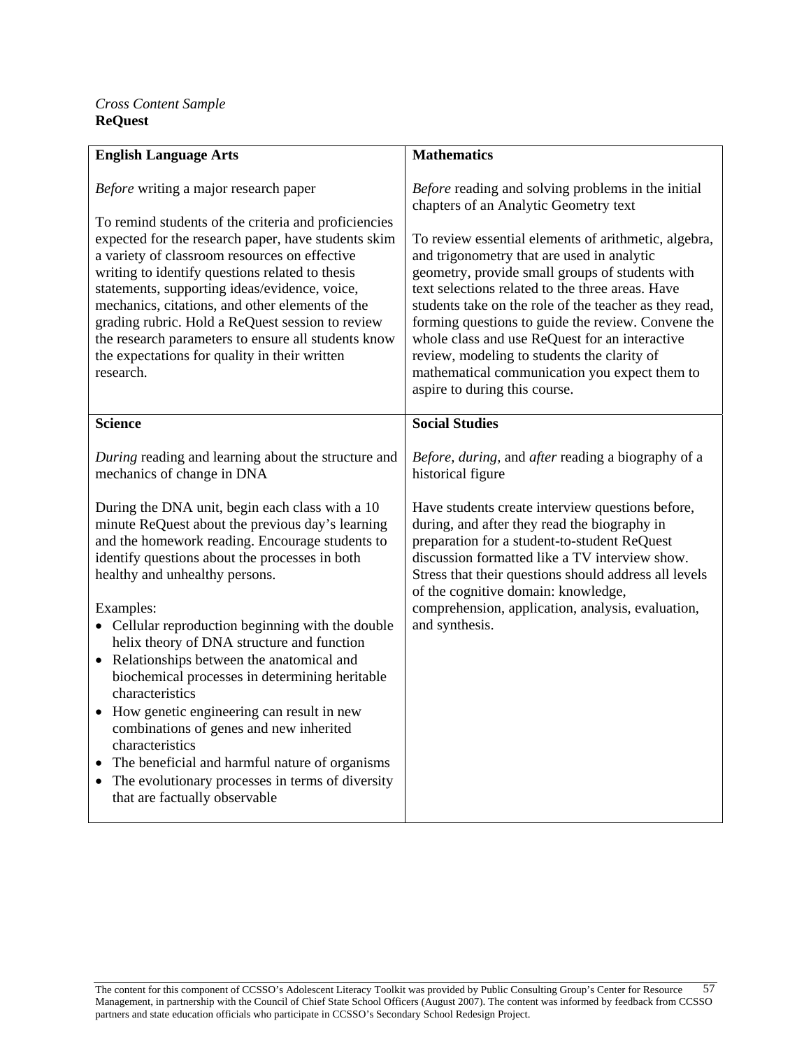*Cross Content Sample*
**ReQuest**

| **English Language Arts** | **Mathematics** |
| --- | --- |
| *Before* writing a major research paper<br><br>To remind students of the criteria and proficiencies expected for the research paper, have students skim a variety of classroom resources on effective writing to identify questions related to thesis statements, supporting ideas/evidence, voice, mechanics, citations, and other elements of the grading rubric. Hold a ReQuest session to review the research parameters to ensure all students know the expectations for quality in their written research. | *Before* reading and solving problems in the initial chapters of an Analytic Geometry text<br><br>To review essential elements of arithmetic, algebra, and trigonometry that are used in analytic geometry, provide small groups of students with text selections related to the three areas. Have students take on the role of the teacher as they read, forming questions to guide the review. Convene the whole class and use ReQuest for an interactive review, modeling to students the clarity of mathematical communication you expect them to aspire to during this course. |
| **Science** | **Social Studies** |
| *During* reading and learning about the structure and mechanics of change in DNA<br><br>During the DNA unit, begin each class with a 10 minute ReQuest about the previous day's learning and the homework reading. Encourage students to identify questions about the processes in both healthy and unhealthy persons.<br><br>Examples:<br>• Cellular reproduction beginning with the double helix theory of DNA structure and function<br>• Relationships between the anatomical and biochemical processes in determining heritable characteristics<br>• How genetic engineering can result in new combinations of genes and new inherited characteristics<br>• The beneficial and harmful nature of organisms<br>• The evolutionary processes in terms of diversity that are factually observable | *Before, during,* and *after* reading a biography of a historical figure<br><br>Have students create interview questions before, during, and after they read the biography in preparation for a student-to-student ReQuest discussion formatted like a TV interview show. Stress that their questions should address all levels of the cognitive domain: knowledge, comprehension, application, analysis, evaluation, and synthesis. |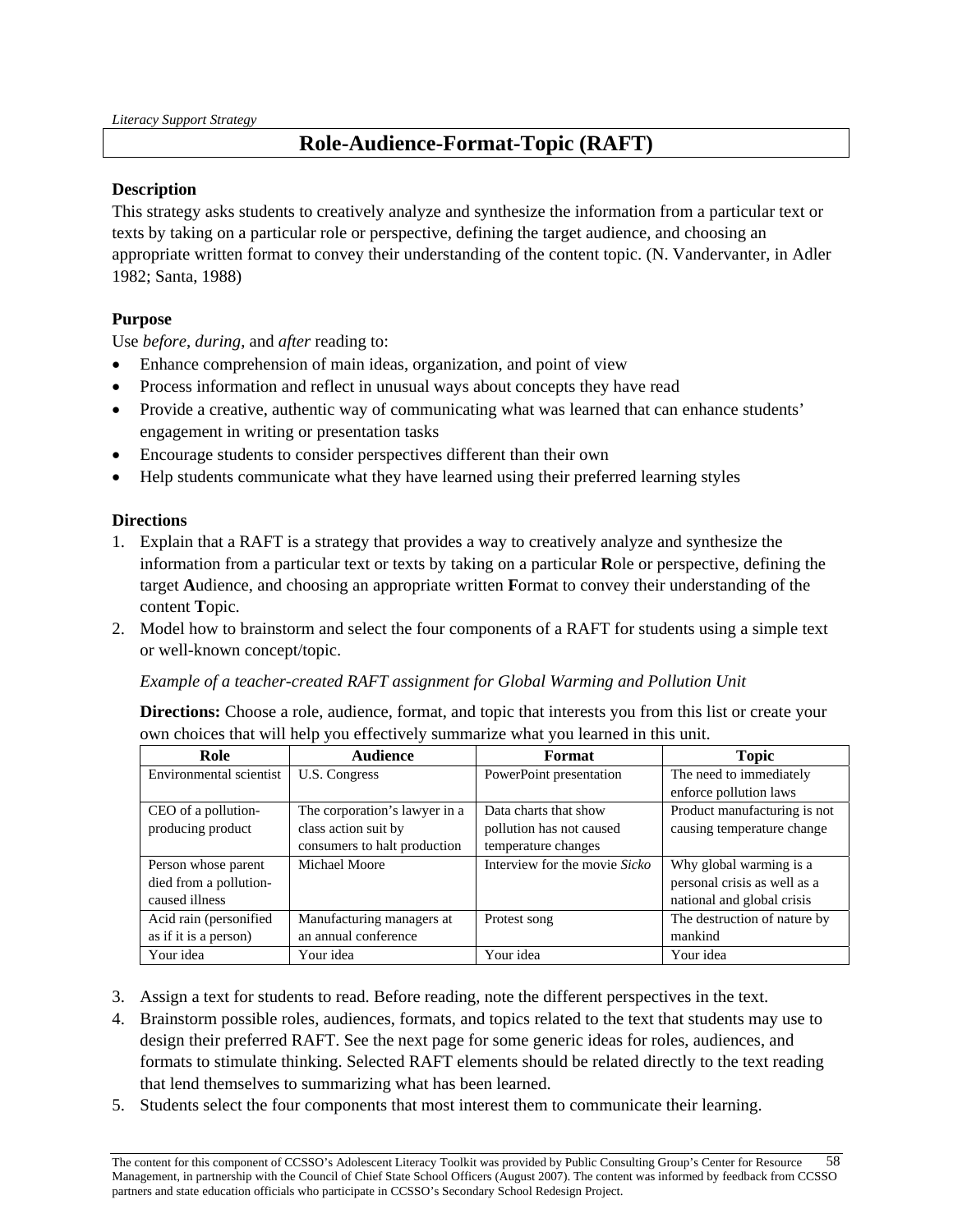*Literacy Support Strategy*

# Role-Audience-Format-Topic (RAFT)

**Description**

This strategy asks students to creatively analyze and synthesize the information from a particular text or texts by taking on a particular role or perspective, defining the target audience, and choosing an appropriate written format to convey their understanding of the content topic. (N. Vandervanter, in Adler 1982; Santa, 1988)

**Purpose**

Use *before*, *during*, and *after* reading to:

- Enhance comprehension of main ideas, organization, and point of view
- Process information and reflect in unusual ways about concepts they have read
- Provide a creative, authentic way of communicating what was learned that can enhance students' engagement in writing or presentation tasks
- Encourage students to consider perspectives different than their own
- Help students communicate what they have learned using their preferred learning styles

**Directions**

1. Explain that a RAFT is a strategy that provides a way to creatively analyze and synthesize the information from a particular text or texts by taking on a particular **R**ole or perspective, defining the target **A**udience, and choosing an appropriate written **F**ormat to convey their understanding of the content **T**opic.
2. Model how to brainstorm and select the four components of a RAFT for students using a simple text or well-known concept/topic.

   *Example of a teacher-created RAFT assignment for Global Warming and Pollution Unit*

   **Directions:** Choose a role, audience, format, and topic that interests you from this list or create your own choices that will help you effectively summarize what you learned in this unit.

| Role | Audience | Format | Topic |
|---|---|---|---|
| Environmental scientist | U.S. Congress | PowerPoint presentation | The need to immediately enforce pollution laws |
| CEO of a pollution-producing product | The corporation's lawyer in a class action suit by consumers to halt production | Data charts that show pollution has not caused temperature changes | Product manufacturing is not causing temperature change |
| Person whose parent died from a pollution-caused illness | Michael Moore | Interview for the movie *Sicko* | Why global warming is a personal crisis as well as a national and global crisis |
| Acid rain (personified as if it is a person) | Manufacturing managers at an annual conference | Protest song | The destruction of nature by mankind |
| Your idea | Your idea | Your idea | Your idea |

3. Assign a text for students to read. Before reading, note the different perspectives in the text.
4. Brainstorm possible roles, audiences, formats, and topics related to the text that students may use to design their preferred RAFT. See the next page for some generic ideas for roles, audiences, and formats to stimulate thinking. Selected RAFT elements should be related directly to the text reading that lend themselves to summarizing what has been learned.
5. Students select the four components that most interest them to communicate their learning.

The content for this component of CCSSO's Adolescent Literacy Toolkit was provided by Public Consulting Group's Center for Resource Management, in partnership with the Council of Chief State School Officers (August 2007). The content was informed by feedback from CCSSO partners and state education officials who participate in CCSSO's Secondary School Redesign Project.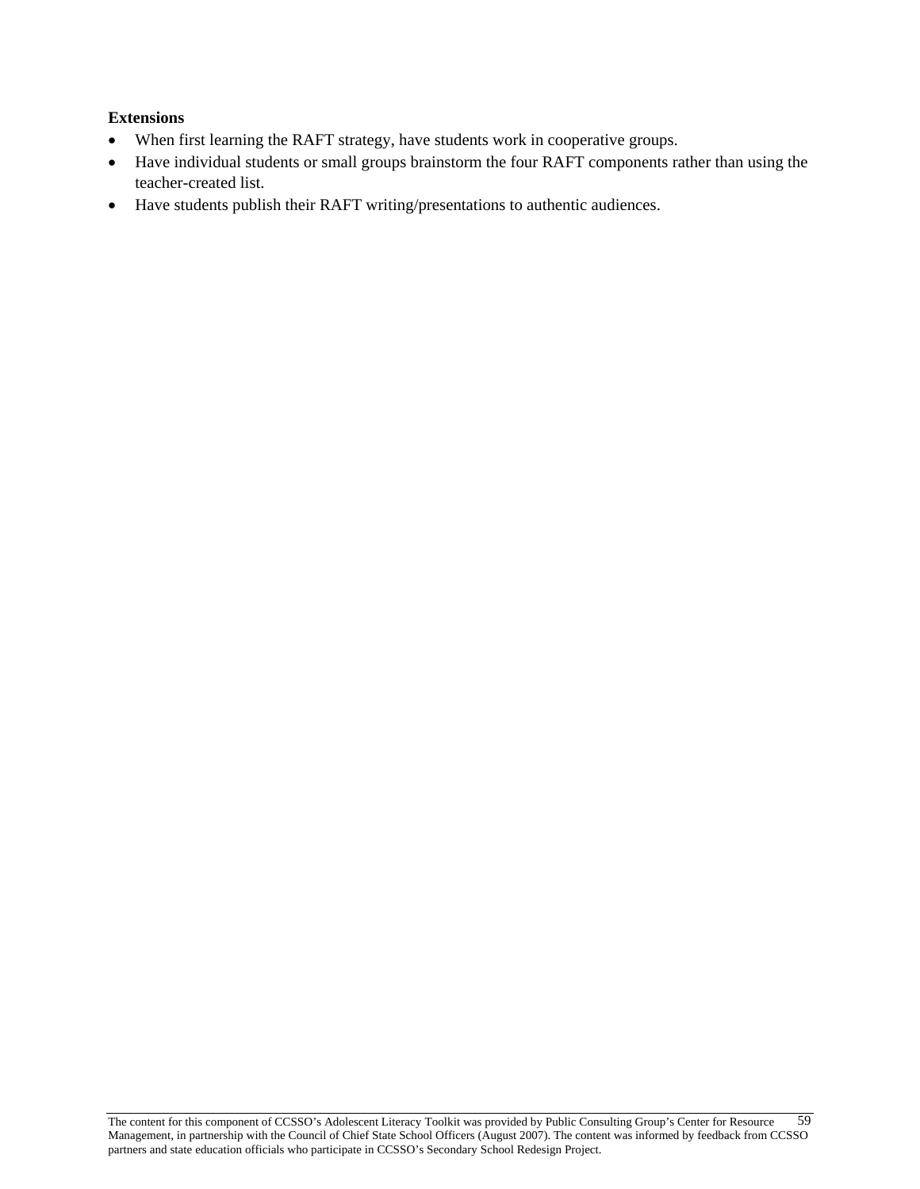**Extensions**

- When first learning the RAFT strategy, have students work in cooperative groups.
- Have individual students or small groups brainstorm the four RAFT components rather than using the teacher-created list.
- Have students publish their RAFT writing/presentations to authentic audiences.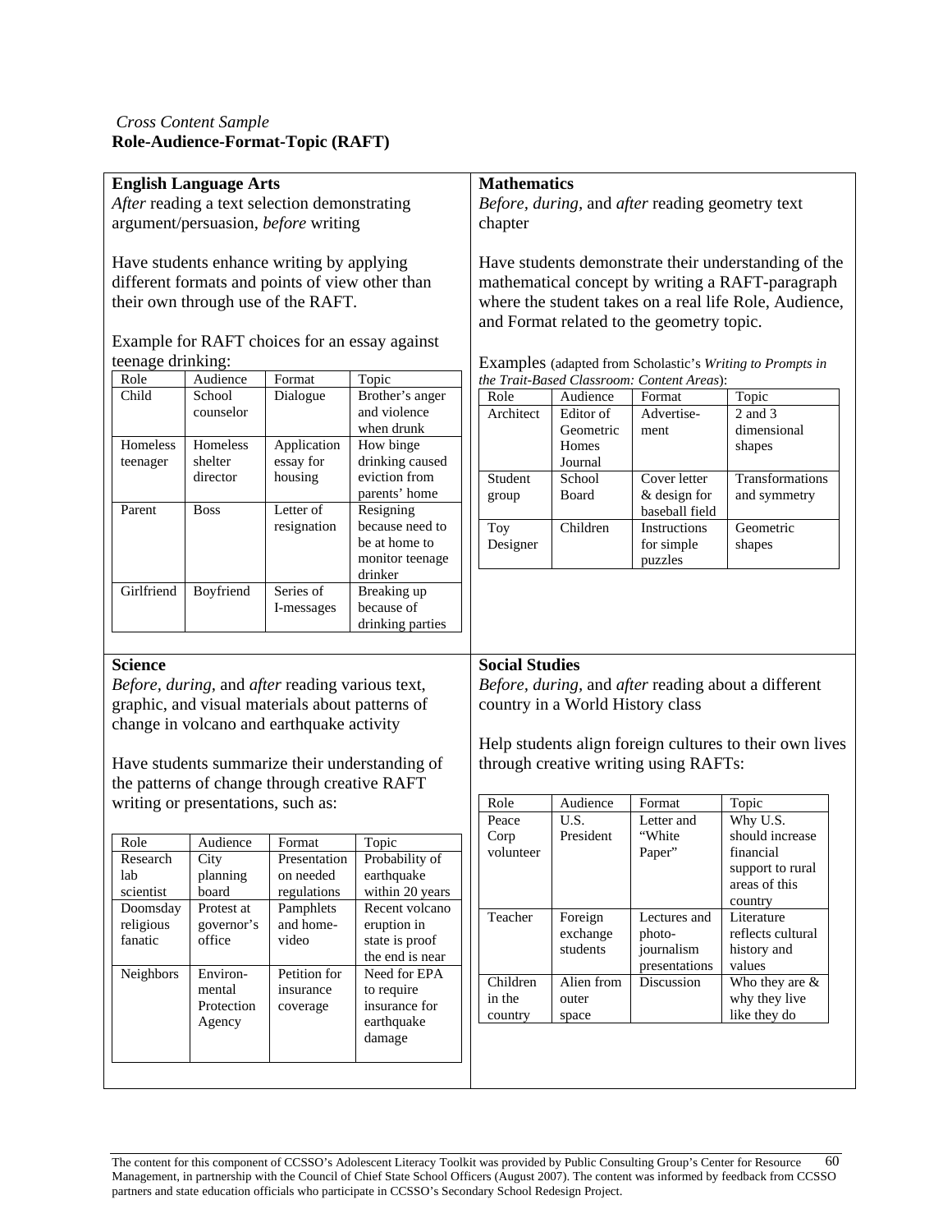*Cross Content Sample*

**Role-Audience-Format-Topic (RAFT)**

### English Language Arts

*After* reading a text selection demonstrating argument/persuasion, *before* writing

Have students enhance writing by applying different formats and points of view other than their own through use of the RAFT.

Example for RAFT choices for an essay against teenage drinking:

| Role | Audience | Format | Topic |
|---|---|---|---|
| Child | School counselor | Dialogue | Brother's anger and violence when drunk |
| Homeless teenager | Homeless shelter director | Application essay for housing | How binge drinking caused eviction from parents' home |
| Parent | Boss | Letter of resignation | Resigning because need to be at home to monitor teenage drinker |
| Girlfriend | Boyfriend | Series of I-messages | Breaking up because of drinking parties |

### Mathematics

*Before*, *during*, and *after* reading geometry text chapter

Have students demonstrate their understanding of the mathematical concept by writing a RAFT-paragraph where the student takes on a real life Role, Audience, and Format related to the geometry topic.

Examples (adapted from Scholastic's *Writing to Prompts in the Trait-Based Classroom: Content Areas*):

| Role | Audience | Format | Topic |
|---|---|---|---|
| Architect | Editor of Geometric Homes Journal | Advertise-ment | 2 and 3 dimensional shapes |
| Student group | School Board | Cover letter & design for baseball field | Transformations and symmetry |
| Toy Designer | Children | Instructions for simple puzzles | Geometric shapes |

### Science

*Before*, *during,* and *after* reading various text, graphic, and visual materials about patterns of change in volcano and earthquake activity

Have students summarize their understanding of the patterns of change through creative RAFT writing or presentations, such as:

| Role | Audience | Format | Topic |
|---|---|---|---|
| Research lab scientist | City planning board | Presentation on needed regulations | Probability of earthquake within 20 years |
| Doomsday religious fanatic | Protest at governor's office | Pamphlets and home-video | Recent volcano eruption in state is proof the end is near |
| Neighbors | Environ-mental Protection Agency | Petition for insurance coverage | Need for EPA to require insurance for earthquake damage |

### Social Studies

*Before*, *during*, and *after* reading about a different country in a World History class

Help students align foreign cultures to their own lives through creative writing using RAFTs:

| Role | Audience | Format | Topic |
|---|---|---|---|
| Peace Corp volunteer | U.S. President | Letter and "White Paper" | Why U.S. should increase financial support to rural areas of this country |
| Teacher | Foreign exchange students | Lectures and photo-journalism presentations | Literature reflects cultural history and values |
| Children in the country | Alien from outer space | Discussion | Who they are & why they live like they do |

The content for this component of CCSSO's Adolescent Literacy Toolkit was provided by Public Consulting Group's Center for Resource Management, in partnership with the Council of Chief State School Officers (August 2007). The content was informed by feedback from CCSSO partners and state education officials who participate in CCSSO's Secondary School Redesign Project.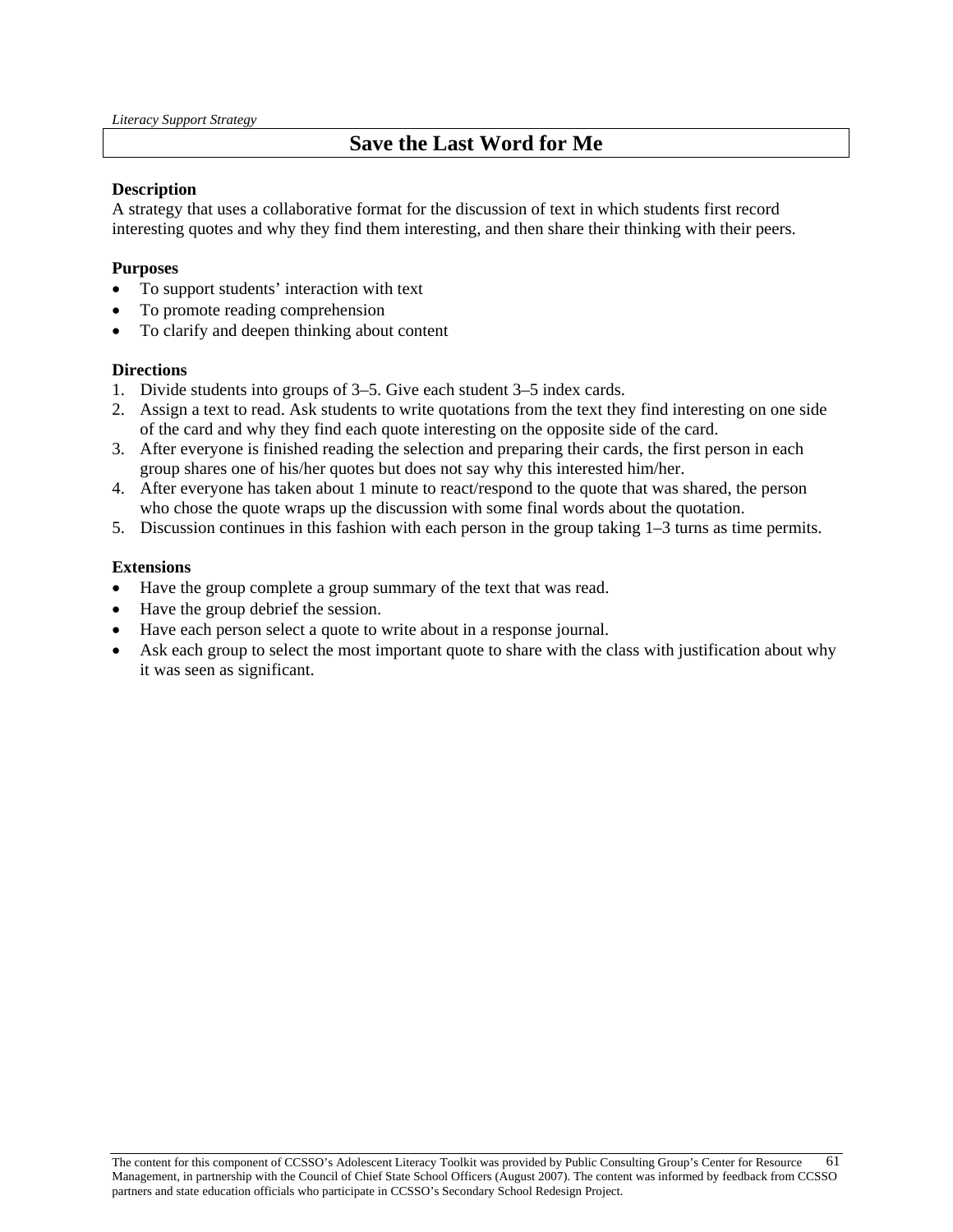*Literacy Support Strategy*

# Save the Last Word for Me

**Description**
A strategy that uses a collaborative format for the discussion of text in which students first record interesting quotes and why they find them interesting, and then share their thinking with their peers.

**Purposes**

- To support students' interaction with text
- To promote reading comprehension
- To clarify and deepen thinking about content

**Directions**

1. Divide students into groups of 3–5. Give each student 3–5 index cards.
2. Assign a text to read. Ask students to write quotations from the text they find interesting on one side of the card and why they find each quote interesting on the opposite side of the card.
3. After everyone is finished reading the selection and preparing their cards, the first person in each group shares one of his/her quotes but does not say why this interested him/her.
4. After everyone has taken about 1 minute to react/respond to the quote that was shared, the person who chose the quote wraps up the discussion with some final words about the quotation.
5. Discussion continues in this fashion with each person in the group taking 1–3 turns as time permits.

**Extensions**

- Have the group complete a group summary of the text that was read.
- Have the group debrief the session.
- Have each person select a quote to write about in a response journal.
- Ask each group to select the most important quote to share with the class with justification about why it was seen as significant.

The content for this component of CCSSO's Adolescent Literacy Toolkit was provided by Public Consulting Group's Center for Resource Management, in partnership with the Council of Chief State School Officers (August 2007). The content was informed by feedback from CCSSO partners and state education officials who participate in CCSSO's Secondary School Redesign Project.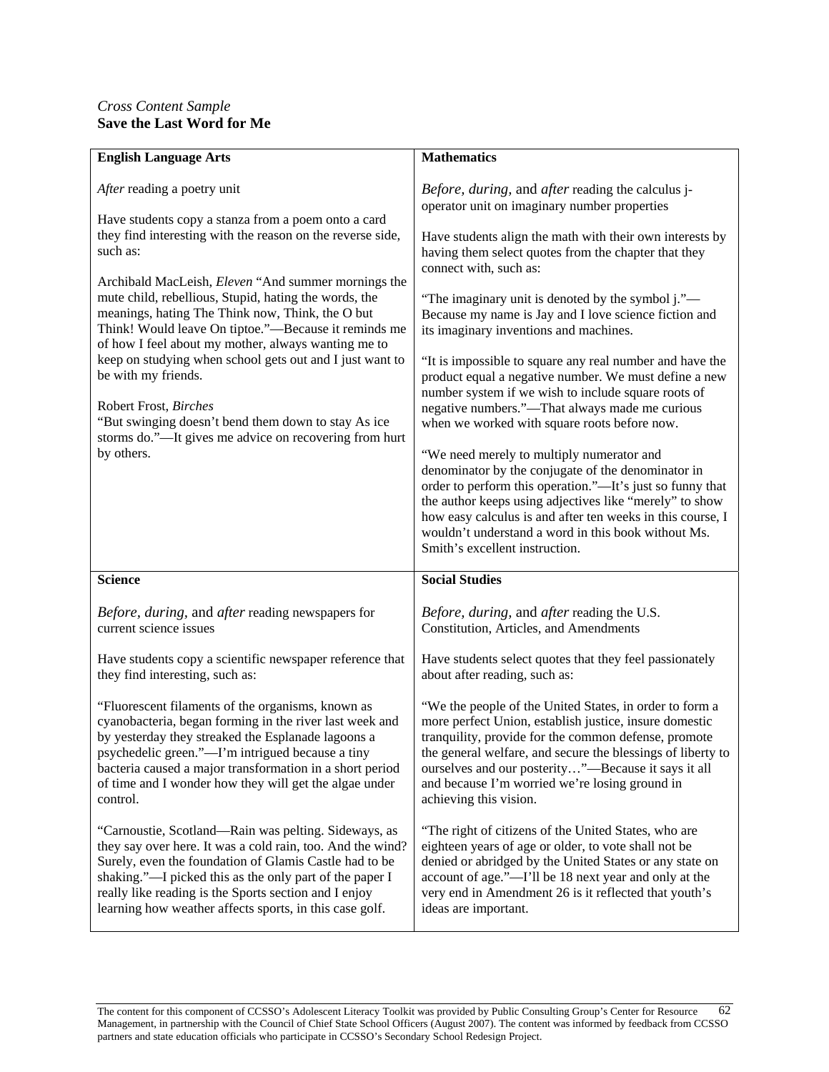*Cross Content Sample*
**Save the Last Word for Me**

| **English Language Arts** | **Mathematics** |
|---|---|
| *After* reading a poetry unit<br><br>Have students copy a stanza from a poem onto a card they find interesting with the reason on the reverse side, such as:<br><br>Archibald MacLeish, *Eleven* "And summer mornings the mute child, rebellious, Stupid, hating the words, the meanings, hating The Think now, Think, the O but Think! Would leave On tiptoe."—Because it reminds me of how I feel about my mother, always wanting me to keep on studying when school gets out and I just want to be with my friends.<br><br>Robert Frost, *Birches*<br>"But swinging doesn't bend them down to stay As ice storms do."—It gives me advice on recovering from hurt by others. | *Before, during,* and *after* reading the calculus j-operator unit on imaginary number properties<br><br>Have students align the math with their own interests by having them select quotes from the chapter that they connect with, such as:<br><br>"The imaginary unit is denoted by the symbol j."—Because my name is Jay and I love science fiction and its imaginary inventions and machines.<br><br>"It is impossible to square any real number and have the product equal a negative number. We must define a new number system if we wish to include square roots of negative numbers."—That always made me curious when we worked with square roots before now.<br><br>"We need merely to multiply numerator and denominator by the conjugate of the denominator in order to perform this operation."—It's just so funny that the author keeps using adjectives like "merely" to show how easy calculus is and after ten weeks in this course, I wouldn't understand a word in this book without Ms. Smith's excellent instruction. |
| **Science** | **Social Studies** |
| *Before, during,* and *after* reading newspapers for current science issues<br><br>Have students copy a scientific newspaper reference that they find interesting, such as:<br><br>"Fluorescent filaments of the organisms, known as cyanobacteria, began forming in the river last week and by yesterday they streaked the Esplanade lagoons a psychedelic green."—I'm intrigued because a tiny bacteria caused a major transformation in a short period of time and I wonder how they will get the algae under control.<br><br>"Carnoustie, Scotland—Rain was pelting. Sideways, as they say over here. It was a cold rain, too. And the wind? Surely, even the foundation of Glamis Castle had to be shaking."—I picked this as the only part of the paper I really like reading is the Sports section and I enjoy learning how weather affects sports, in this case golf. | *Before, during,* and *after* reading the U.S. Constitution, Articles, and Amendments<br><br>Have students select quotes that they feel passionately about after reading, such as:<br><br>"We the people of the United States, in order to form a more perfect Union, establish justice, insure domestic tranquility, provide for the common defense, promote the general welfare, and secure the blessings of liberty to ourselves and our posterity…"—Because it says it all and because I'm worried we're losing ground in achieving this vision.<br><br>"The right of citizens of the United States, who are eighteen years of age or older, to vote shall not be denied or abridged by the United States or any state on account of age."—I'll be 18 next year and only at the very end in Amendment 26 is it reflected that youth's ideas are important. |

The content for this component of CCSSO's Adolescent Literacy Toolkit was provided by Public Consulting Group's Center for Resource Management, in partnership with the Council of Chief State School Officers (August 2007). The content was informed by feedback from CCSSO partners and state education officials who participate in CCSSO's Secondary School Redesign Project.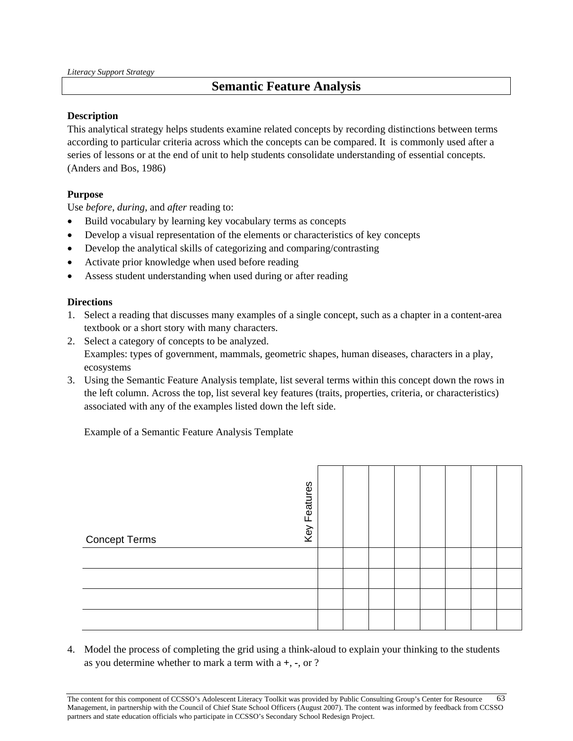*Literacy Support Strategy*

# Semantic Feature Analysis

**Description**

This analytical strategy helps students examine related concepts by recording distinctions between terms according to particular criteria across which the concepts can be compared. It is commonly used after a series of lessons or at the end of unit to help students consolidate understanding of essential concepts. (Anders and Bos, 1986)

**Purpose**

Use *before*, *during*, and *after* reading to:

- Build vocabulary by learning key vocabulary terms as concepts
- Develop a visual representation of the elements or characteristics of key concepts
- Develop the analytical skills of categorizing and comparing/contrasting
- Activate prior knowledge when used before reading
- Assess student understanding when used during or after reading

**Directions**

1. Select a reading that discusses many examples of a single concept, such as a chapter in a content-area textbook or a short story with many characters.
2. Select a category of concepts to be analyzed.
   Examples: types of government, mammals, geometric shapes, human diseases, characters in a play, ecosystems
3. Using the Semantic Feature Analysis template, list several terms within this concept down the rows in the left column. Across the top, list several key features (traits, properties, criteria, or characteristics) associated with any of the examples listed down the left side.

   Example of a Semantic Feature Analysis Template

| Concept Terms / Key Features | | | | | | | | |
|---|---|---|---|---|---|---|---|---|
| | | | | | | | | |
| | | | | | | | | |
| | | | | | | | | |
| | | | | | | | | |

4. Model the process of completing the grid using a think-aloud to explain your thinking to the students as you determine whether to mark a term with a +, -, or ?

The content for this component of CCSSO's Adolescent Literacy Toolkit was provided by Public Consulting Group's Center for Resource Management, in partnership with the Council of Chief State School Officers (August 2007). The content was informed by feedback from CCSSO partners and state education officials who participate in CCSSO's Secondary School Redesign Project.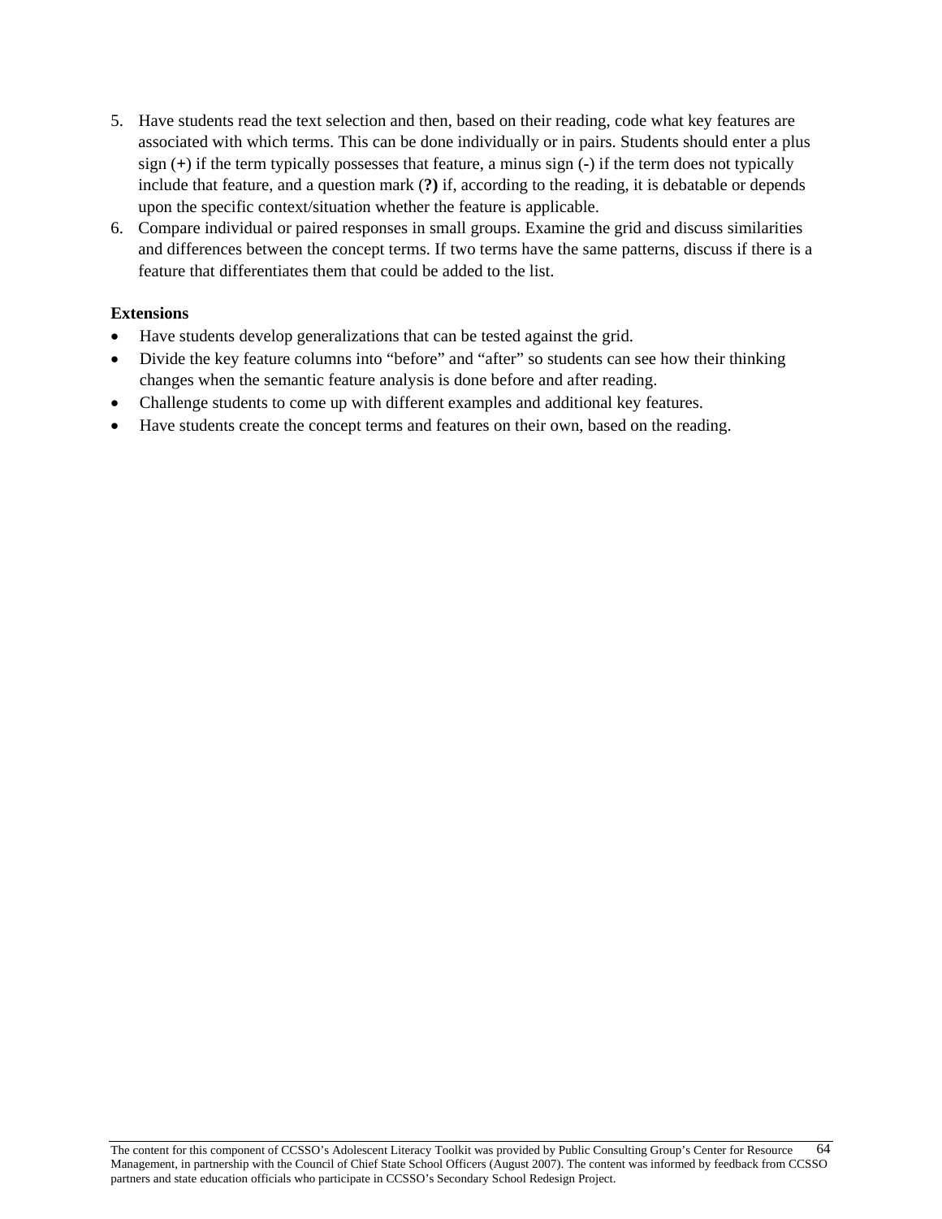5. Have students read the text selection and then, based on their reading, code what key features are associated with which terms. This can be done individually or in pairs. Students should enter a plus sign (+) if the term typically possesses that feature, a minus sign (-) if the term does not typically include that feature, and a question mark (**?)** if, according to the reading, it is debatable or depends upon the specific context/situation whether the feature is applicable.
6. Compare individual or paired responses in small groups. Examine the grid and discuss similarities and differences between the concept terms. If two terms have the same patterns, discuss if there is a feature that differentiates them that could be added to the list.

**Extensions**

- Have students develop generalizations that can be tested against the grid.
- Divide the key feature columns into "before" and "after" so students can see how their thinking changes when the semantic feature analysis is done before and after reading.
- Challenge students to come up with different examples and additional key features.
- Have students create the concept terms and features on their own, based on the reading.

The content for this component of CCSSO's Adolescent Literacy Toolkit was provided by Public Consulting Group's Center for Resource Management, in partnership with the Council of Chief State School Officers (August 2007). The content was informed by feedback from CCSSO partners and state education officials who participate in CCSSO's Secondary School Redesign Project.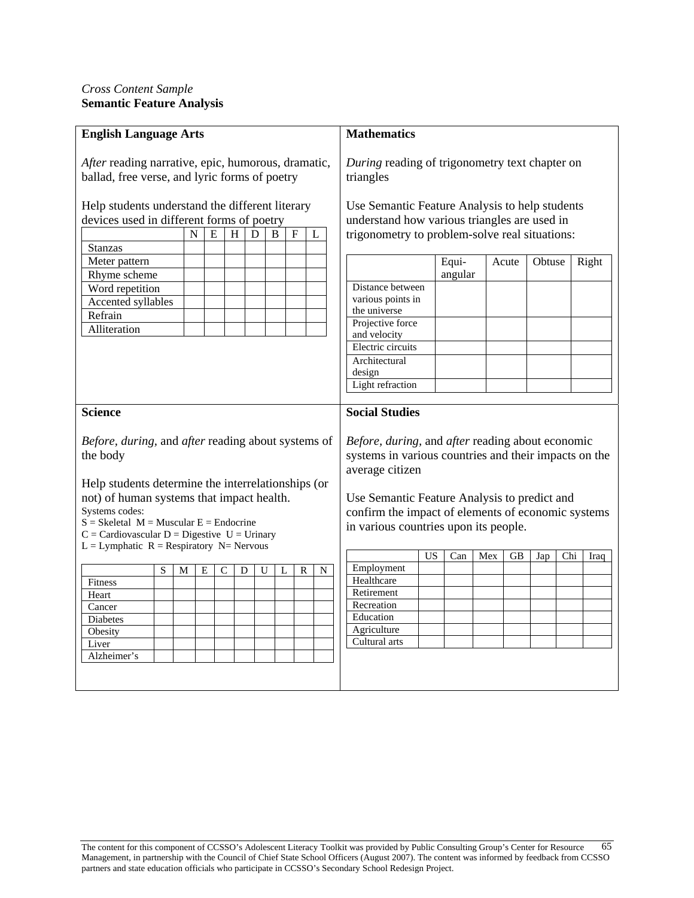*Cross Content Sample*
**Semantic Feature Analysis**

## English Language Arts

*After* reading narrative, epic, humorous, dramatic, ballad, free verse, and lyric forms of poetry

Help students understand the different literary devices used in different forms of poetry

| | N | E | H | D | B | F | L |
|---|---|---|---|---|---|---|---|
| Stanzas | | | | | | | |
| Meter pattern | | | | | | | |
| Rhyme scheme | | | | | | | |
| Word repetition | | | | | | | |
| Accented syllables | | | | | | | |
| Refrain | | | | | | | |
| Alliteration | | | | | | | |

## Mathematics

*During* reading of trigonometry text chapter on triangles

Use Semantic Feature Analysis to help students understand how various triangles are used in trigonometry to problem-solve real situations:

| | Equi-angular | Acute | Obtuse | Right |
|---|---|---|---|---|
| Distance between various points in the universe | | | | |
| Projective force and velocity | | | | |
| Electric circuits | | | | |
| Architectural design | | | | |
| Light refraction | | | | |

## Science

*Before*, *during*, and *after* reading about systems of the body

Help students determine the interrelationships (or not) of human systems that impact health.

Systems codes:
S = Skeletal M = Muscular E = Endocrine
C = Cardiovascular D = Digestive U = Urinary
L = Lymphatic R = Respiratory N= Nervous

| | S | M | E | C | D | U | L | R | N |
|---|---|---|---|---|---|---|---|---|---|
| Fitness | | | | | | | | | |
| Heart | | | | | | | | | |
| Cancer | | | | | | | | | |
| Diabetes | | | | | | | | | |
| Obesity | | | | | | | | | |
| Liver | | | | | | | | | |
| Alzheimer's | | | | | | | | | |

## Social Studies

*Before*, *during*, and *after* reading about economic systems in various countries and their impacts on the average citizen

Use Semantic Feature Analysis to predict and confirm the impact of elements of economic systems in various countries upon its people.

| | US | Can | Mex | GB | Jap | Chi | Iraq |
|---|---|---|---|---|---|---|---|
| Employment | | | | | | | |
| Healthcare | | | | | | | |
| Retirement | | | | | | | |
| Recreation | | | | | | | |
| Education | | | | | | | |
| Agriculture | | | | | | | |
| Cultural arts | | | | | | | |

The content for this component of CCSSO's Adolescent Literacy Toolkit was provided by Public Consulting Group's Center for Resource Management, in partnership with the Council of Chief State School Officers (August 2007). The content was informed by feedback from CCSSO partners and state education officials who participate in CCSSO's Secondary School Redesign Project.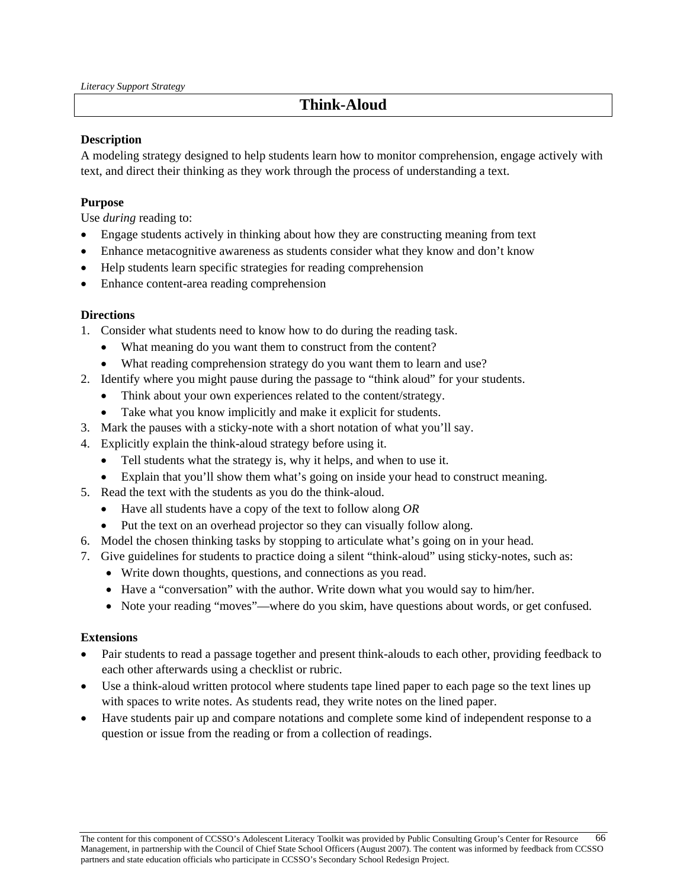*Literacy Support Strategy*

# Think-Aloud

**Description**

A modeling strategy designed to help students learn how to monitor comprehension, engage actively with text, and direct their thinking as they work through the process of understanding a text.

**Purpose**

Use *during* reading to:

- Engage students actively in thinking about how they are constructing meaning from text
- Enhance metacognitive awareness as students consider what they know and don't know
- Help students learn specific strategies for reading comprehension
- Enhance content-area reading comprehension

**Directions**

1. Consider what students need to know how to do during the reading task.
   - What meaning do you want them to construct from the content?
   - What reading comprehension strategy do you want them to learn and use?
2. Identify where you might pause during the passage to "think aloud" for your students.
   - Think about your own experiences related to the content/strategy.
   - Take what you know implicitly and make it explicit for students.
3. Mark the pauses with a sticky-note with a short notation of what you'll say.
4. Explicitly explain the think-aloud strategy before using it.
   - Tell students what the strategy is, why it helps, and when to use it.
   - Explain that you'll show them what's going on inside your head to construct meaning.
5. Read the text with the students as you do the think-aloud.
   - Have all students have a copy of the text to follow along *OR*
   - Put the text on an overhead projector so they can visually follow along.
6. Model the chosen thinking tasks by stopping to articulate what's going on in your head.
7. Give guidelines for students to practice doing a silent "think-aloud" using sticky-notes, such as:
   - Write down thoughts, questions, and connections as you read.
   - Have a "conversation" with the author. Write down what you would say to him/her.
   - Note your reading "moves"—where do you skim, have questions about words, or get confused.

**Extensions**

- Pair students to read a passage together and present think-alouds to each other, providing feedback to each other afterwards using a checklist or rubric.
- Use a think-aloud written protocol where students tape lined paper to each page so the text lines up with spaces to write notes. As students read, they write notes on the lined paper.
- Have students pair up and compare notations and complete some kind of independent response to a question or issue from the reading or from a collection of readings.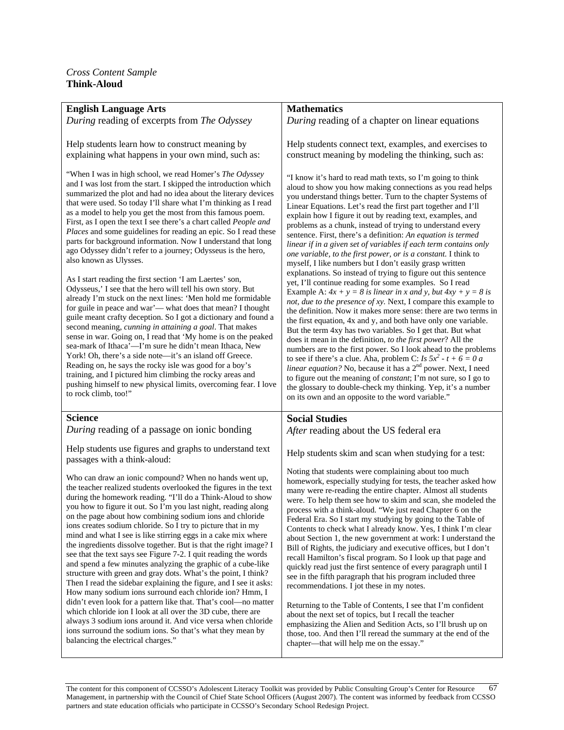*Cross Content Sample*
**Think-Aloud**

## English Language Arts

*During* reading of excerpts from *The Odyssey*

Help students learn how to construct meaning by explaining what happens in your own mind, such as:

"When I was in high school, we read Homer's *The Odyssey* and I was lost from the start. I skipped the introduction which summarized the plot and had no idea about the literary devices that were used. So today I'll share what I'm thinking as I read as a model to help you get the most from this famous poem. First, as I open the text I see there's a chart called *People and Places* and some guidelines for reading an epic. So I read these parts for background information. Now I understand that long ago Odyssey didn't refer to a journey; Odysseus is the hero, also known as Ulysses.

As I start reading the first section 'I am Laertes' son, Odysseus,' I see that the hero will tell his own story. But already I'm stuck on the next lines: 'Men hold me formidable for guile in peace and war'— what does that mean? I thought guile meant crafty deception. So I got a dictionary and found a second meaning, *cunning in attaining a goal*. That makes sense in war. Going on, I read that 'My home is on the peaked sea-mark of Ithaca'—I'm sure he didn't mean Ithaca, New York! Oh, there's a side note—it's an island off Greece. Reading on, he says the rocky isle was good for a boy's training, and I pictured him climbing the rocky areas and pushing himself to new physical limits, overcoming fear. I love to rock climb, too!"

## Mathematics

*During* reading of a chapter on linear equations

Help students connect text, examples, and exercises to construct meaning by modeling the thinking, such as:

"I know it's hard to read math texts, so I'm going to think aloud to show you how making connections as you read helps you understand things better. Turn to the chapter Systems of Linear Equations. Let's read the first part together and I'll explain how I figure it out by reading text, examples, and problems as a chunk, instead of trying to understand every sentence. First, there's a definition: *An equation is termed linear if in a given set of variables if each term contains only one variable, to the first power, or is a constant.* I think to myself, I like numbers but I don't easily grasp written explanations. So instead of trying to figure out this sentence yet, I'll continue reading for some examples. So I read Example A: *$4x + y = 8$ is linear in x and y, but $4xy + y = 8$ is not, due to the presence of xy.* Next, I compare this example to the definition. Now it makes more sense: there are two terms in the first equation, 4x and y, and both have only one variable. But the term 4xy has two variables. So I get that. But what does it mean in the definition, *to the first power*? All the numbers are to the first power. So I look ahead to the problems to see if there's a clue. Aha, problem C: *Is $5x^2 - t + 6 = 0$ a linear equation?* No, because it has a 2nd power. Next, I need to figure out the meaning of *constant*; I'm not sure, so I go to the glossary to double-check my thinking. Yep, it's a number on its own and an opposite to the word variable."

## Science

*During* reading of a passage on ionic bonding

Help students use figures and graphs to understand text passages with a think-aloud:

Who can draw an ionic compound? When no hands went up, the teacher realized students overlooked the figures in the text during the homework reading. "I'll do a Think-Aloud to show you how to figure it out. So I'm you last night, reading along on the page about how combining sodium ions and chloride ions creates sodium chloride. So I try to picture that in my mind and what I see is like stirring eggs in a cake mix where the ingredients dissolve together. But is that the right image? I see that the text says see Figure 7-2. I quit reading the words and spend a few minutes analyzing the graphic of a cube-like structure with green and gray dots. What's the point, I think? Then I read the sidebar explaining the figure, and I see it asks: How many sodium ions surround each chloride ion? Hmm, I didn't even look for a pattern like that. That's cool—no matter which chloride ion I look at all over the 3D cube, there are always 3 sodium ions around it. And vice versa when chloride ions surround the sodium ions. So that's what they mean by balancing the electrical charges."

## Social Studies

*After* reading about the US federal era

Help students skim and scan when studying for a test:

Noting that students were complaining about too much homework, especially studying for tests, the teacher asked how many were re-reading the entire chapter. Almost all students were. To help them see how to skim and scan, she modeled the process with a think-aloud. "We just read Chapter 6 on the Federal Era. So I start my studying by going to the Table of Contents to check what I already know. Yes, I think I'm clear about Section 1, the new government at work: I understand the Bill of Rights, the judiciary and executive offices, but I don't recall Hamilton's fiscal program. So I look up that page and quickly read just the first sentence of every paragraph until I see in the fifth paragraph that his program included three recommendations. I jot these in my notes.

Returning to the Table of Contents, I see that I'm confident about the next set of topics, but I recall the teacher emphasizing the Alien and Sedition Acts, so I'll brush up on those, too. And then I'll reread the summary at the end of the chapter—that will help me on the essay."

The content for this component of CCSSO's Adolescent Literacy Toolkit was provided by Public Consulting Group's Center for Resource Management, in partnership with the Council of Chief State School Officers (August 2007). The content was informed by feedback from CCSSO partners and state education officials who participate in CCSSO's Secondary School Redesign Project.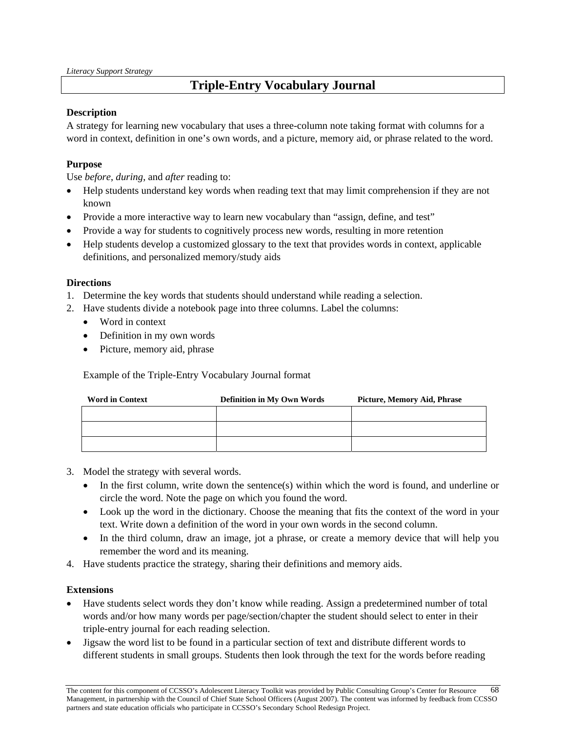*Literacy Support Strategy*

# Triple-Entry Vocabulary Journal

**Description**

A strategy for learning new vocabulary that uses a three-column note taking format with columns for a word in context, definition in one's own words, and a picture, memory aid, or phrase related to the word.

**Purpose**

Use *before*, *during*, and *after* reading to:

- Help students understand key words when reading text that may limit comprehension if they are not known
- Provide a more interactive way to learn new vocabulary than "assign, define, and test"
- Provide a way for students to cognitively process new words, resulting in more retention
- Help students develop a customized glossary to the text that provides words in context, applicable definitions, and personalized memory/study aids

**Directions**

1. Determine the key words that students should understand while reading a selection.
2. Have students divide a notebook page into three columns. Label the columns:
   - Word in context
   - Definition in my own words
   - Picture, memory aid, phrase

   Example of the Triple-Entry Vocabulary Journal format

   | Word in Context | Definition in My Own Words | Picture, Memory Aid, Phrase |
   |---|---|---|
   | | | |
   | | | |
   | | | |

3. Model the strategy with several words.
   - In the first column, write down the sentence(s) within which the word is found, and underline or circle the word. Note the page on which you found the word.
   - Look up the word in the dictionary. Choose the meaning that fits the context of the word in your text. Write down a definition of the word in your own words in the second column.
   - In the third column, draw an image, jot a phrase, or create a memory device that will help you remember the word and its meaning.
4. Have students practice the strategy, sharing their definitions and memory aids.

**Extensions**

- Have students select words they don't know while reading. Assign a predetermined number of total words and/or how many words per page/section/chapter the student should select to enter in their triple-entry journal for each reading selection.
- Jigsaw the word list to be found in a particular section of text and distribute different words to different students in small groups. Students then look through the text for the words before reading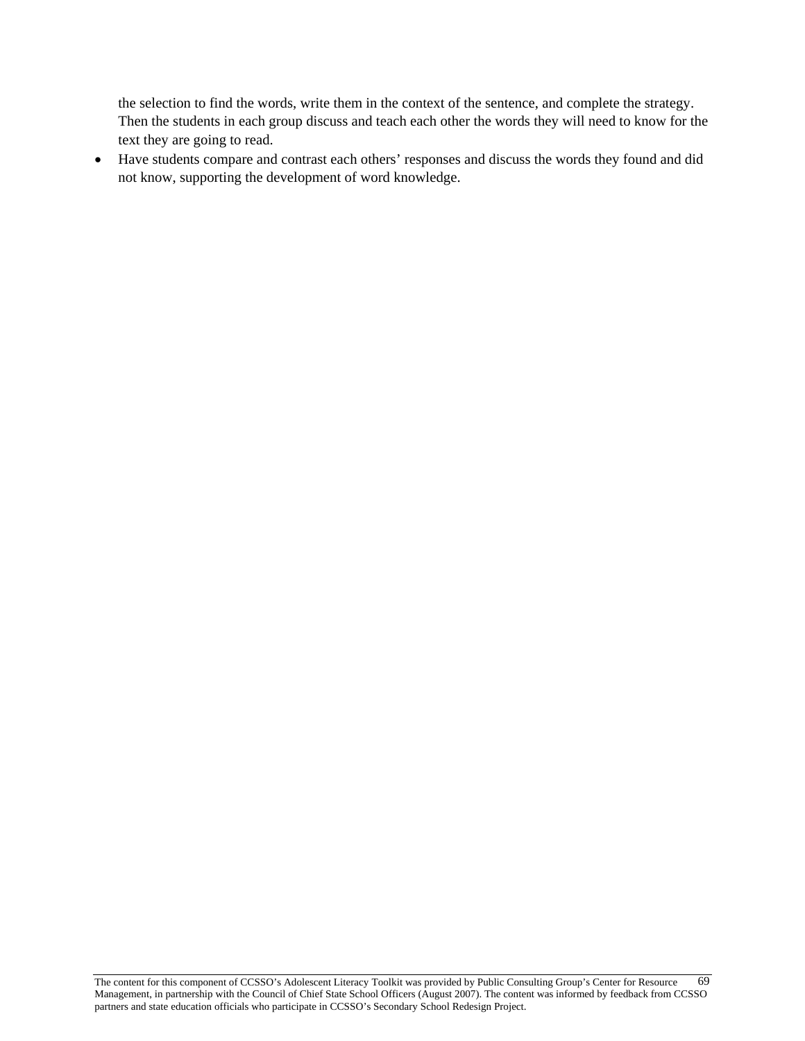the selection to find the words, write them in the context of the sentence, and complete the strategy. Then the students in each group discuss and teach each other the words they will need to know for the text they are going to read.

- Have students compare and contrast each others' responses and discuss the words they found and did not know, supporting the development of word knowledge.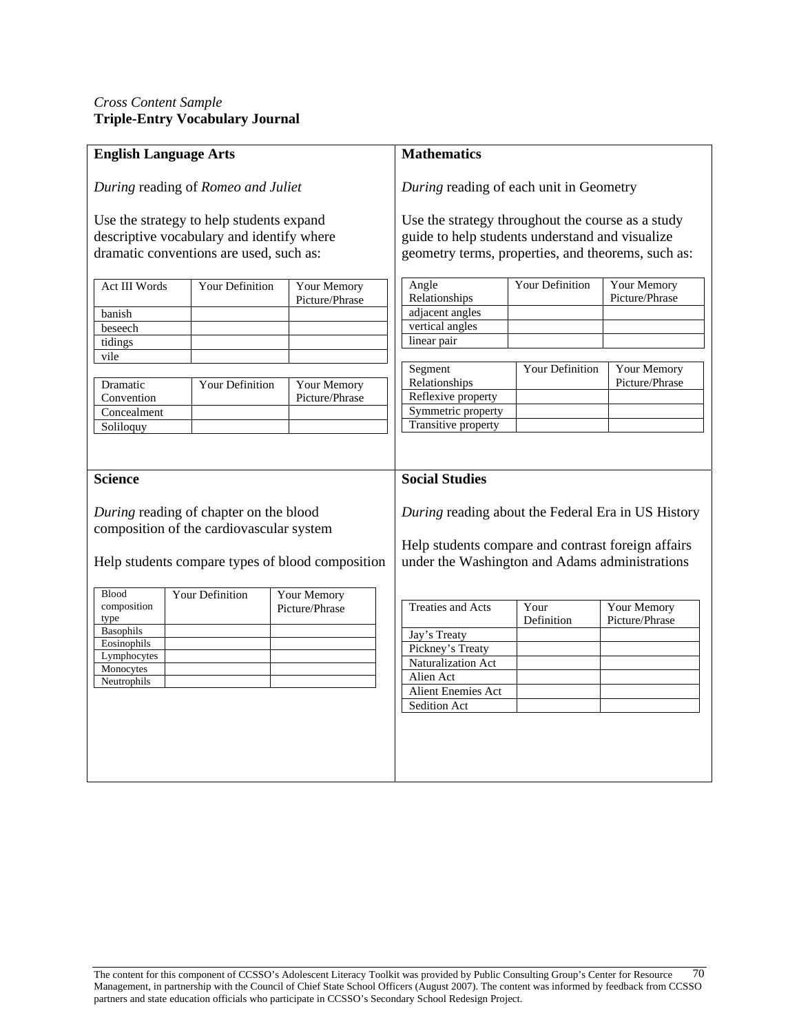*Cross Content Sample*
**Triple-Entry Vocabulary Journal**

## English Language Arts

*During* reading of *Romeo and Juliet*

Use the strategy to help students expand descriptive vocabulary and identify where dramatic conventions are used, such as:

| Act III Words | Your Definition | Your Memory Picture/Phrase |
|---|---|---|
| banish | | |
| beseech | | |
| tidings | | |
| vile | | |

| Dramatic Convention | Your Definition | Your Memory Picture/Phrase |
|---|---|---|
| Concealment | | |
| Soliloquy | | |

## Mathematics

*During* reading of each unit in Geometry

Use the strategy throughout the course as a study guide to help students understand and visualize geometry terms, properties, and theorems, such as:

| Angle Relationships | Your Definition | Your Memory Picture/Phrase |
|---|---|---|
| adjacent angles | | |
| vertical angles | | |
| linear pair | | |

| Segment Relationships | Your Definition | Your Memory Picture/Phrase |
|---|---|---|
| Reflexive property | | |
| Symmetric property | | |
| Transitive property | | |

## Science

*During* reading of chapter on the blood composition of the cardiovascular system

Help students compare types of blood composition

| Blood composition type | Your Definition | Your Memory Picture/Phrase |
|---|---|---|
| Basophils | | |
| Eosinophils | | |
| Lymphocytes | | |
| Monocytes | | |
| Neutrophils | | |

## Social Studies

*During* reading about the Federal Era in US History

Help students compare and contrast foreign affairs under the Washington and Adams administrations

| Treaties and Acts | Your Definition | Your Memory Picture/Phrase |
|---|---|---|
| Jay's Treaty | | |
| Pickney's Treaty | | |
| Naturalization Act | | |
| Alien Act | | |
| Alient Enemies Act | | |
| Sedition Act | | |

The content for this component of CCSSO's Adolescent Literacy Toolkit was provided by Public Consulting Group's Center for Resource Management, in partnership with the Council of Chief State School Officers (August 2007). The content was informed by feedback from CCSSO partners and state education officials who participate in CCSSO's Secondary School Redesign Project.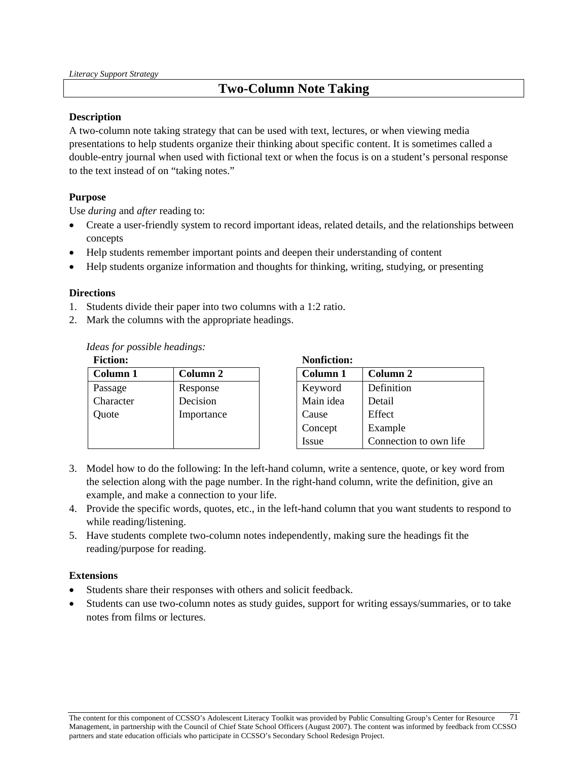*Literacy Support Strategy*

# Two-Column Note Taking

**Description**

A two-column note taking strategy that can be used with text, lectures, or when viewing media presentations to help students organize their thinking about specific content. It is sometimes called a double-entry journal when used with fictional text or when the focus is on a student's personal response to the text instead of on "taking notes."

**Purpose**

Use *during* and *after* reading to:

- Create a user-friendly system to record important ideas, related details, and the relationships between concepts
- Help students remember important points and deepen their understanding of content
- Help students organize information and thoughts for thinking, writing, studying, or presenting

**Directions**

1. Students divide their paper into two columns with a 1:2 ratio.
2. Mark the columns with the appropriate headings.

*Ideas for possible headings:*

**Fiction:**

| Column 1 | Column 2 |
| --- | --- |
| Passage | Response |
| Character | Decision |
| Quote | Importance |

**Nonfiction:**

| Column 1 | Column 2 |
| --- | --- |
| Keyword | Definition |
| Main idea | Detail |
| Cause | Effect |
| Concept | Example |
| Issue | Connection to own life |

3. Model how to do the following: In the left-hand column, write a sentence, quote, or key word from the selection along with the page number. In the right-hand column, write the definition, give an example, and make a connection to your life.
4. Provide the specific words, quotes, etc., in the left-hand column that you want students to respond to while reading/listening.
5. Have students complete two-column notes independently, making sure the headings fit the reading/purpose for reading.

**Extensions**

- Students share their responses with others and solicit feedback.
- Students can use two-column notes as study guides, support for writing essays/summaries, or to take notes from films or lectures.

The content for this component of CCSSO's Adolescent Literacy Toolkit was provided by Public Consulting Group's Center for Resource Management, in partnership with the Council of Chief State School Officers (August 2007). The content was informed by feedback from CCSSO partners and state education officials who participate in CCSSO's Secondary School Redesign Project.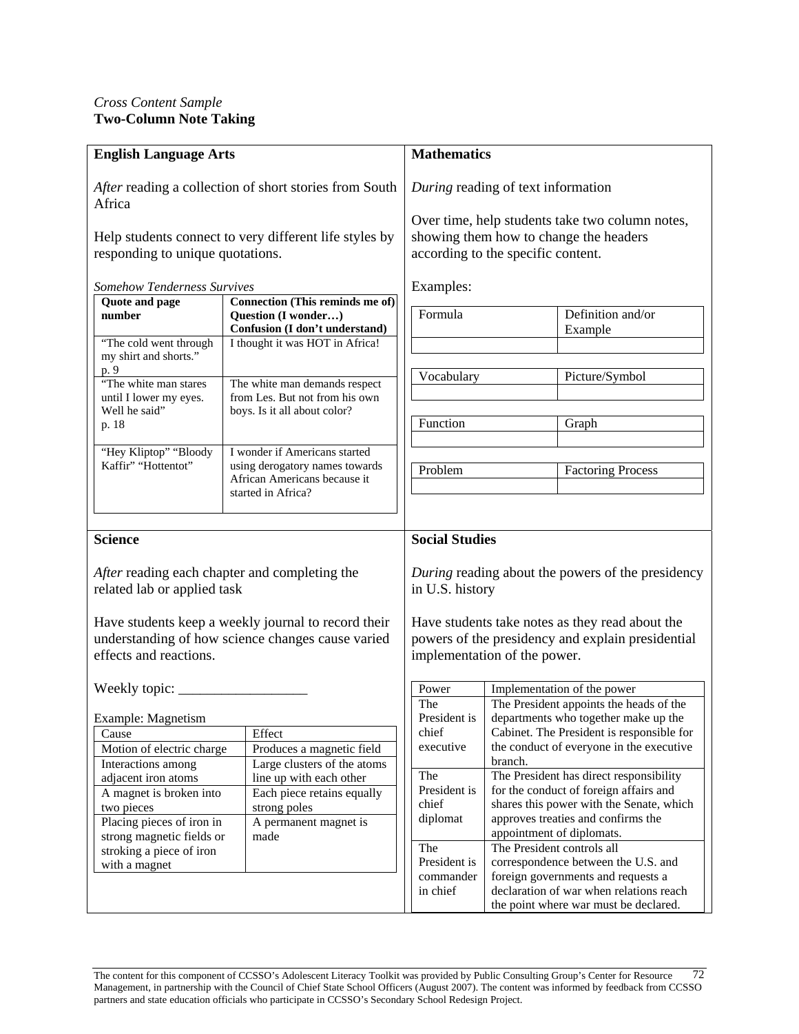*Cross Content Sample*
**Two-Column Note Taking**

## English Language Arts

*After* reading a collection of short stories from South Africa

Help students connect to very different life styles by responding to unique quotations.

*Somehow Tenderness Survives*

| Quote and page number | Connection (This reminds me of) Question (I wonder…) Confusion (I don't understand) |
|---|---|
| "The cold went through my shirt and shorts." p. 9 | I thought it was HOT in Africa! |
| "The white man stares until I lower my eyes. Well he said" p. 18 | The white man demands respect from Les. But not from his own boys. Is it all about color? |
| "Hey Kliptop" "Bloody Kaffir" "Hottentot" | I wonder if Americans started using derogatory names towards African Americans because it started in Africa? |

## Mathematics

*During* reading of text information

Over time, help students take two column notes, showing them how to change the headers according to the specific content.

Examples:

| Formula | Definition and/or Example |
|---|---|
| | |

| Vocabulary | Picture/Symbol |
|---|---|
| | |

| Function | Graph |
|---|---|
| | |

| Problem | Factoring Process |
|---|---|
| | |

## Science

*After* reading each chapter and completing the related lab or applied task

Have students keep a weekly journal to record their understanding of how science changes cause varied effects and reactions.

Weekly topic: __________________

Example: Magnetism

| Cause | Effect |
|---|---|
| Motion of electric charge | Produces a magnetic field |
| Interactions among adjacent iron atoms | Large clusters of the atoms line up with each other |
| A magnet is broken into two pieces | Each piece retains equally strong poles |
| Placing pieces of iron in strong magnetic fields or stroking a piece of iron with a magnet | A permanent magnet is made |

## Social Studies

*During* reading about the powers of the presidency in U.S. history

Have students take notes as they read about the powers of the presidency and explain presidential implementation of the power.

| Power | Implementation of the power |
|---|---|
| The President is chief executive | The President appoints the heads of the departments who together make up the Cabinet. The President is responsible for the conduct of everyone in the executive branch. |
| The President is chief diplomat | The President has direct responsibility for the conduct of foreign affairs and shares this power with the Senate, which approves treaties and confirms the appointment of diplomats. |
| The President is commander in chief | The President controls all correspondence between the U.S. and foreign governments and requests a declaration of war when relations reach the point where war must be declared. |

The content for this component of CCSSO's Adolescent Literacy Toolkit was provided by Public Consulting Group's Center for Resource Management, in partnership with the Council of Chief State School Officers (August 2007). The content was informed by feedback from CCSSO partners and state education officials who participate in CCSSO's Secondary School Redesign Project.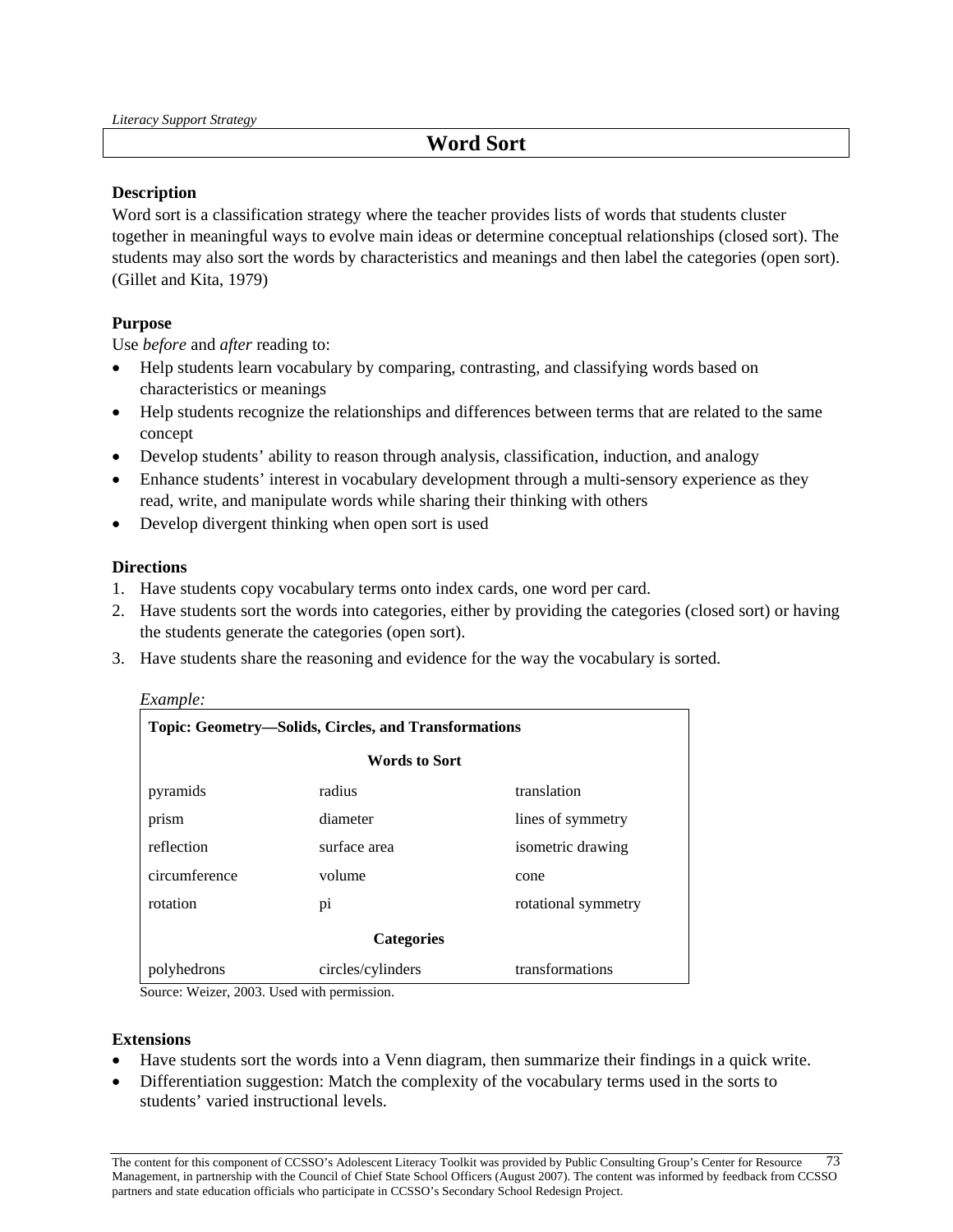*Literacy Support Strategy*

# Word Sort

**Description**

Word sort is a classification strategy where the teacher provides lists of words that students cluster together in meaningful ways to evolve main ideas or determine conceptual relationships (closed sort). The students may also sort the words by characteristics and meanings and then label the categories (open sort). (Gillet and Kita, 1979)

**Purpose**

Use *before* and *after* reading to:

- Help students learn vocabulary by comparing, contrasting, and classifying words based on characteristics or meanings
- Help students recognize the relationships and differences between terms that are related to the same concept
- Develop students' ability to reason through analysis, classification, induction, and analogy
- Enhance students' interest in vocabulary development through a multi-sensory experience as they read, write, and manipulate words while sharing their thinking with others
- Develop divergent thinking when open sort is used

**Directions**

1. Have students copy vocabulary terms onto index cards, one word per card.
2. Have students sort the words into categories, either by providing the categories (closed sort) or having the students generate the categories (open sort).
3. Have students share the reasoning and evidence for the way the vocabulary is sorted.

*Example:*

| **Topic: Geometry—Solids, Circles, and Transformations** | | |
|---|---|---|
| | **Words to Sort** | |
| pyramids | radius | translation |
| prism | diameter | lines of symmetry |
| reflection | surface area | isometric drawing |
| circumference | volume | cone |
| rotation | pi | rotational symmetry |
| | **Categories** | |
| polyhedrons | circles/cylinders | transformations |

Source: Weizer, 2003. Used with permission.

**Extensions**

- Have students sort the words into a Venn diagram, then summarize their findings in a quick write.
- Differentiation suggestion: Match the complexity of the vocabulary terms used in the sorts to students' varied instructional levels.

The content for this component of CCSSO's Adolescent Literacy Toolkit was provided by Public Consulting Group's Center for Resource Management, in partnership with the Council of Chief State School Officers (August 2007). The content was informed by feedback from CCSSO partners and state education officials who participate in CCSSO's Secondary School Redesign Project.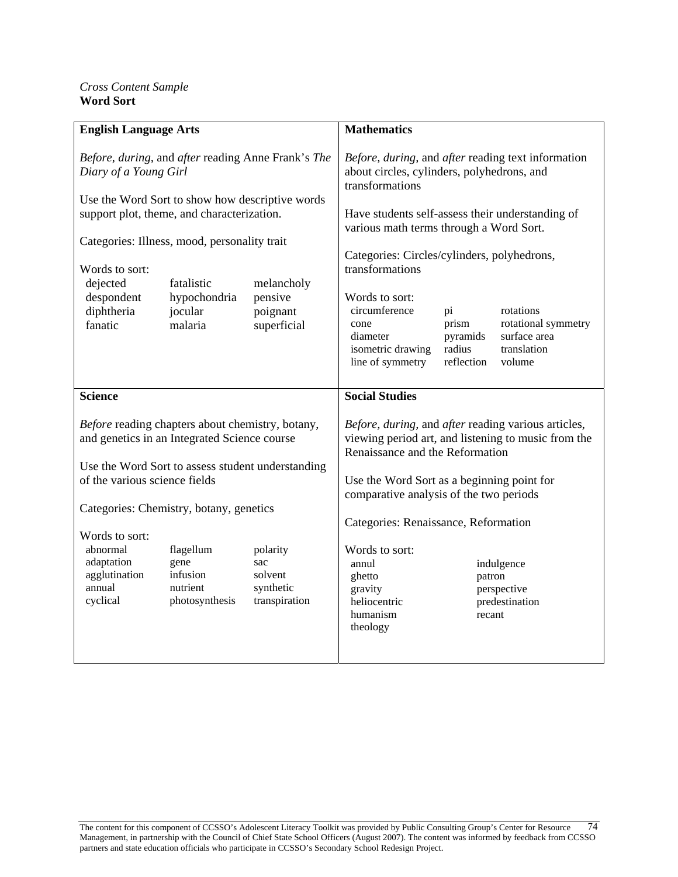*Cross Content Sample*
**Word Sort**

## English Language Arts

*Before, during,* and *after* reading Anne Frank's *The Diary of a Young Girl*

Use the Word Sort to show how descriptive words support plot, theme, and characterization.

Categories: Illness, mood, personality trait

Words to sort:

| | | |
|---|---|---|
| dejected | fatalistic | melancholy |
| despondent | hypochondria | pensive |
| diphtheria | jocular | poignant |
| fanatic | malaria | superficial |

## Mathematics

*Before, during,* and *after* reading text information about circles, cylinders, polyhedrons, and transformations

Have students self-assess their understanding of various math terms through a Word Sort.

Categories: Circles/cylinders, polyhedrons, transformations

Words to sort:

| | | |
|---|---|---|
| circumference | pi | rotations |
| cone | prism | rotational symmetry |
| diameter | pyramids | surface area |
| isometric drawing | radius | translation |
| line of symmetry | reflection | volume |

## Science

*Before* reading chapters about chemistry, botany, and genetics in an Integrated Science course

Use the Word Sort to assess student understanding of the various science fields

Categories: Chemistry, botany, genetics

Words to sort:

| | | |
|---|---|---|
| abnormal | flagellum | polarity |
| adaptation | gene | sac |
| agglutination | infusion | solvent |
| annual | nutrient | synthetic |
| cyclical | photosynthesis | transpiration |

## Social Studies

*Before, during,* and *after* reading various articles, viewing period art, and listening to music from the Renaissance and the Reformation

Use the Word Sort as a beginning point for comparative analysis of the two periods

Categories: Renaissance, Reformation

Words to sort:

| | |
|---|---|
| annul | indulgence |
| ghetto | patron |
| gravity | perspective |
| heliocentric | predestination |
| humanism | recant |
| theology | |

The content for this component of CCSSO's Adolescent Literacy Toolkit was provided by Public Consulting Group's Center for Resource Management, in partnership with the Council of Chief State School Officers (August 2007). The content was informed by feedback from CCSSO partners and state education officials who participate in CCSSO's Secondary School Redesign Project.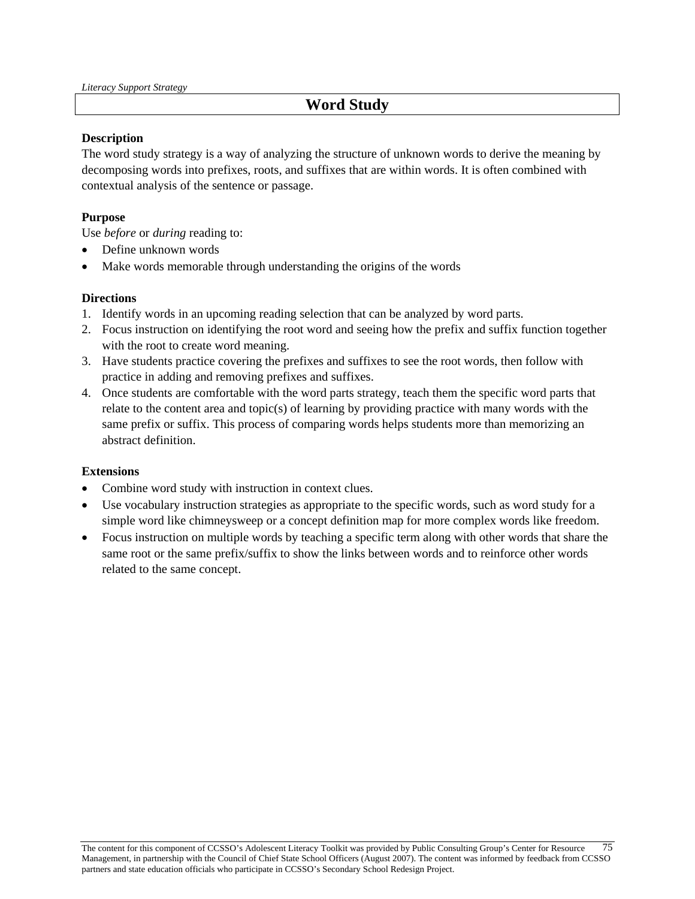*Literacy Support Strategy*

# Word Study

**Description**

The word study strategy is a way of analyzing the structure of unknown words to derive the meaning by decomposing words into prefixes, roots, and suffixes that are within words. It is often combined with contextual analysis of the sentence or passage.

**Purpose**

Use *before* or *during* reading to:

- Define unknown words
- Make words memorable through understanding the origins of the words

**Directions**

1. Identify words in an upcoming reading selection that can be analyzed by word parts.
2. Focus instruction on identifying the root word and seeing how the prefix and suffix function together with the root to create word meaning.
3. Have students practice covering the prefixes and suffixes to see the root words, then follow with practice in adding and removing prefixes and suffixes.
4. Once students are comfortable with the word parts strategy, teach them the specific word parts that relate to the content area and topic(s) of learning by providing practice with many words with the same prefix or suffix. This process of comparing words helps students more than memorizing an abstract definition.

**Extensions**

- Combine word study with instruction in context clues.
- Use vocabulary instruction strategies as appropriate to the specific words, such as word study for a simple word like chimneysweep or a concept definition map for more complex words like freedom.
- Focus instruction on multiple words by teaching a specific term along with other words that share the same root or the same prefix/suffix to show the links between words and to reinforce other words related to the same concept.

The content for this component of CCSSO's Adolescent Literacy Toolkit was provided by Public Consulting Group's Center for Resource Management, in partnership with the Council of Chief State School Officers (August 2007). The content was informed by feedback from CCSSO partners and state education officials who participate in CCSSO's Secondary School Redesign Project.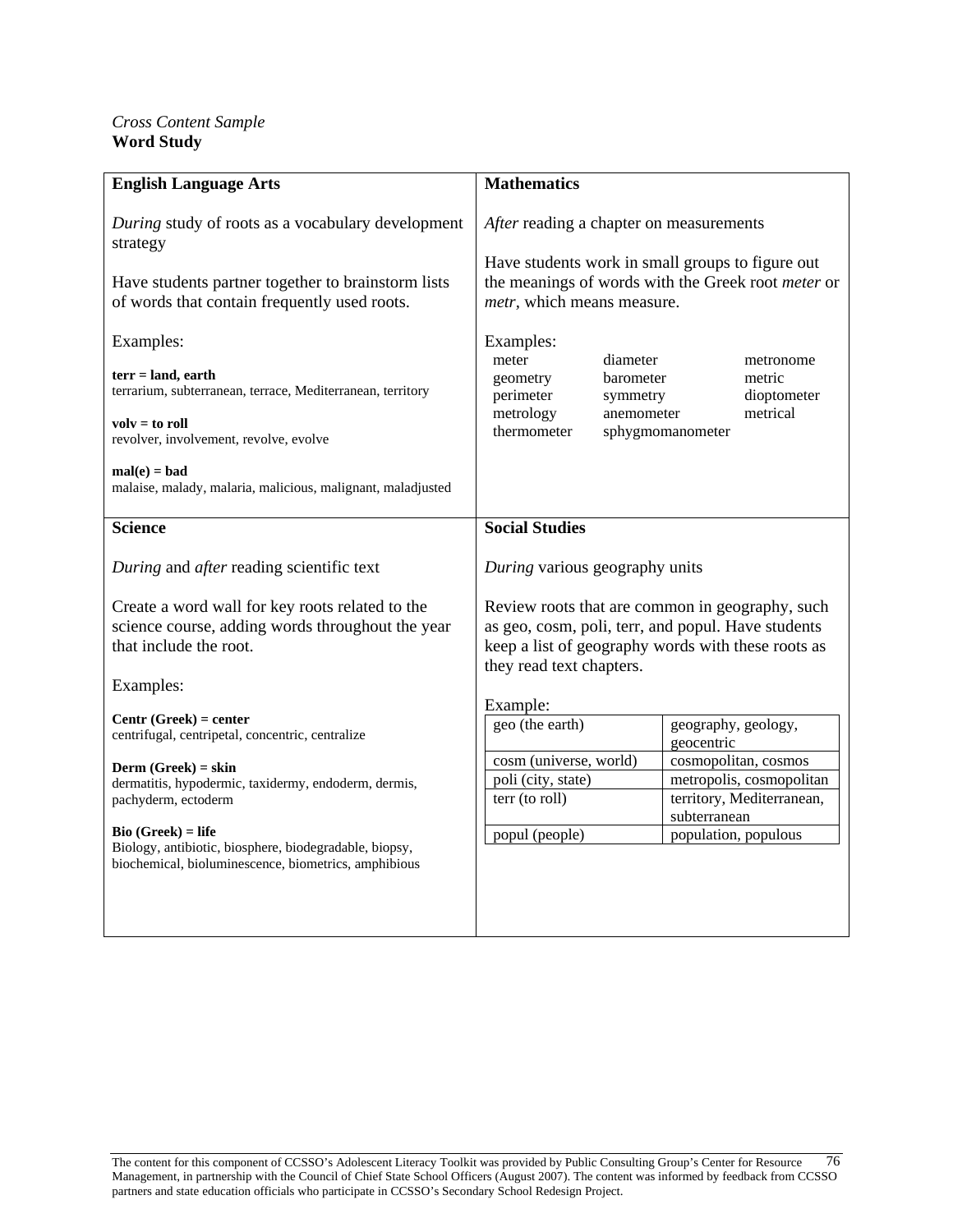*Cross Content Sample*
**Word Study**

## English Language Arts

*During* study of roots as a vocabulary development strategy

Have students partner together to brainstorm lists of words that contain frequently used roots.

Examples:

**terr = land, earth**
terrarium, subterranean, terrace, Mediterranean, territory

**volv = to roll**
revolver, involvement, revolve, evolve

**mal(e) = bad**
malaise, malady, malaria, malicious, malignant, maladjusted

## Mathematics

*After* reading a chapter on measurements

Have students work in small groups to figure out the meanings of words with the Greek root *meter* or *metr*, which means measure.

Examples:

| | | |
|---|---|---|
| meter | diameter | metronome |
| geometry | barometer | metric |
| perimeter | symmetry | dioptometer |
| metrology | anemometer | metrical |
| thermometer | sphygmomanometer | |

## Science

*During* and *after* reading scientific text

Create a word wall for key roots related to the science course, adding words throughout the year that include the root.

Examples:

**Centr (Greek) = center**
centrifugal, centripetal, concentric, centralize

**Derm (Greek) = skin**
dermatitis, hypodermic, taxidermy, endoderm, dermis, pachyderm, ectoderm

**Bio (Greek) = life**
Biology, antibiotic, biosphere, biodegradable, biopsy, biochemical, bioluminescence, biometrics, amphibious

## Social Studies

*During* various geography units

Review roots that are common in geography, such as geo, cosm, poli, terr, and popul. Have students keep a list of geography words with these roots as they read text chapters.

Example:

| | |
|---|---|
| geo (the earth) | geography, geology, geocentric |
| cosm (universe, world) | cosmopolitan, cosmos |
| poli (city, state) | metropolis, cosmopolitan |
| terr (to roll) | territory, Mediterranean, subterranean |
| popul (people) | population, populous |

The content for this component of CCSSO's Adolescent Literacy Toolkit was provided by Public Consulting Group's Center for Resource Management, in partnership with the Council of Chief State School Officers (August 2007). The content was informed by feedback from CCSSO partners and state education officials who participate in CCSSO's Secondary School Redesign Project.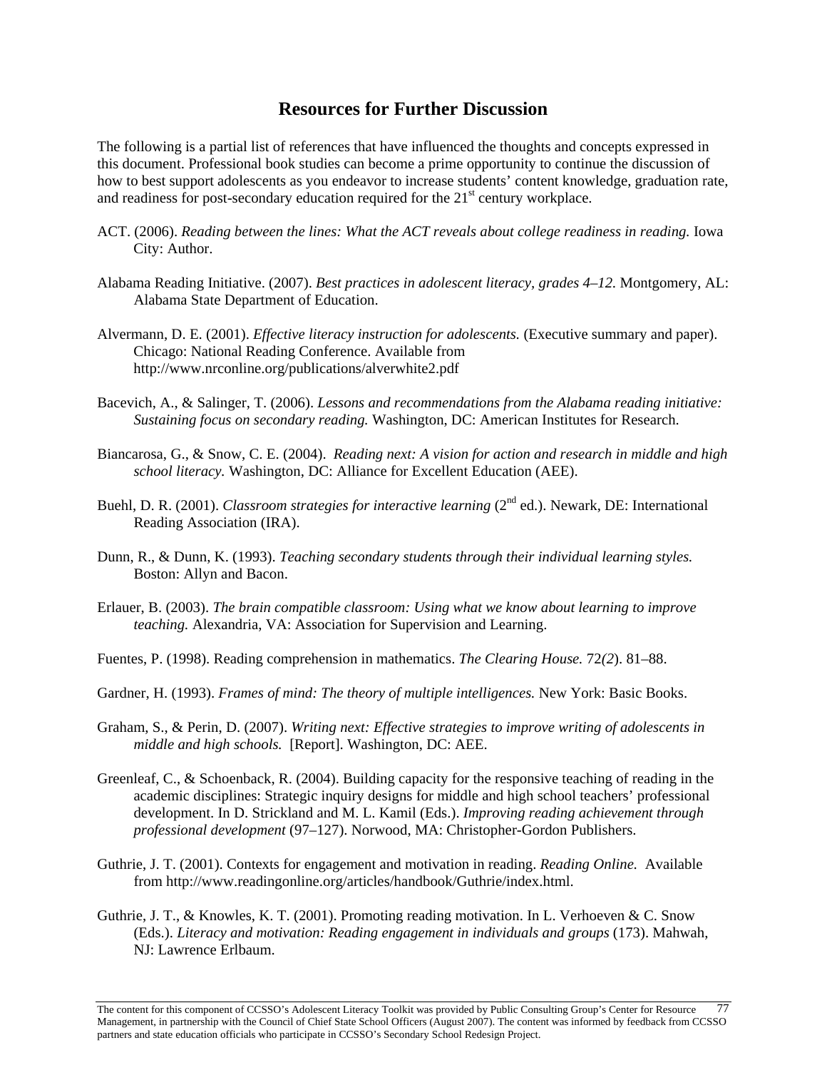## Resources for Further Discussion

The following is a partial list of references that have influenced the thoughts and concepts expressed in this document. Professional book studies can become a prime opportunity to continue the discussion of how to best support adolescents as you endeavor to increase students' content knowledge, graduation rate, and readiness for post-secondary education required for the 21st century workplace.

ACT. (2006). *Reading between the lines: What the ACT reveals about college readiness in reading.* Iowa City: Author.

Alabama Reading Initiative. (2007). *Best practices in adolescent literacy, grades 4–12.* Montgomery, AL: Alabama State Department of Education.

Alvermann, D. E. (2001). *Effective literacy instruction for adolescents.* (Executive summary and paper). Chicago: National Reading Conference. Available from http://www.nrconline.org/publications/alverwhite2.pdf

Bacevich, A., & Salinger, T. (2006). *Lessons and recommendations from the Alabama reading initiative: Sustaining focus on secondary reading.* Washington, DC: American Institutes for Research.

Biancarosa, G., & Snow, C. E. (2004). *Reading next: A vision for action and research in middle and high school literacy.* Washington, DC: Alliance for Excellent Education (AEE).

Buehl, D. R. (2001). *Classroom strategies for interactive learning* (2nd ed.). Newark, DE: International Reading Association (IRA).

Dunn, R., & Dunn, K. (1993). *Teaching secondary students through their individual learning styles.* Boston: Allyn and Bacon.

Erlauer, B. (2003). *The brain compatible classroom: Using what we know about learning to improve teaching.* Alexandria, VA: Association for Supervision and Learning.

Fuentes, P. (1998). Reading comprehension in mathematics. *The Clearing House.* 72*(2*). 81–88.

Gardner, H. (1993). *Frames of mind: The theory of multiple intelligences.* New York: Basic Books.

Graham, S., & Perin, D. (2007). *Writing next: Effective strategies to improve writing of adolescents in middle and high schools.* [Report]. Washington, DC: AEE.

Greenleaf, C., & Schoenback, R. (2004). Building capacity for the responsive teaching of reading in the academic disciplines: Strategic inquiry designs for middle and high school teachers' professional development. In D. Strickland and M. L. Kamil (Eds.). *Improving reading achievement through professional development* (97–127). Norwood, MA: Christopher-Gordon Publishers.

Guthrie, J. T. (2001). Contexts for engagement and motivation in reading. *Reading Online.* Available from http://www.readingonline.org/articles/handbook/Guthrie/index.html.

Guthrie, J. T., & Knowles, K. T. (2001). Promoting reading motivation. In L. Verhoeven & C. Snow (Eds.). *Literacy and motivation: Reading engagement in individuals and groups* (173). Mahwah, NJ: Lawrence Erlbaum.

The content for this component of CCSSO's Adolescent Literacy Toolkit was provided by Public Consulting Group's Center for Resource Management, in partnership with the Council of Chief State School Officers (August 2007). The content was informed by feedback from CCSSO partners and state education officials who participate in CCSSO's Secondary School Redesign Project.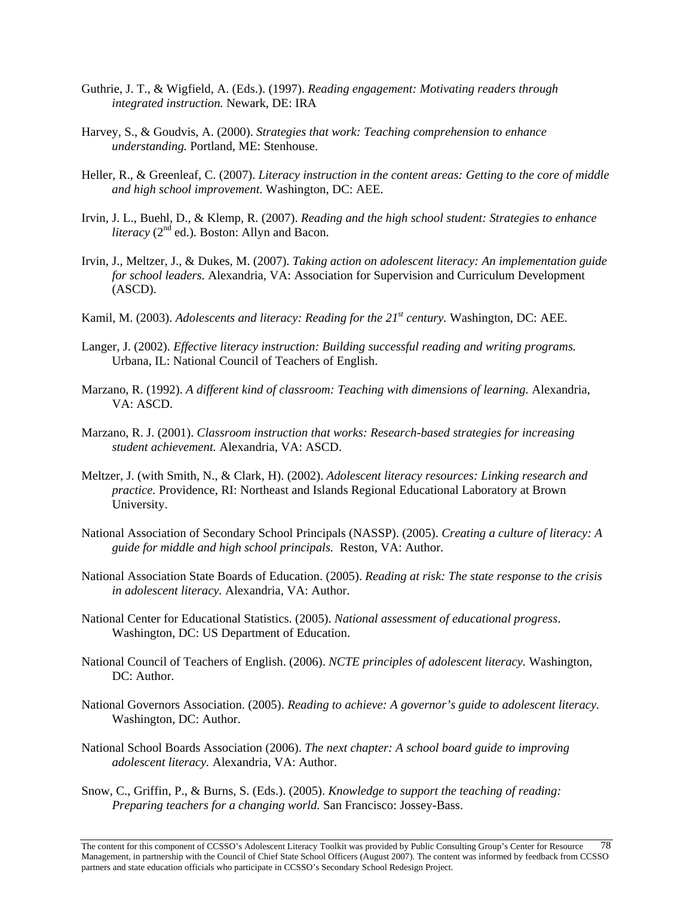Guthrie, J. T., & Wigfield, A. (Eds.). (1997). *Reading engagement: Motivating readers through integrated instruction.* Newark, DE: IRA

Harvey, S., & Goudvis, A. (2000). *Strategies that work: Teaching comprehension to enhance understanding.* Portland, ME: Stenhouse.

Heller, R., & Greenleaf, C. (2007). *Literacy instruction in the content areas: Getting to the core of middle and high school improvement.* Washington, DC: AEE.

Irvin, J. L., Buehl, D., & Klemp, R. (2007). *Reading and the high school student: Strategies to enhance literacy* (2nd ed.). Boston: Allyn and Bacon.

Irvin, J., Meltzer, J., & Dukes, M. (2007). *Taking action on adolescent literacy: An implementation guide for school leaders.* Alexandria, VA: Association for Supervision and Curriculum Development (ASCD).

Kamil, M. (2003). *Adolescents and literacy: Reading for the 21st century.* Washington, DC: AEE.

Langer, J. (2002). *Effective literacy instruction: Building successful reading and writing programs.* Urbana, IL: National Council of Teachers of English.

Marzano, R. (1992). *A different kind of classroom: Teaching with dimensions of learning.* Alexandria, VA: ASCD.

Marzano, R. J. (2001). *Classroom instruction that works: Research-based strategies for increasing student achievement.* Alexandria, VA: ASCD.

Meltzer, J. (with Smith, N., & Clark, H). (2002). *Adolescent literacy resources: Linking research and practice.* Providence, RI: Northeast and Islands Regional Educational Laboratory at Brown University.

National Association of Secondary School Principals (NASSP). (2005). *Creating a culture of literacy: A guide for middle and high school principals.* Reston, VA: Author.

National Association State Boards of Education. (2005). *Reading at risk: The state response to the crisis in adolescent literacy.* Alexandria, VA: Author.

National Center for Educational Statistics. (2005). *National assessment of educational progress*. Washington, DC: US Department of Education.

National Council of Teachers of English. (2006). *NCTE principles of adolescent literacy.* Washington, DC: Author.

National Governors Association. (2005). *Reading to achieve: A governor's guide to adolescent literacy.* Washington, DC: Author.

National School Boards Association (2006). *The next chapter: A school board guide to improving adolescent literacy.* Alexandria, VA: Author.

Snow, C., Griffin, P., & Burns, S. (Eds.). (2005). *Knowledge to support the teaching of reading: Preparing teachers for a changing world.* San Francisco: Jossey-Bass.

The content for this component of CCSSO's Adolescent Literacy Toolkit was provided by Public Consulting Group's Center for Resource Management, in partnership with the Council of Chief State School Officers (August 2007). The content was informed by feedback from CCSSO partners and state education officials who participate in CCSSO's Secondary School Redesign Project.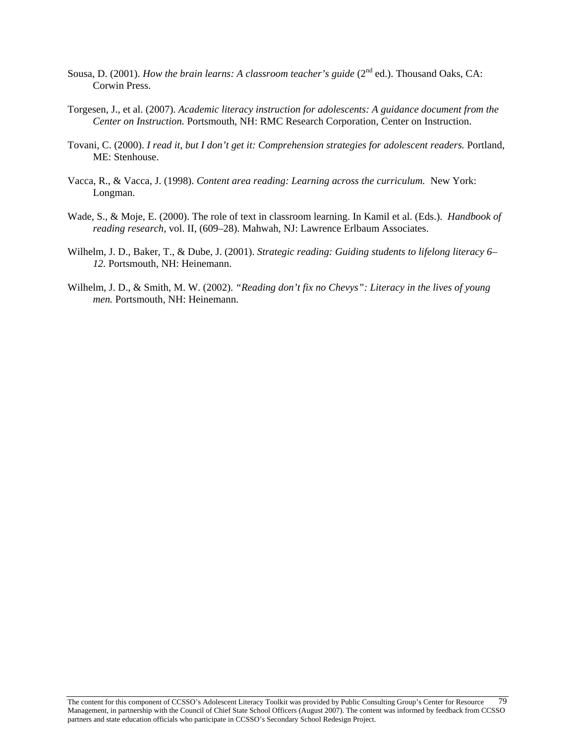Sousa, D. (2001). *How the brain learns: A classroom teacher's guide* (2nd ed.). Thousand Oaks, CA: Corwin Press.

Torgesen, J., et al. (2007). *Academic literacy instruction for adolescents: A guidance document from the Center on Instruction.* Portsmouth, NH: RMC Research Corporation, Center on Instruction.

Tovani, C. (2000). *I read it, but I don't get it: Comprehension strategies for adolescent readers.* Portland, ME: Stenhouse.

Vacca, R., & Vacca, J. (1998). *Content area reading: Learning across the curriculum.* New York: Longman.

Wade, S., & Moje, E. (2000). The role of text in classroom learning. In Kamil et al. (Eds.). *Handbook of reading research*, vol. II, (609–28). Mahwah, NJ: Lawrence Erlbaum Associates.

Wilhelm, J. D., Baker, T., & Dube, J. (2001). *Strategic reading: Guiding students to lifelong literacy 6–12.* Portsmouth, NH: Heinemann.

Wilhelm, J. D., & Smith, M. W. (2002). *"Reading don't fix no Chevys": Literacy in the lives of young men.* Portsmouth, NH: Heinemann.